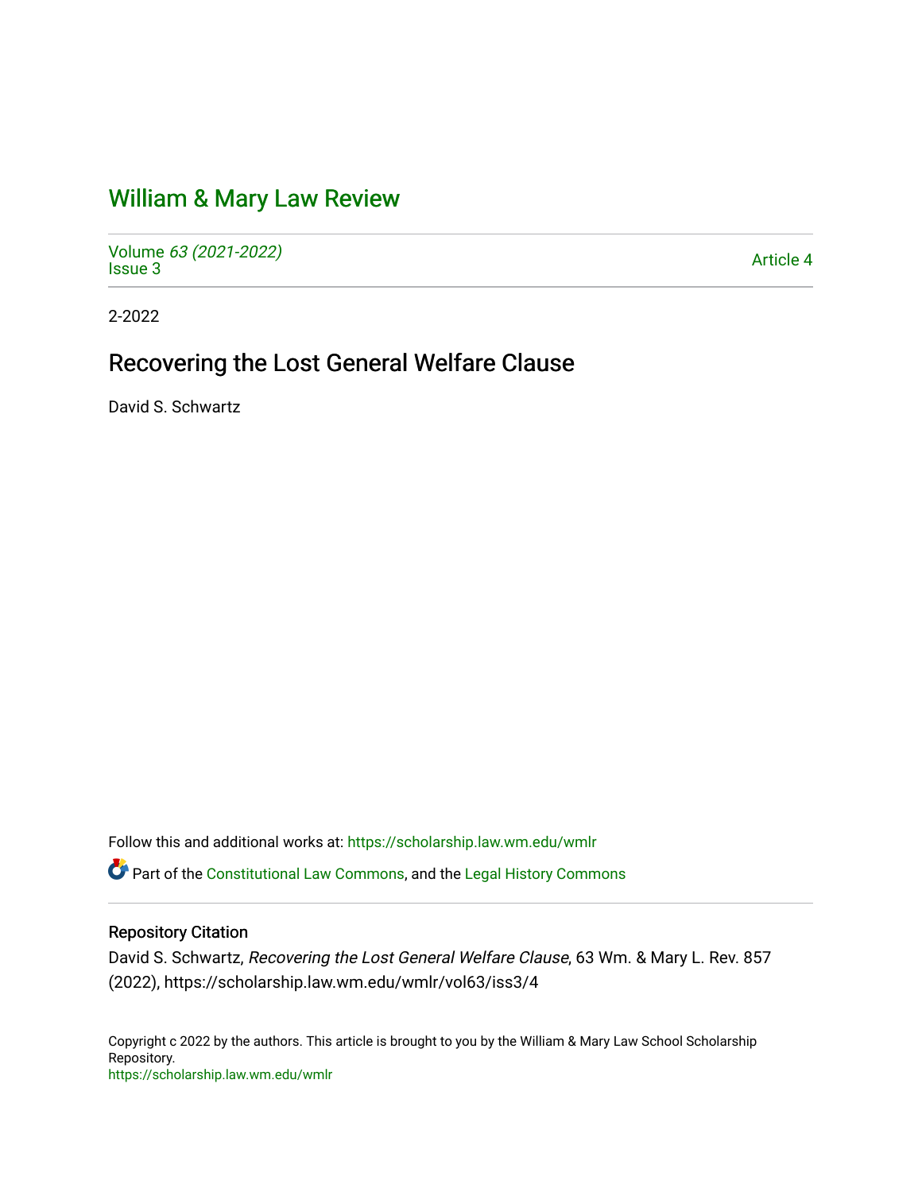# William & Mary Law Review

Volume *63 (2021-2022)*
Issue 3

Article 4

2-2022

## Recovering the Lost General Welfare Clause

David S. Schwartz

Follow this and additional works at: https://scholarship.law.wm.edu/wmlr

Part of the Constitutional Law Commons, and the Legal History Commons

### Repository Citation

David S. Schwartz, *Recovering the Lost General Welfare Clause*, 63 Wm. & Mary L. Rev. 857 (2022), https://scholarship.law.wm.edu/wmlr/vol63/iss3/4

Copyright c 2022 by the authors. This article is brought to you by the William & Mary Law School Scholarship Repository.
https://scholarship.law.wm.edu/wmlr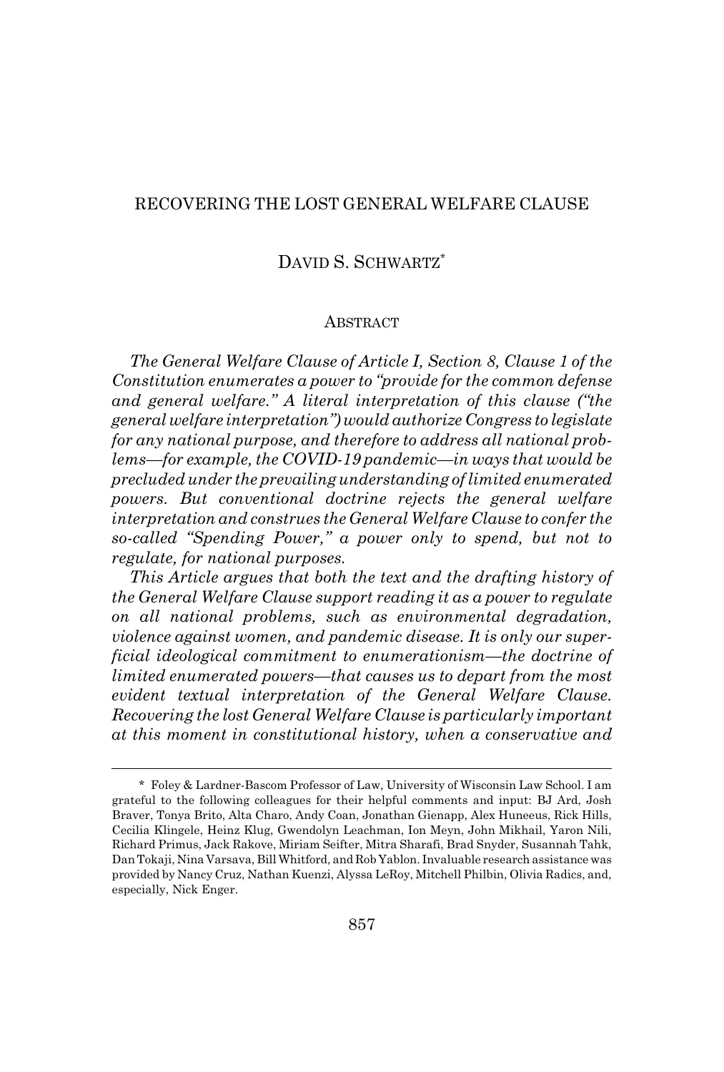# RECOVERING THE LOST GENERAL WELFARE CLAUSE

DAVID S. SCHWARTZ*

## ABSTRACT

*The General Welfare Clause of Article I, Section 8, Clause 1 of the Constitution enumerates a power to "provide for the common defense and general welfare." A literal interpretation of this clause ("the general welfare interpretation") would authorize Congress to legislate for any national purpose, and therefore to address all national problems—for example, the COVID-19 pandemic—in ways that would be precluded under the prevailing understanding of limited enumerated powers. But conventional doctrine rejects the general welfare interpretation and construes the General Welfare Clause to confer the so-called "Spending Power," a power only to spend, but not to regulate, for national purposes.*

*This Article argues that both the text and the drafting history of the General Welfare Clause support reading it as a power to regulate on all national problems, such as environmental degradation, violence against women, and pandemic disease. It is only our superficial ideological commitment to enumerationism—the doctrine of limited enumerated powers—that causes us to depart from the most evident textual interpretation of the General Welfare Clause. Recovering the lost General Welfare Clause is particularly important at this moment in constitutional history, when a conservative and*

---

\* Foley & Lardner-Bascom Professor of Law, University of Wisconsin Law School. I am grateful to the following colleagues for their helpful comments and input: BJ Ard, Josh Braver, Tonya Brito, Alta Charo, Andy Coan, Jonathan Gienapp, Alex Huneeus, Rick Hills, Cecilia Klingele, Heinz Klug, Gwendolyn Leachman, Ion Meyn, John Mikhail, Yaron Nili, Richard Primus, Jack Rakove, Miriam Seifter, Mitra Sharafi, Brad Snyder, Susannah Tahk, Dan Tokaji, Nina Varsava, Bill Whitford, and Rob Yablon. Invaluable research assistance was provided by Nancy Cruz, Nathan Kuenzi, Alyssa LeRoy, Mitchell Philbin, Olivia Radics, and, especially, Nick Enger.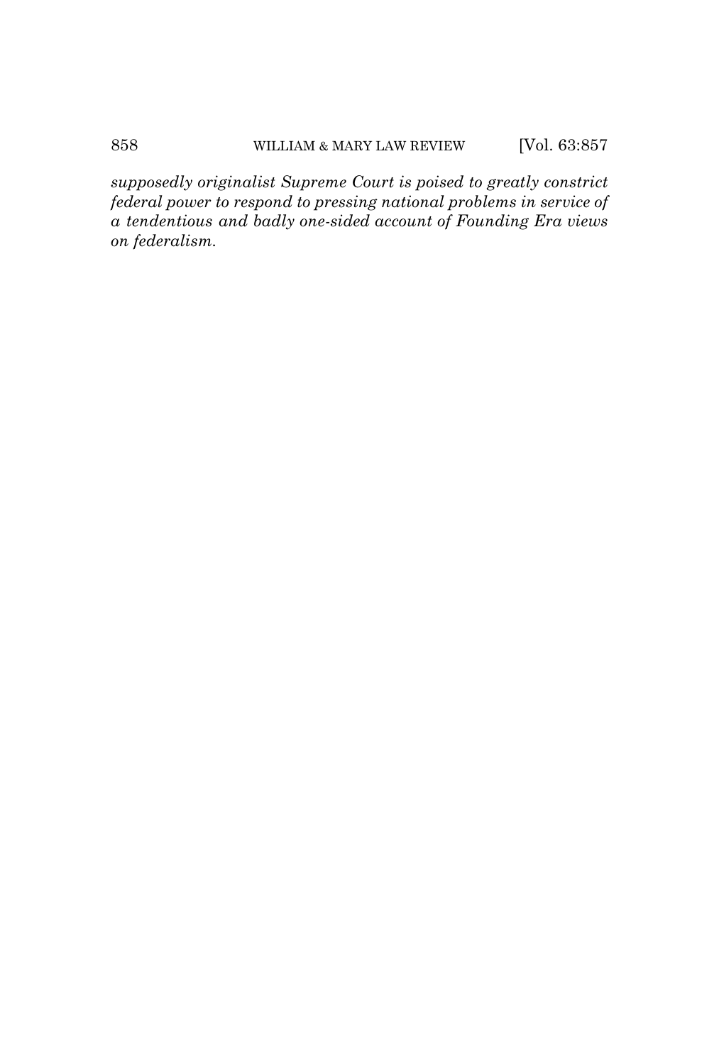*supposedly originalist Supreme Court is poised to greatly constrict federal power to respond to pressing national problems in service of a tendentious and badly one-sided account of Founding Era views on federalism.*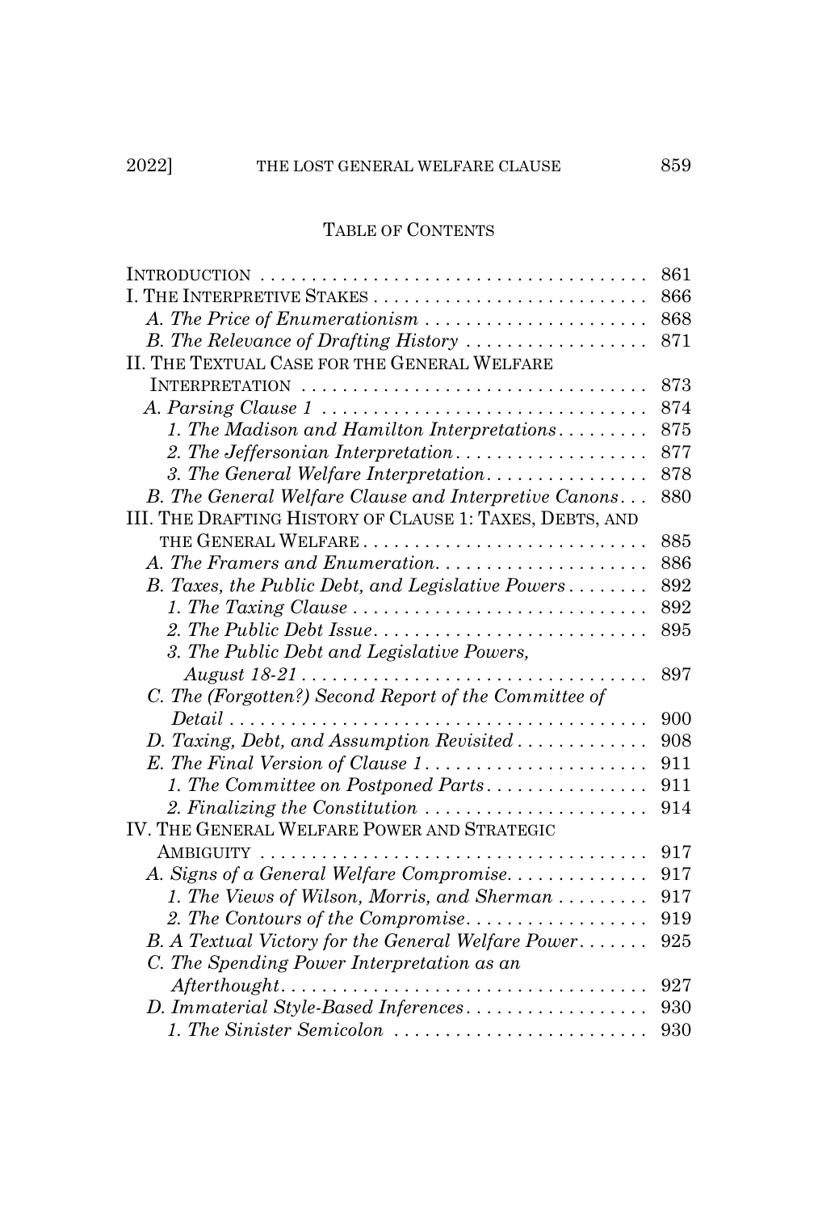## Table of Contents

| | |
|---|---|
| Introduction | 861 |
| I. The Interpretive Stakes | 866 |
| *A. The Price of Enumerationism* | 868 |
| *B. The Relevance of Drafting History* | 871 |
| II. The Textual Case for the General Welfare Interpretation | 873 |
| *A. Parsing Clause 1* | 874 |
| *1. The Madison and Hamilton Interpretations* | 875 |
| *2. The Jeffersonian Interpretation* | 877 |
| *3. The General Welfare Interpretation* | 878 |
| *B. The General Welfare Clause and Interpretive Canons* | 880 |
| III. The Drafting History of Clause 1: Taxes, Debts, and the General Welfare | 885 |
| *A. The Framers and Enumeration* | 886 |
| *B. Taxes, the Public Debt, and Legislative Powers* | 892 |
| *1. The Taxing Clause* | 892 |
| *2. The Public Debt Issue* | 895 |
| *3. The Public Debt and Legislative Powers, August 18-21* | 897 |
| *C. The (Forgotten?) Second Report of the Committee of Detail* | 900 |
| *D. Taxing, Debt, and Assumption Revisited* | 908 |
| *E. The Final Version of Clause 1* | 911 |
| *1. The Committee on Postponed Parts* | 911 |
| *2. Finalizing the Constitution* | 914 |
| IV. The General Welfare Power and Strategic Ambiguity | 917 |
| *A. Signs of a General Welfare Compromise* | 917 |
| *1. The Views of Wilson, Morris, and Sherman* | 917 |
| *2. The Contours of the Compromise* | 919 |
| *B. A Textual Victory for the General Welfare Power* | 925 |
| *C. The Spending Power Interpretation as an Afterthought* | 927 |
| *D. Immaterial Style-Based Inferences* | 930 |
| *1. The Sinister Semicolon* | 930 |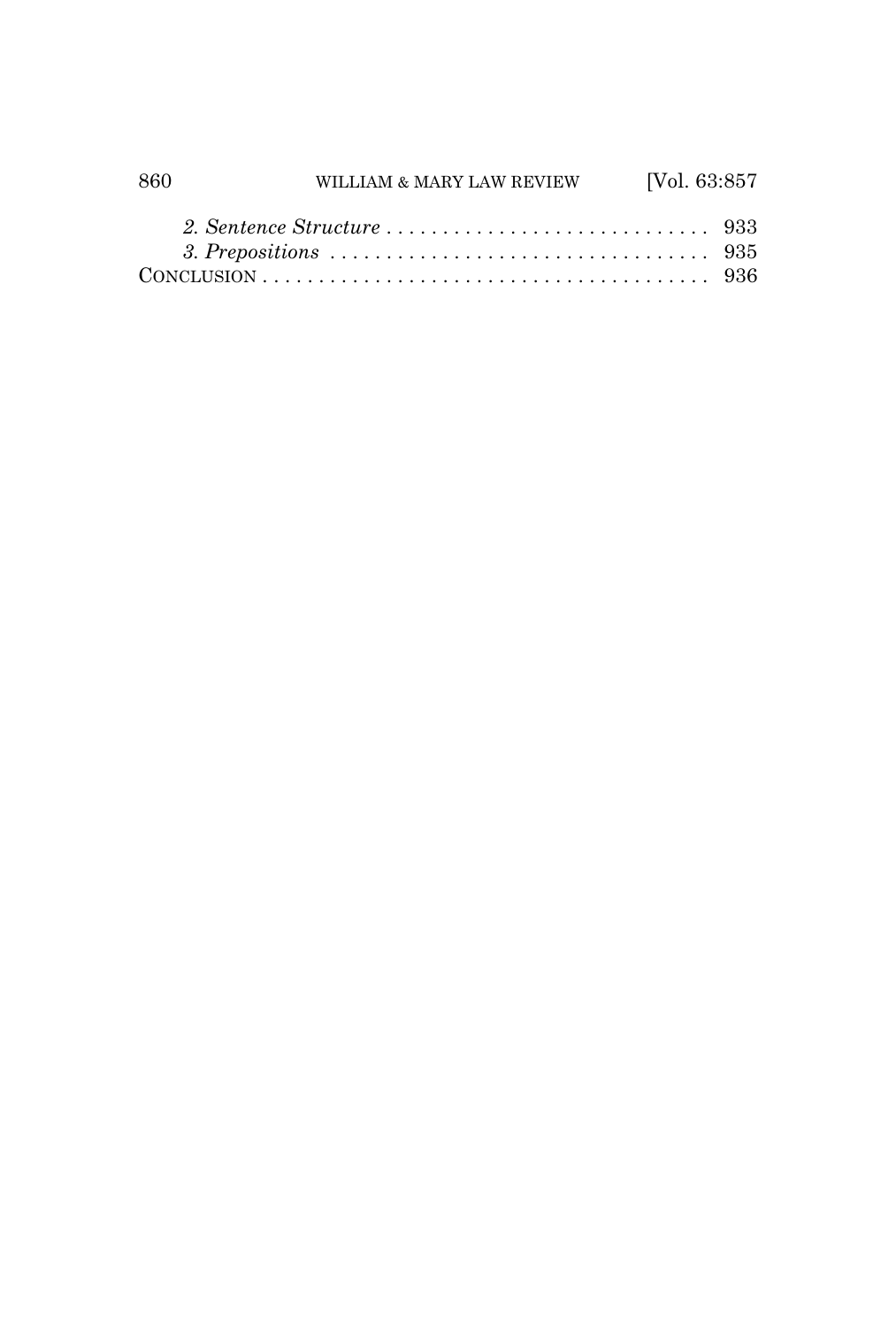*2. Sentence Structure* . . . . . . . . . . . . . . . . . . . . . . . . . . . . . 933

*3. Prepositions* . . . . . . . . . . . . . . . . . . . . . . . . . . . . . . . . . . 935

CONCLUSION . . . . . . . . . . . . . . . . . . . . . . . . . . . . . . . . . . . . . . 936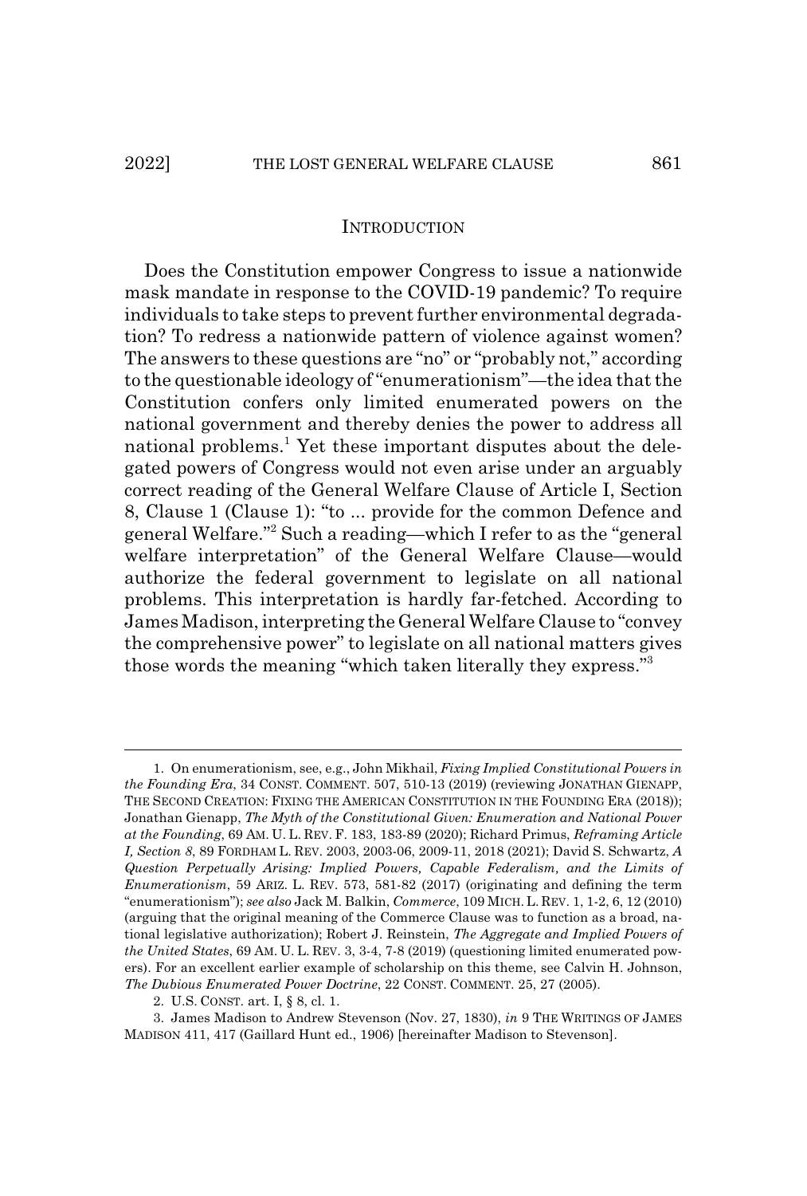## INTRODUCTION

Does the Constitution empower Congress to issue a nationwide mask mandate in response to the COVID-19 pandemic? To require individuals to take steps to prevent further environmental degradation? To redress a nationwide pattern of violence against women? The answers to these questions are "no" or "probably not," according to the questionable ideology of "enumerationism"—the idea that the Constitution confers only limited enumerated powers on the national government and thereby denies the power to address all national problems.[1] Yet these important disputes about the delegated powers of Congress would not even arise under an arguably correct reading of the General Welfare Clause of Article I, Section 8, Clause 1 (Clause 1): "to ... provide for the common Defence and general Welfare."[2] Such a reading—which I refer to as the "general welfare interpretation" of the General Welfare Clause—would authorize the federal government to legislate on all national problems. This interpretation is hardly far-fetched. According to James Madison, interpreting the General Welfare Clause to "convey the comprehensive power" to legislate on all national matters gives those words the meaning "which taken literally they express."[3]

---

1. On enumerationism, see, e.g., John Mikhail, *Fixing Implied Constitutional Powers in the Founding Era*, 34 CONST. COMMENT. 507, 510-13 (2019) (reviewing JONATHAN GIENAPP, THE SECOND CREATION: FIXING THE AMERICAN CONSTITUTION IN THE FOUNDING ERA (2018)); Jonathan Gienapp, *The Myth of the Constitutional Given: Enumeration and National Power at the Founding*, 69 AM. U. L. REV. F. 183, 183-89 (2020); Richard Primus, *Reframing Article I, Section 8*, 89 FORDHAM L. REV. 2003, 2003-06, 2009-11, 2018 (2021); David S. Schwartz, *A Question Perpetually Arising: Implied Powers, Capable Federalism, and the Limits of Enumerationism*, 59 ARIZ. L. REV. 573, 581-82 (2017) (originating and defining the term "enumerationism"); *see also* Jack M. Balkin, *Commerce*, 109 MICH. L. REV. 1, 1-2, 6, 12 (2010) (arguing that the original meaning of the Commerce Clause was to function as a broad, national legislative authorization); Robert J. Reinstein, *The Aggregate and Implied Powers of the United States*, 69 AM. U. L. REV. 3, 3-4, 7-8 (2019) (questioning limited enumerated powers). For an excellent earlier example of scholarship on this theme, see Calvin H. Johnson, *The Dubious Enumerated Power Doctrine*, 22 CONST. COMMENT. 25, 27 (2005).

2. U.S. CONST. art. I, § 8, cl. 1.

3. James Madison to Andrew Stevenson (Nov. 27, 1830), *in* 9 THE WRITINGS OF JAMES MADISON 411, 417 (Gaillard Hunt ed., 1906) [hereinafter Madison to Stevenson].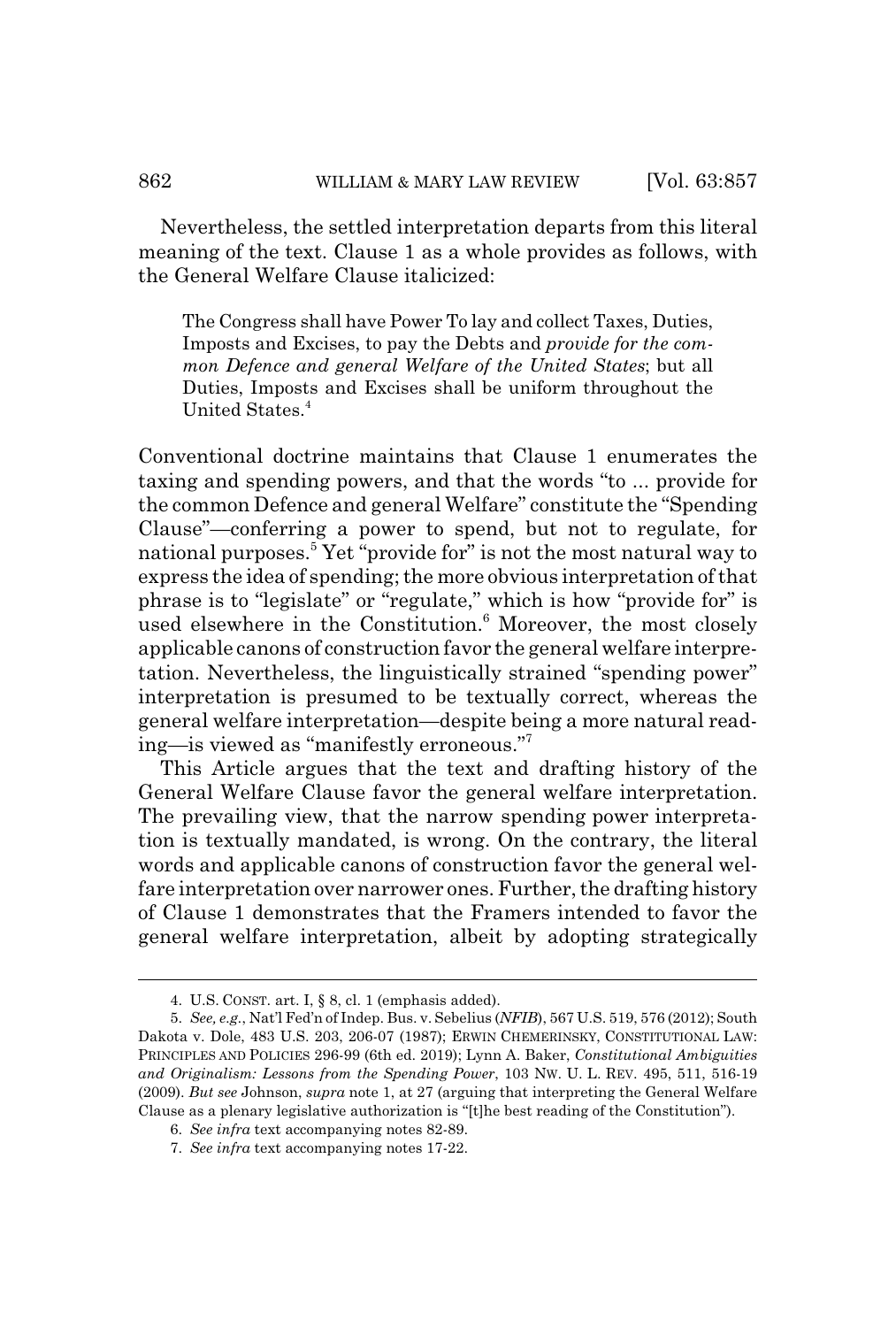Nevertheless, the settled interpretation departs from this literal meaning of the text. Clause 1 as a whole provides as follows, with the General Welfare Clause italicized:

> The Congress shall have Power To lay and collect Taxes, Duties, Imposts and Excises, to pay the Debts and *provide for the common Defence and general Welfare of the United States*; but all Duties, Imposts and Excises shall be uniform throughout the United States.[4]

Conventional doctrine maintains that Clause 1 enumerates the taxing and spending powers, and that the words "to ... provide for the common Defence and general Welfare" constitute the "Spending Clause"—conferring a power to spend, but not to regulate, for national purposes.[5] Yet "provide for" is not the most natural way to express the idea of spending; the more obvious interpretation of that phrase is to "legislate" or "regulate," which is how "provide for" is used elsewhere in the Constitution.[6] Moreover, the most closely applicable canons of construction favor the general welfare interpretation. Nevertheless, the linguistically strained "spending power" interpretation is presumed to be textually correct, whereas the general welfare interpretation—despite being a more natural reading—is viewed as "manifestly erroneous."[7]

This Article argues that the text and drafting history of the General Welfare Clause favor the general welfare interpretation. The prevailing view, that the narrow spending power interpretation is textually mandated, is wrong. On the contrary, the literal words and applicable canons of construction favor the general welfare interpretation over narrower ones. Further, the drafting history of Clause 1 demonstrates that the Framers intended to favor the general welfare interpretation, albeit by adopting strategically

---

4. U.S. CONST. art. I, § 8, cl. 1 (emphasis added).

5. *See, e.g.*, Nat'l Fed'n of Indep. Bus. v. Sebelius (*NFIB*), 567 U.S. 519, 576 (2012); South Dakota v. Dole, 483 U.S. 203, 206-07 (1987); ERWIN CHEMERINSKY, CONSTITUTIONAL LAW: PRINCIPLES AND POLICIES 296-99 (6th ed. 2019); Lynn A. Baker, *Constitutional Ambiguities and Originalism: Lessons from the Spending Power*, 103 NW. U. L. REV. 495, 511, 516-19 (2009). *But see* Johnson, *supra* note 1, at 27 (arguing that interpreting the General Welfare Clause as a plenary legislative authorization is "[t]he best reading of the Constitution").

6. *See infra* text accompanying notes 82-89.

7. *See infra* text accompanying notes 17-22.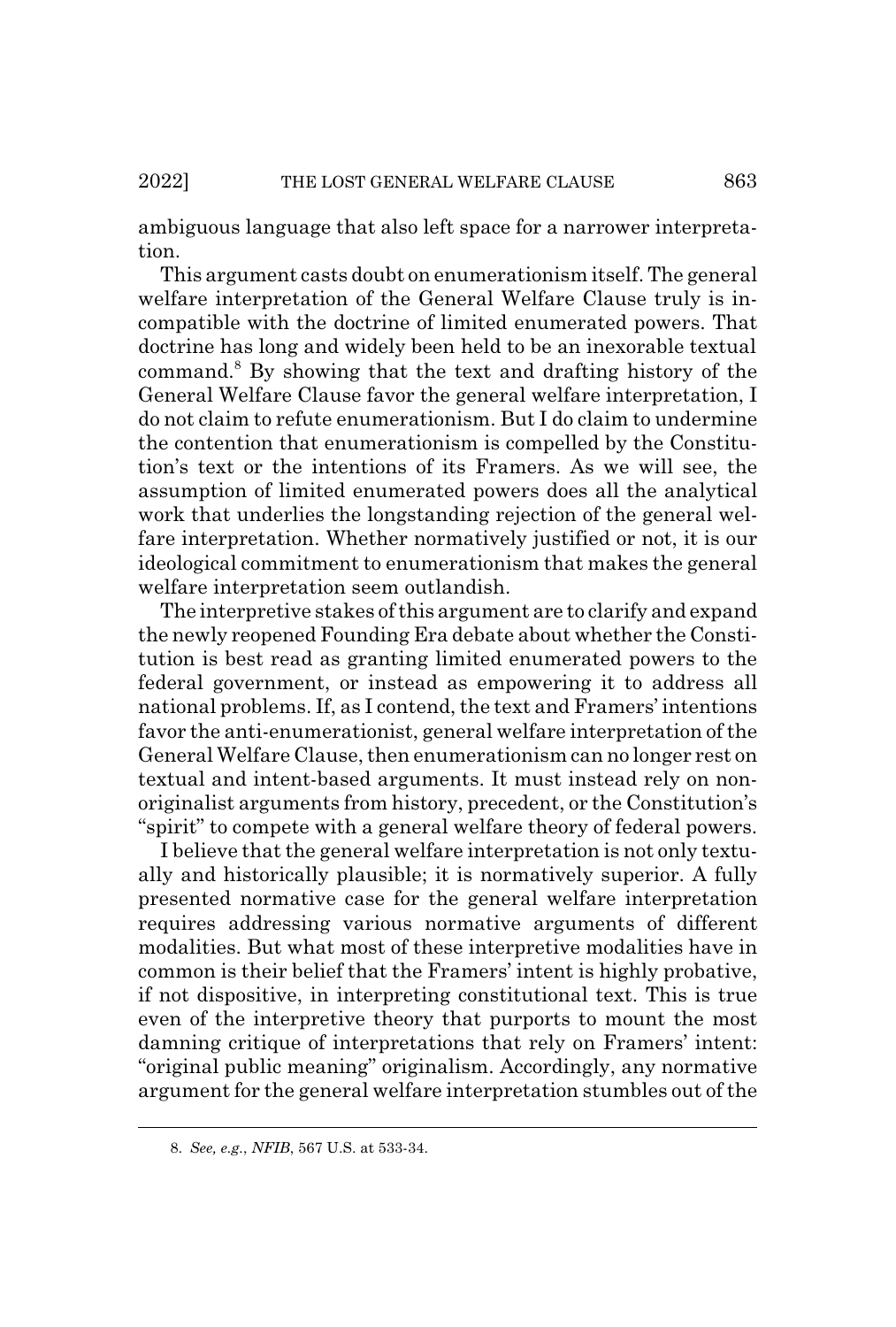ambiguous language that also left space for a narrower interpretation.

This argument casts doubt on enumerationism itself. The general welfare interpretation of the General Welfare Clause truly is incompatible with the doctrine of limited enumerated powers. That doctrine has long and widely been held to be an inexorable textual command.[8] By showing that the text and drafting history of the General Welfare Clause favor the general welfare interpretation, I do not claim to refute enumerationism. But I do claim to undermine the contention that enumerationism is compelled by the Constitution's text or the intentions of its Framers. As we will see, the assumption of limited enumerated powers does all the analytical work that underlies the longstanding rejection of the general welfare interpretation. Whether normatively justified or not, it is our ideological commitment to enumerationism that makes the general welfare interpretation seem outlandish.

The interpretive stakes of this argument are to clarify and expand the newly reopened Founding Era debate about whether the Constitution is best read as granting limited enumerated powers to the federal government, or instead as empowering it to address all national problems. If, as I contend, the text and Framers' intentions favor the anti-enumerationist, general welfare interpretation of the General Welfare Clause, then enumerationism can no longer rest on textual and intent-based arguments. It must instead rely on non-originalist arguments from history, precedent, or the Constitution's "spirit" to compete with a general welfare theory of federal powers.

I believe that the general welfare interpretation is not only textually and historically plausible; it is normatively superior. A fully presented normative case for the general welfare interpretation requires addressing various normative arguments of different modalities. But what most of these interpretive modalities have in common is their belief that the Framers' intent is highly probative, if not dispositive, in interpreting constitutional text. This is true even of the interpretive theory that purports to mount the most damning critique of interpretations that rely on Framers' intent: "original public meaning" originalism. Accordingly, any normative argument for the general welfare interpretation stumbles out of the

---

8. *See, e.g.*, *NFIB*, 567 U.S. at 533-34.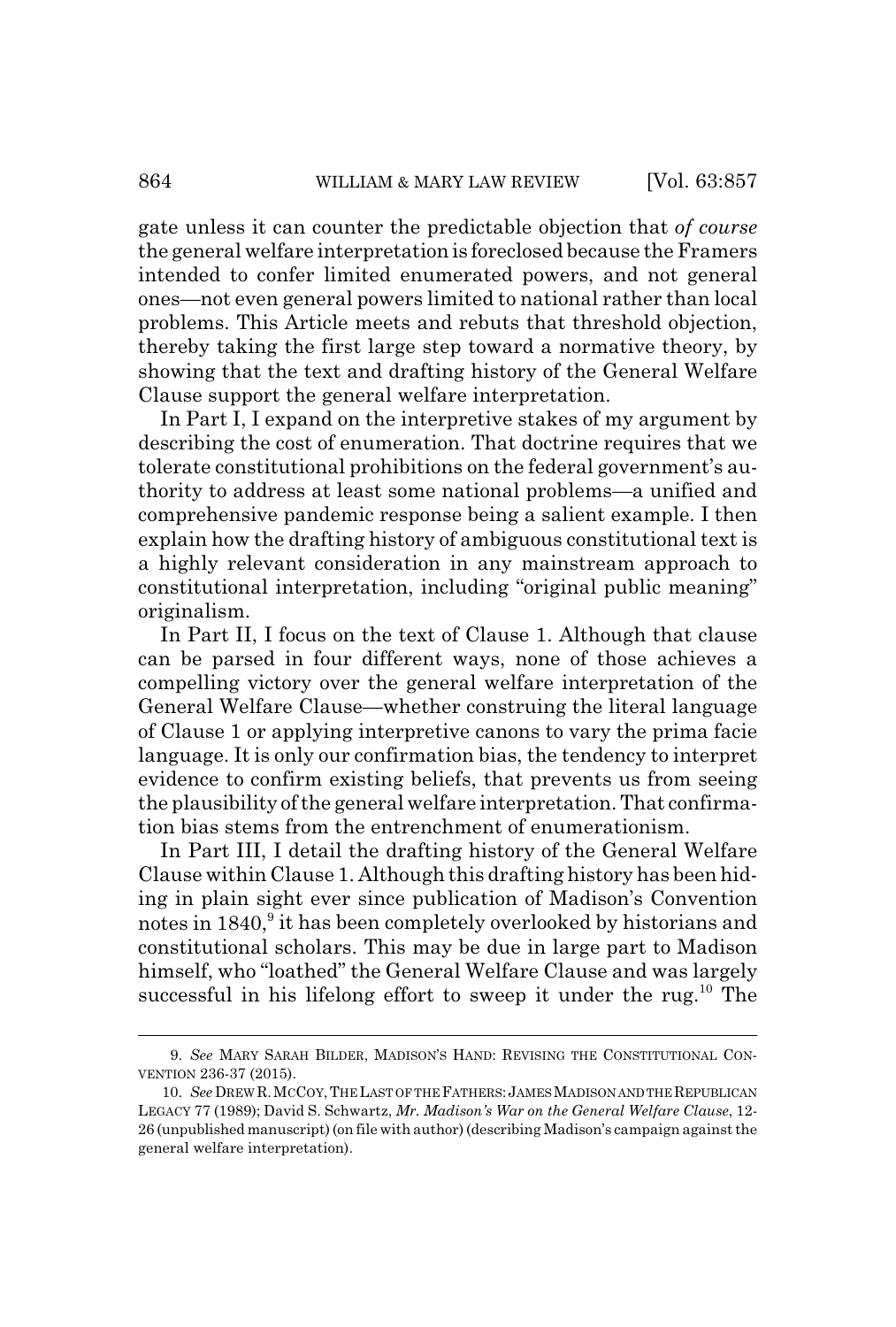gate unless it can counter the predictable objection that *of course* the general welfare interpretation is foreclosed because the Framers intended to confer limited enumerated powers, and not general ones—not even general powers limited to national rather than local problems. This Article meets and rebuts that threshold objection, thereby taking the first large step toward a normative theory, by showing that the text and drafting history of the General Welfare Clause support the general welfare interpretation.

In Part I, I expand on the interpretive stakes of my argument by describing the cost of enumeration. That doctrine requires that we tolerate constitutional prohibitions on the federal government's authority to address at least some national problems—a unified and comprehensive pandemic response being a salient example. I then explain how the drafting history of ambiguous constitutional text is a highly relevant consideration in any mainstream approach to constitutional interpretation, including "original public meaning" originalism.

In Part II, I focus on the text of Clause 1. Although that clause can be parsed in four different ways, none of those achieves a compelling victory over the general welfare interpretation of the General Welfare Clause—whether construing the literal language of Clause 1 or applying interpretive canons to vary the prima facie language. It is only our confirmation bias, the tendency to interpret evidence to confirm existing beliefs, that prevents us from seeing the plausibility of the general welfare interpretation. That confirmation bias stems from the entrenchment of enumerationism.

In Part III, I detail the drafting history of the General Welfare Clause within Clause 1. Although this drafting history has been hiding in plain sight ever since publication of Madison's Convention notes in 1840,[9] it has been completely overlooked by historians and constitutional scholars. This may be due in large part to Madison himself, who "loathed" the General Welfare Clause and was largely successful in his lifelong effort to sweep it under the rug.[10] The

---

9. *See* MARY SARAH BILDER, MADISON'S HAND: REVISING THE CONSTITUTIONAL CONVENTION 236-37 (2015).

10. *See* DREW R. MCCOY, THE LAST OF THE FATHERS: JAMES MADISON AND THE REPUBLICAN LEGACY 77 (1989); David S. Schwartz, *Mr. Madison's War on the General Welfare Clause*, 12-26 (unpublished manuscript) (on file with author) (describing Madison's campaign against the general welfare interpretation).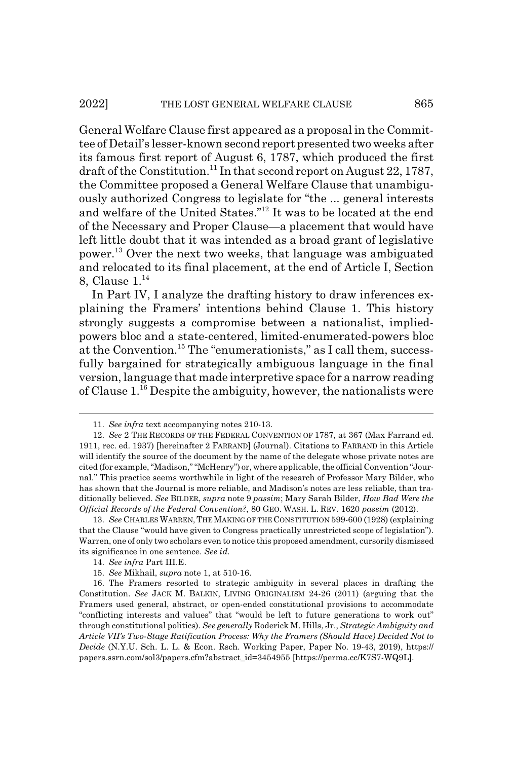General Welfare Clause first appeared as a proposal in the Committee of Detail's lesser-known second report presented two weeks after its famous first report of August 6, 1787, which produced the first draft of the Constitution.[11] In that second report on August 22, 1787, the Committee proposed a General Welfare Clause that unambiguously authorized Congress to legislate for "the ... general interests and welfare of the United States."[12] It was to be located at the end of the Necessary and Proper Clause—a placement that would have left little doubt that it was intended as a broad grant of legislative power.[13] Over the next two weeks, that language was ambiguated and relocated to its final placement, at the end of Article I, Section 8, Clause 1.[14]

In Part IV, I analyze the drafting history to draw inferences explaining the Framers' intentions behind Clause 1. This history strongly suggests a compromise between a nationalist, implied-powers bloc and a state-centered, limited-enumerated-powers bloc at the Convention.[15] The "enumerationists," as I call them, successfully bargained for strategically ambiguous language in the final version, language that made interpretive space for a narrow reading of Clause 1.[16] Despite the ambiguity, however, the nationalists were

---

11. *See infra* text accompanying notes 210-13.

12. *See* 2 THE RECORDS OF THE FEDERAL CONVENTION OF 1787, at 367 (Max Farrand ed. 1911, rec. ed. 1937) [hereinafter 2 FARRAND] (Journal). Citations to FARRAND in this Article will identify the source of the document by the name of the delegate whose private notes are cited (for example, "Madison," "McHenry") or, where applicable, the official Convention "Journal." This practice seems worthwhile in light of the research of Professor Mary Bilder, who has shown that the Journal is more reliable, and Madison's notes are less reliable, than traditionally believed. *See* BILDER, *supra* note 9 *passim*; Mary Sarah Bilder, *How Bad Were the Official Records of the Federal Convention?*, 80 GEO. WASH. L. REV. 1620 *passim* (2012).

13. *See* CHARLES WARREN, THE MAKING OF THE CONSTITUTION 599-600 (1928) (explaining that the Clause "would have given to Congress practically unrestricted scope of legislation"). Warren, one of only two scholars even to notice this proposed amendment, cursorily dismissed its significance in one sentence. *See id.*

14. *See infra* Part III.E.

15. *See* Mikhail, *supra* note 1, at 510-16.

16. The Framers resorted to strategic ambiguity in several places in drafting the Constitution. *See* JACK M. BALKIN, LIVING ORIGINALISM 24-26 (2011) (arguing that the Framers used general, abstract, or open-ended constitutional provisions to accommodate "conflicting interests and values" that "would be left to future generations to work out" through constitutional politics). *See generally* Roderick M. Hills, Jr., *Strategic Ambiguity and Article VII's Two-Stage Ratification Process: Why the Framers (Should Have) Decided Not to Decide* (N.Y.U. Sch. L. L. & Econ. Rsch. Working Paper, Paper No. 19-43, 2019), https://papers.ssrn.com/sol3/papers.cfm?abstract_id=3454955 [https://perma.cc/K7S7-WQ9L].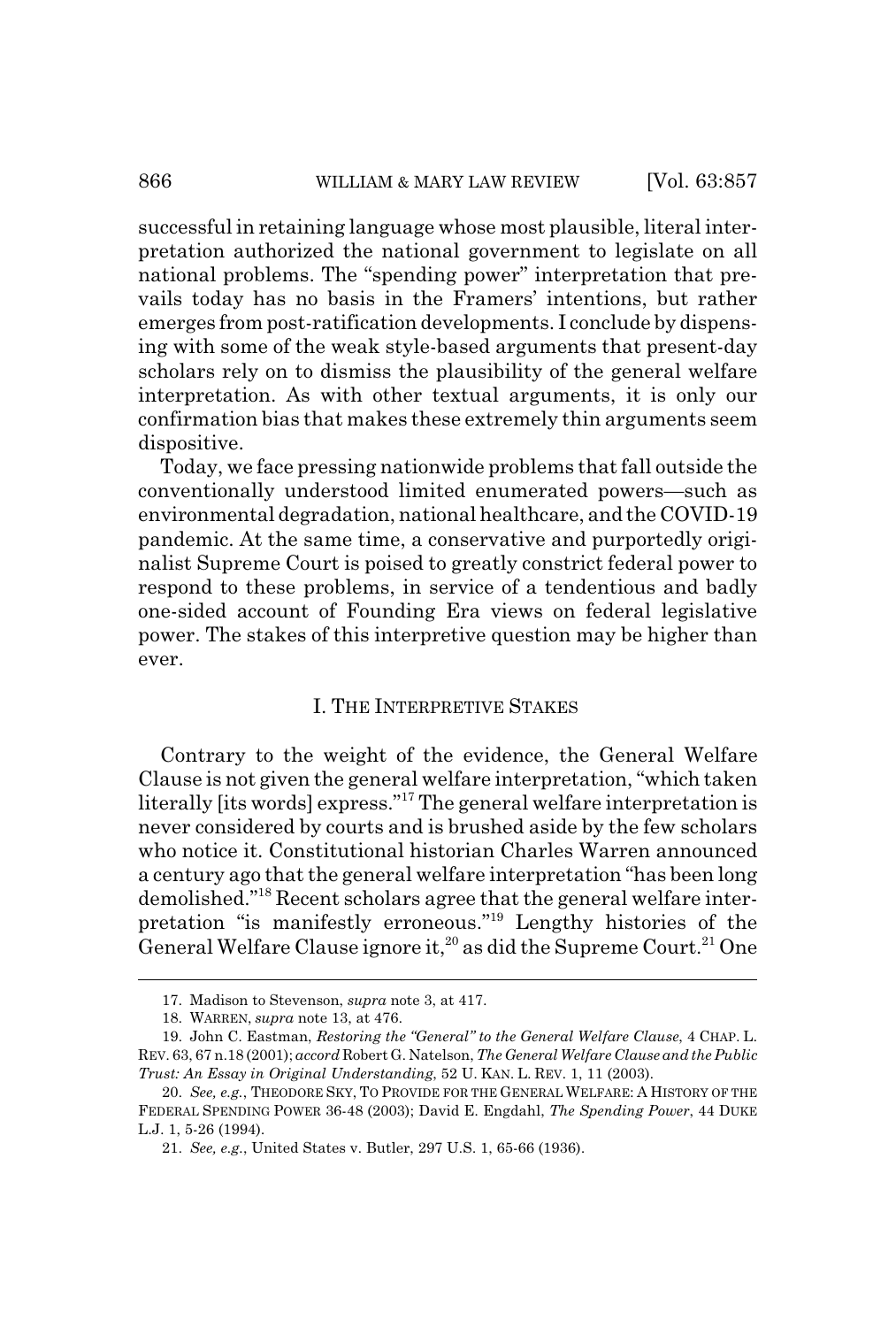successful in retaining language whose most plausible, literal interpretation authorized the national government to legislate on all national problems. The "spending power" interpretation that prevails today has no basis in the Framers' intentions, but rather emerges from post-ratification developments. I conclude by dispensing with some of the weak style-based arguments that present-day scholars rely on to dismiss the plausibility of the general welfare interpretation. As with other textual arguments, it is only our confirmation bias that makes these extremely thin arguments seem dispositive.

Today, we face pressing nationwide problems that fall outside the conventionally understood limited enumerated powers—such as environmental degradation, national healthcare, and the COVID-19 pandemic. At the same time, a conservative and purportedly originalist Supreme Court is poised to greatly constrict federal power to respond to these problems, in service of a tendentious and badly one-sided account of Founding Era views on federal legislative power. The stakes of this interpretive question may be higher than ever.

## I. THE INTERPRETIVE STAKES

Contrary to the weight of the evidence, the General Welfare Clause is not given the general welfare interpretation, "which taken literally [its words] express."[17] The general welfare interpretation is never considered by courts and is brushed aside by the few scholars who notice it. Constitutional historian Charles Warren announced a century ago that the general welfare interpretation "has been long demolished."[18] Recent scholars agree that the general welfare interpretation "is manifestly erroneous."[19] Lengthy histories of the General Welfare Clause ignore it,[20] as did the Supreme Court.[21] One

---

17. Madison to Stevenson, *supra* note 3, at 417.

18. WARREN, *supra* note 13, at 476.

19. John C. Eastman, *Restoring the "General" to the General Welfare Clause*, 4 CHAP. L. REV. 63, 67 n.18 (2001); *accord* Robert G. Natelson, *The General Welfare Clause and the Public Trust: An Essay in Original Understanding*, 52 U. KAN. L. REV. 1, 11 (2003).

20. *See, e.g.*, THEODORE SKY, TO PROVIDE FOR THE GENERAL WELFARE: A HISTORY OF THE FEDERAL SPENDING POWER 36-48 (2003); David E. Engdahl, *The Spending Power*, 44 DUKE L.J. 1, 5-26 (1994).

21. *See, e.g.*, United States v. Butler, 297 U.S. 1, 65-66 (1936).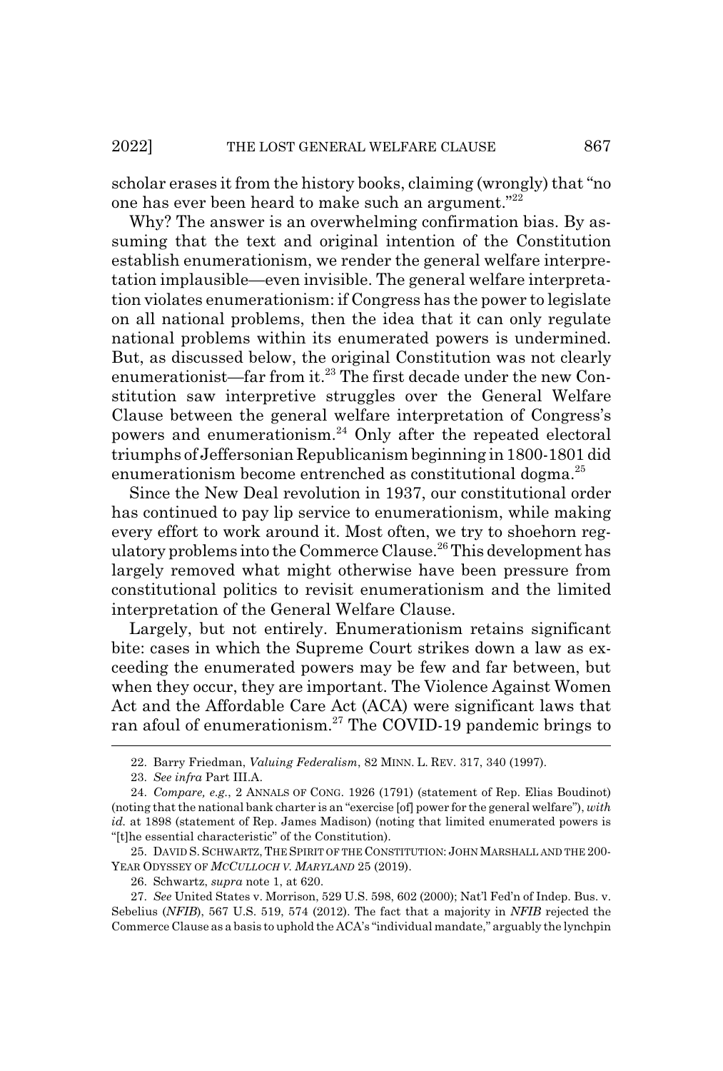scholar erases it from the history books, claiming (wrongly) that "no one has ever been heard to make such an argument."[22]

Why? The answer is an overwhelming confirmation bias. By assuming that the text and original intention of the Constitution establish enumerationism, we render the general welfare interpretation implausible—even invisible. The general welfare interpretation violates enumerationism: if Congress has the power to legislate on all national problems, then the idea that it can only regulate national problems within its enumerated powers is undermined. But, as discussed below, the original Constitution was not clearly enumerationist—far from it.[23] The first decade under the new Constitution saw interpretive struggles over the General Welfare Clause between the general welfare interpretation of Congress's powers and enumerationism.[24] Only after the repeated electoral triumphs of Jeffersonian Republicanism beginning in 1800-1801 did enumerationism become entrenched as constitutional dogma.[25]

Since the New Deal revolution in 1937, our constitutional order has continued to pay lip service to enumerationism, while making every effort to work around it. Most often, we try to shoehorn regulatory problems into the Commerce Clause.[26] This development has largely removed what might otherwise have been pressure from constitutional politics to revisit enumerationism and the limited interpretation of the General Welfare Clause.

Largely, but not entirely. Enumerationism retains significant bite: cases in which the Supreme Court strikes down a law as exceeding the enumerated powers may be few and far between, but when they occur, they are important. The Violence Against Women Act and the Affordable Care Act (ACA) were significant laws that ran afoul of enumerationism.[27] The COVID-19 pandemic brings to

---

22. Barry Friedman, *Valuing Federalism*, 82 MINN. L. REV. 317, 340 (1997).

23. *See infra* Part III.A.

24. *Compare, e.g.*, 2 ANNALS OF CONG. 1926 (1791) (statement of Rep. Elias Boudinot) (noting that the national bank charter is an "exercise [of] power for the general welfare"), *with id.* at 1898 (statement of Rep. James Madison) (noting that limited enumerated powers is "[t]he essential characteristic" of the Constitution).

25. DAVID S. SCHWARTZ, THE SPIRIT OF THE CONSTITUTION: JOHN MARSHALL AND THE 200-YEAR ODYSSEY OF *MCCULLOCH V. MARYLAND* 25 (2019).

26. Schwartz, *supra* note 1, at 620.

27. *See* United States v. Morrison, 529 U.S. 598, 602 (2000); Nat'l Fed'n of Indep. Bus. v. Sebelius (*NFIB*), 567 U.S. 519, 574 (2012). The fact that a majority in *NFIB* rejected the Commerce Clause as a basis to uphold the ACA's "individual mandate," arguably the lynchpin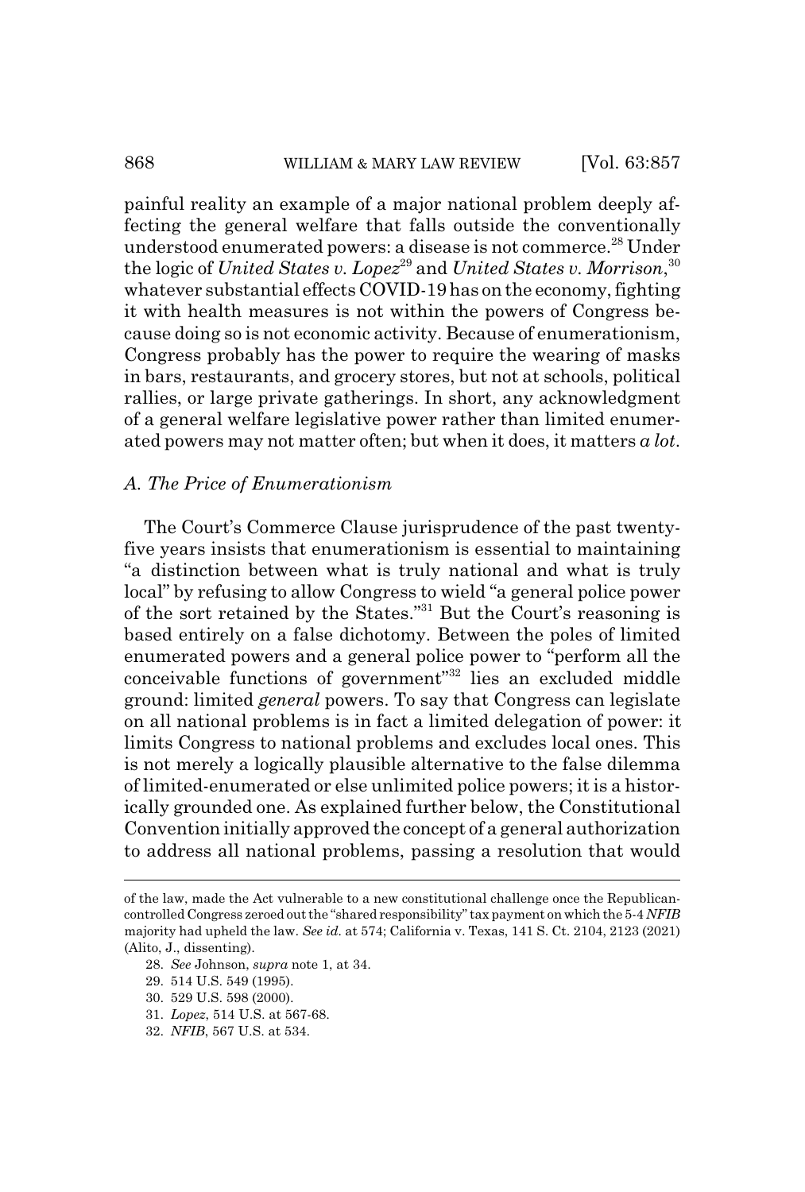painful reality an example of a major national problem deeply affecting the general welfare that falls outside the conventionally understood enumerated powers: a disease is not commerce.[28] Under the logic of *United States v. Lopez*[29] and *United States v. Morrison*,[30] whatever substantial effects COVID-19 has on the economy, fighting it with health measures is not within the powers of Congress because doing so is not economic activity. Because of enumerationism, Congress probably has the power to require the wearing of masks in bars, restaurants, and grocery stores, but not at schools, political rallies, or large private gatherings. In short, any acknowledgment of a general welfare legislative power rather than limited enumerated powers may not matter often; but when it does, it matters *a lot*.

### *A. The Price of Enumerationism*

The Court's Commerce Clause jurisprudence of the past twenty-five years insists that enumerationism is essential to maintaining "a distinction between what is truly national and what is truly local" by refusing to allow Congress to wield "a general police power of the sort retained by the States."[31] But the Court's reasoning is based entirely on a false dichotomy. Between the poles of limited enumerated powers and a general police power to "perform all the conceivable functions of government"[32] lies an excluded middle ground: limited *general* powers. To say that Congress can legislate on all national problems is in fact a limited delegation of power: it limits Congress to national problems and excludes local ones. This is not merely a logically plausible alternative to the false dilemma of limited-enumerated or else unlimited police powers; it is a historically grounded one. As explained further below, the Constitutional Convention initially approved the concept of a general authorization to address all national problems, passing a resolution that would

---

of the law, made the Act vulnerable to a new constitutional challenge once the Republican-controlled Congress zeroed out the "shared responsibility" tax payment on which the 5-4 *NFIB* majority had upheld the law. *See id.* at 574; California v. Texas, 141 S. Ct. 2104, 2123 (2021) (Alito, J., dissenting).

28. *See* Johnson, *supra* note 1, at 34.

29. 514 U.S. 549 (1995).

30. 529 U.S. 598 (2000).

31. *Lopez*, 514 U.S. at 567-68.

32. *NFIB*, 567 U.S. at 534.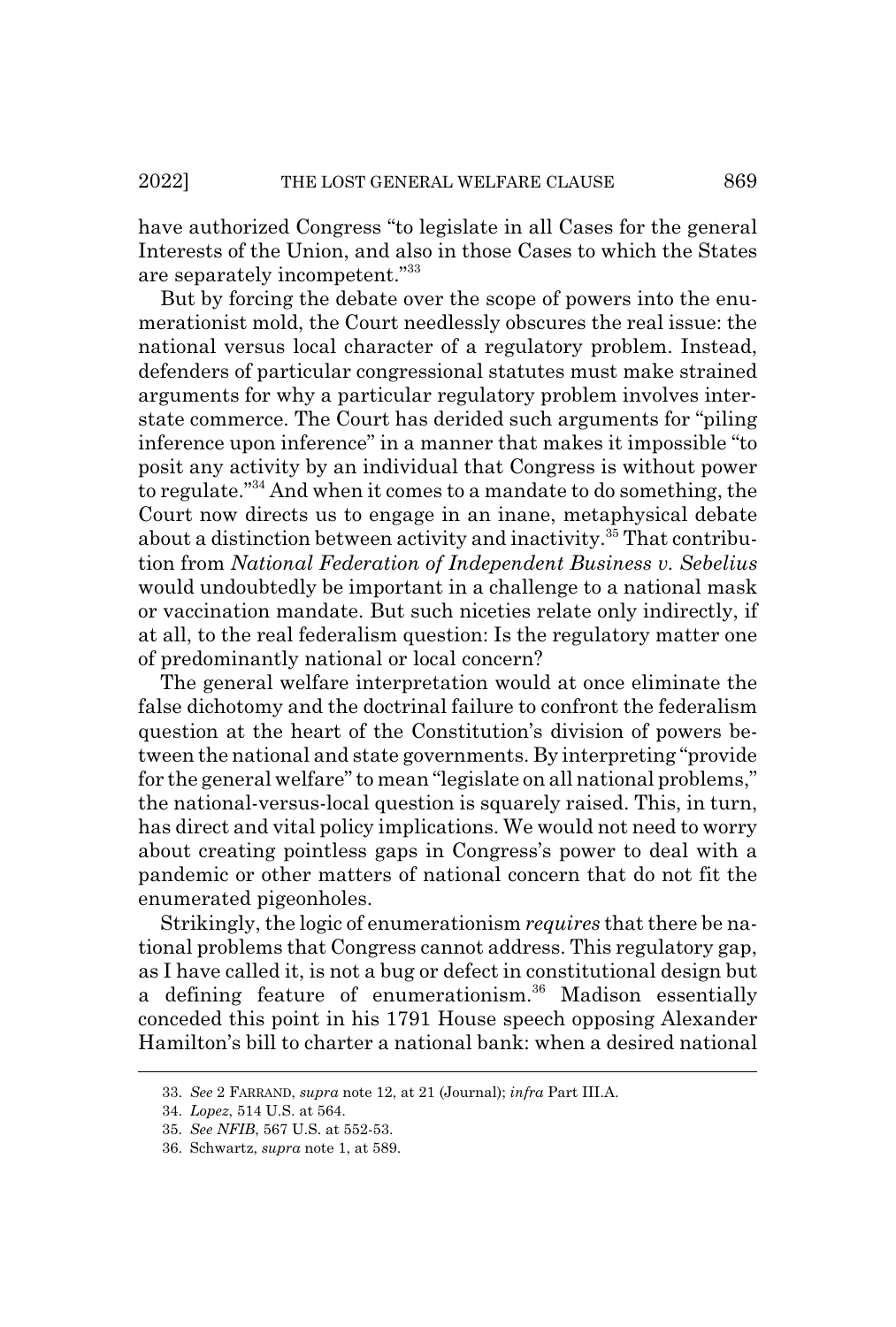have authorized Congress "to legislate in all Cases for the general Interests of the Union, and also in those Cases to which the States are separately incompetent."[33]

But by forcing the debate over the scope of powers into the enumerationist mold, the Court needlessly obscures the real issue: the national versus local character of a regulatory problem. Instead, defenders of particular congressional statutes must make strained arguments for why a particular regulatory problem involves interstate commerce. The Court has derided such arguments for "piling inference upon inference" in a manner that makes it impossible "to posit any activity by an individual that Congress is without power to regulate."[34] And when it comes to a mandate to do something, the Court now directs us to engage in an inane, metaphysical debate about a distinction between activity and inactivity.[35] That contribution from *National Federation of Independent Business v. Sebelius* would undoubtedly be important in a challenge to a national mask or vaccination mandate. But such niceties relate only indirectly, if at all, to the real federalism question: Is the regulatory matter one of predominantly national or local concern?

The general welfare interpretation would at once eliminate the false dichotomy and the doctrinal failure to confront the federalism question at the heart of the Constitution's division of powers between the national and state governments. By interpreting "provide for the general welfare" to mean "legislate on all national problems," the national-versus-local question is squarely raised. This, in turn, has direct and vital policy implications. We would not need to worry about creating pointless gaps in Congress's power to deal with a pandemic or other matters of national concern that do not fit the enumerated pigeonholes.

Strikingly, the logic of enumerationism *requires* that there be national problems that Congress cannot address. This regulatory gap, as I have called it, is not a bug or defect in constitutional design but a defining feature of enumerationism.[36] Madison essentially conceded this point in his 1791 House speech opposing Alexander Hamilton's bill to charter a national bank: when a desired national

---

33. *See* 2 FARRAND, *supra* note 12, at 21 (Journal); *infra* Part III.A.

34. *Lopez*, 514 U.S. at 564.

35. *See NFIB*, 567 U.S. at 552-53.

36. Schwartz, *supra* note 1, at 589.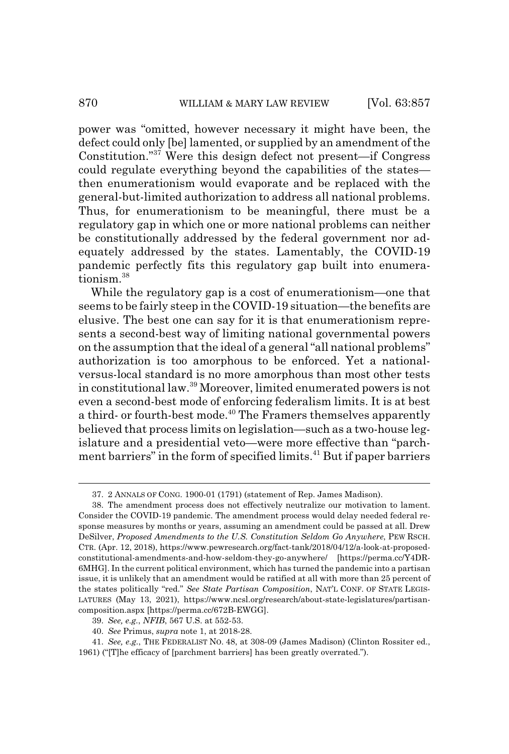power was "omitted, however necessary it might have been, the defect could only [be] lamented, or supplied by an amendment of the Constitution."[37] Were this design defect not present—if Congress could regulate everything beyond the capabilities of the states—then enumerationism would evaporate and be replaced with the general-but-limited authorization to address all national problems. Thus, for enumerationism to be meaningful, there must be a regulatory gap in which one or more national problems can neither be constitutionally addressed by the federal government nor adequately addressed by the states. Lamentably, the COVID-19 pandemic perfectly fits this regulatory gap built into enumerationism.[38]

While the regulatory gap is a cost of enumerationism—one that seems to be fairly steep in the COVID-19 situation—the benefits are elusive. The best one can say for it is that enumerationism represents a second-best way of limiting national governmental powers on the assumption that the ideal of a general "all national problems" authorization is too amorphous to be enforced. Yet a national-versus-local standard is no more amorphous than most other tests in constitutional law.[39] Moreover, limited enumerated powers is not even a second-best mode of enforcing federalism limits. It is at best a third- or fourth-best mode.[40] The Framers themselves apparently believed that process limits on legislation—such as a two-house legislature and a presidential veto—were more effective than "parchment barriers" in the form of specified limits.[41] But if paper barriers

---

37. 2 ANNALS OF CONG. 1900-01 (1791) (statement of Rep. James Madison).

38. The amendment process does not effectively neutralize our motivation to lament. Consider the COVID-19 pandemic. The amendment process would delay needed federal response measures by months or years, assuming an amendment could be passed at all. Drew DeSilver, *Proposed Amendments to the U.S. Constitution Seldom Go Anywhere*, PEW RSCH. CTR. (Apr. 12, 2018), https://www.pewresearch.org/fact-tank/2018/04/12/a-look-at-proposed-constitutional-amendments-and-how-seldom-they-go-anywhere/ [https://perma.cc/Y4DR-6MHG]. In the current political environment, which has turned the pandemic into a partisan issue, it is unlikely that an amendment would be ratified at all with more than 25 percent of the states politically "red." *See State Partisan Composition*, NAT'L CONF. OF STATE LEGISLATURES (May 13, 2021), https://www.ncsl.org/research/about-state-legislatures/partisan-composition.aspx [https://perma.cc/672B-EWGG].

39. *See, e.g.*, *NFIB*, 567 U.S. at 552-53.

40. *See* Primus, *supra* note 1, at 2018-28.

41. *See, e.g.*, THE FEDERALIST NO. 48, at 308-09 (James Madison) (Clinton Rossiter ed., 1961) ("[T]he efficacy of [parchment barriers] has been greatly overrated.").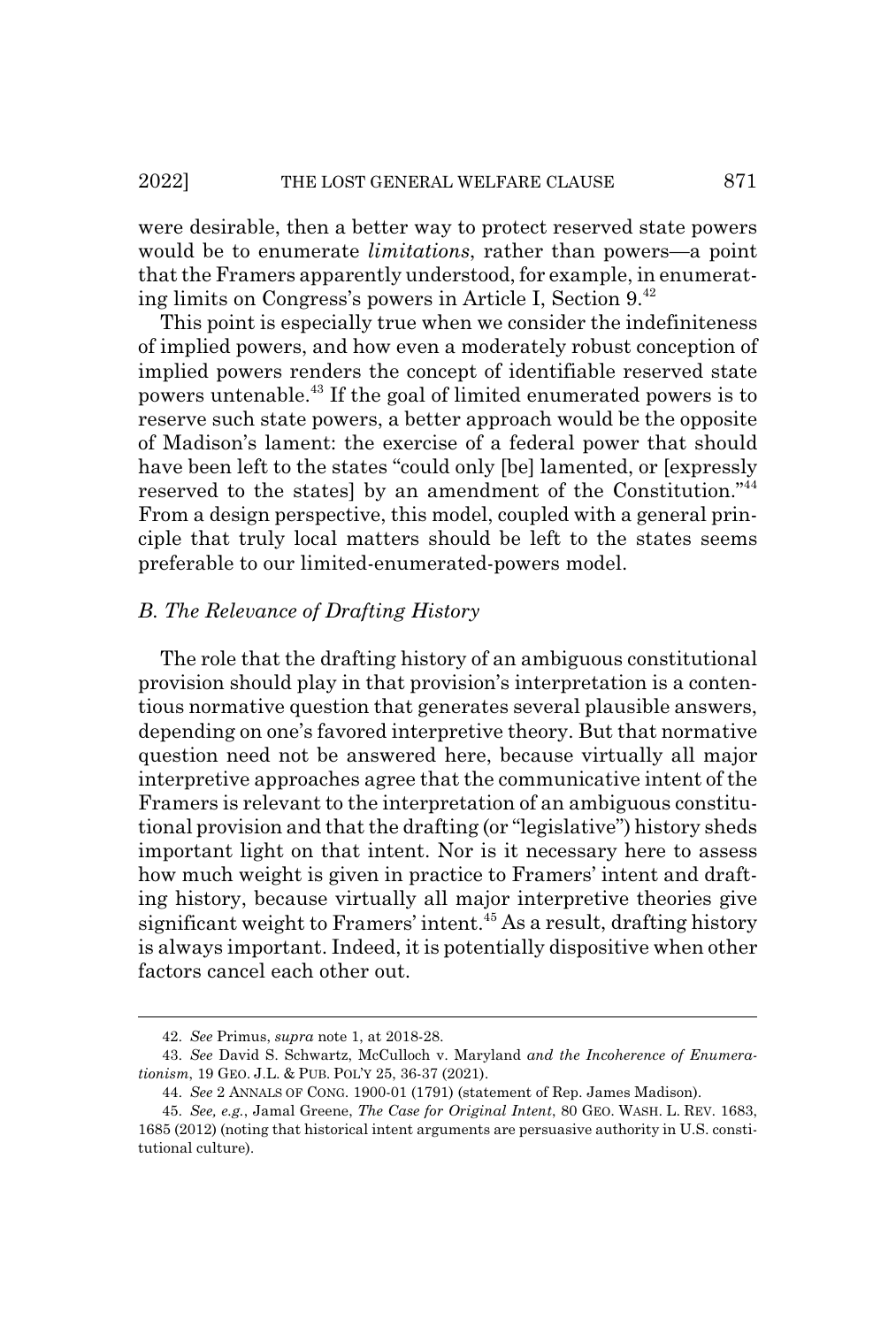were desirable, then a better way to protect reserved state powers would be to enumerate *limitations*, rather than powers—a point that the Framers apparently understood, for example, in enumerating limits on Congress's powers in Article I, Section 9.[42]

This point is especially true when we consider the indefiniteness of implied powers, and how even a moderately robust conception of implied powers renders the concept of identifiable reserved state powers untenable.[43] If the goal of limited enumerated powers is to reserve such state powers, a better approach would be the opposite of Madison's lament: the exercise of a federal power that should have been left to the states "could only [be] lamented, or [expressly reserved to the states] by an amendment of the Constitution."[44] From a design perspective, this model, coupled with a general principle that truly local matters should be left to the states seems preferable to our limited-enumerated-powers model.

### *B. The Relevance of Drafting History*

The role that the drafting history of an ambiguous constitutional provision should play in that provision's interpretation is a contentious normative question that generates several plausible answers, depending on one's favored interpretive theory. But that normative question need not be answered here, because virtually all major interpretive approaches agree that the communicative intent of the Framers is relevant to the interpretation of an ambiguous constitutional provision and that the drafting (or "legislative") history sheds important light on that intent. Nor is it necessary here to assess how much weight is given in practice to Framers' intent and drafting history, because virtually all major interpretive theories give significant weight to Framers' intent.[45] As a result, drafting history is always important. Indeed, it is potentially dispositive when other factors cancel each other out.

---

42. *See* Primus, *supra* note 1, at 2018-28.

43. *See* David S. Schwartz, McCulloch v. Maryland *and the Incoherence of Enumerationism*, 19 GEO. J.L. & PUB. POL'Y 25, 36-37 (2021).

44. *See* 2 ANNALS OF CONG. 1900-01 (1791) (statement of Rep. James Madison).

45. *See, e.g.*, Jamal Greene, *The Case for Original Intent*, 80 GEO. WASH. L. REV. 1683, 1685 (2012) (noting that historical intent arguments are persuasive authority in U.S. constitutional culture).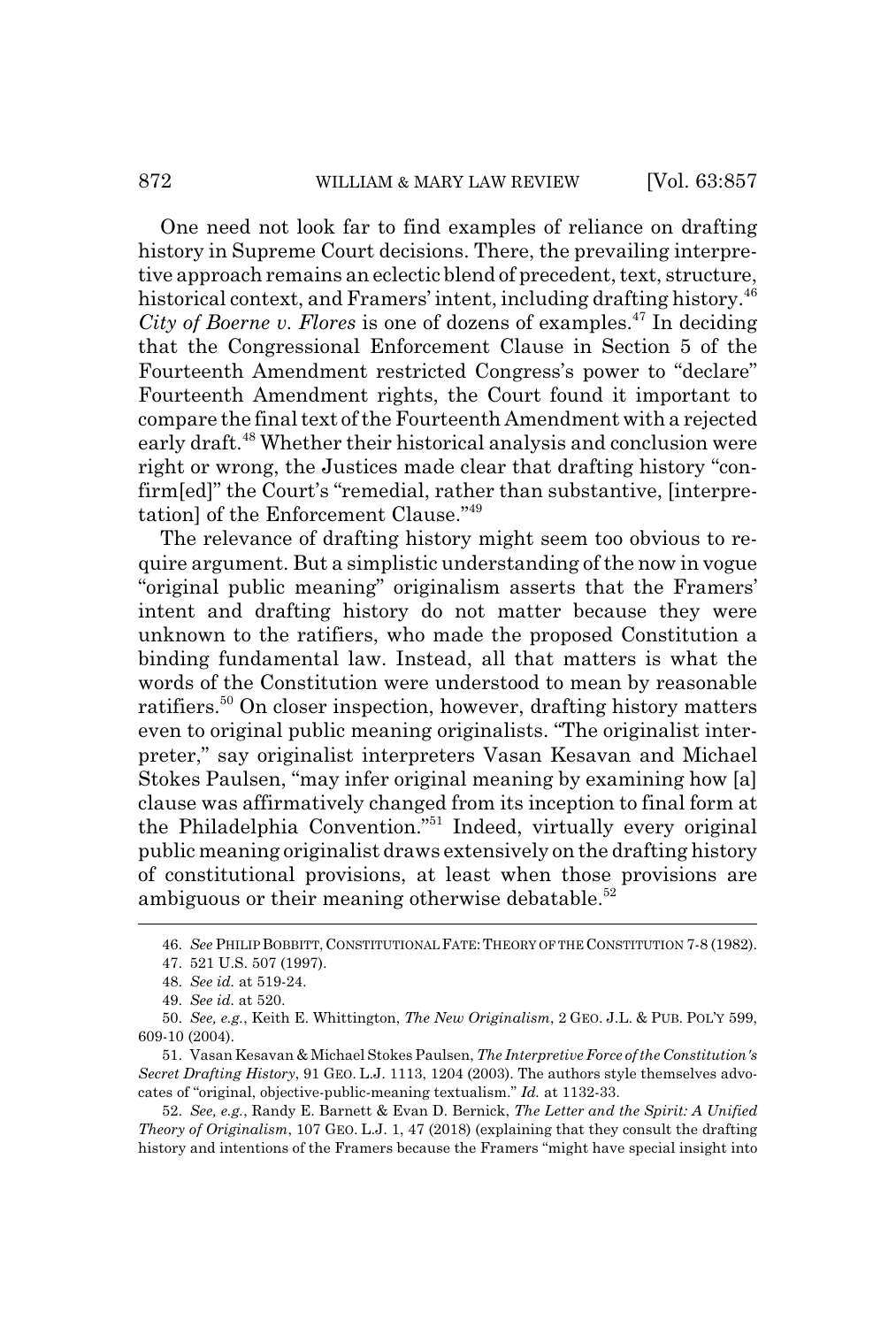One need not look far to find examples of reliance on drafting history in Supreme Court decisions. There, the prevailing interpretive approach remains an eclectic blend of precedent, text, structure, historical context, and Framers' intent, including drafting history.[46] *City of Boerne v. Flores* is one of dozens of examples.[47] In deciding that the Congressional Enforcement Clause in Section 5 of the Fourteenth Amendment restricted Congress's power to "declare" Fourteenth Amendment rights, the Court found it important to compare the final text of the Fourteenth Amendment with a rejected early draft.[48] Whether their historical analysis and conclusion were right or wrong, the Justices made clear that drafting history "confirm[ed]" the Court's "remedial, rather than substantive, [interpretation] of the Enforcement Clause."[49]

The relevance of drafting history might seem too obvious to require argument. But a simplistic understanding of the now in vogue "original public meaning" originalism asserts that the Framers' intent and drafting history do not matter because they were unknown to the ratifiers, who made the proposed Constitution a binding fundamental law. Instead, all that matters is what the words of the Constitution were understood to mean by reasonable ratifiers.[50] On closer inspection, however, drafting history matters even to original public meaning originalists. "The originalist interpreter," say originalist interpreters Vasan Kesavan and Michael Stokes Paulsen, "may infer original meaning by examining how [a] clause was affirmatively changed from its inception to final form at the Philadelphia Convention."[51] Indeed, virtually every original public meaning originalist draws extensively on the drafting history of constitutional provisions, at least when those provisions are ambiguous or their meaning otherwise debatable.[52]

---

46. *See* PHILIP BOBBITT, CONSTITUTIONAL FATE: THEORY OF THE CONSTITUTION 7-8 (1982).

47. 521 U.S. 507 (1997).

48. *See id.* at 519-24.

49. *See id.* at 520.

50. *See, e.g.*, Keith E. Whittington, *The New Originalism*, 2 GEO. J.L. & PUB. POL'Y 599, 609-10 (2004).

51. Vasan Kesavan & Michael Stokes Paulsen, *The Interpretive Force of the Constitution's Secret Drafting History*, 91 GEO. L.J. 1113, 1204 (2003). The authors style themselves advocates of "original, objective-public-meaning textualism." *Id.* at 1132-33.

52. *See, e.g.*, Randy E. Barnett & Evan D. Bernick, *The Letter and the Spirit: A Unified Theory of Originalism*, 107 GEO. L.J. 1, 47 (2018) (explaining that they consult the drafting history and intentions of the Framers because the Framers "might have special insight into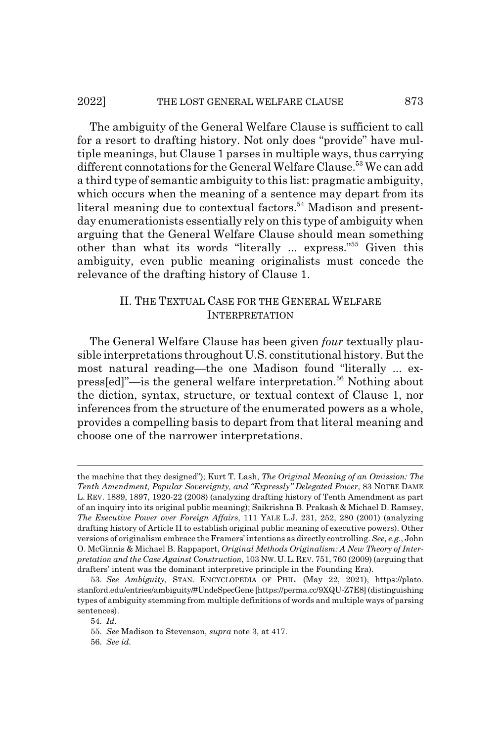The ambiguity of the General Welfare Clause is sufficient to call for a resort to drafting history. Not only does "provide" have multiple meanings, but Clause 1 parses in multiple ways, thus carrying different connotations for the General Welfare Clause.[53] We can add a third type of semantic ambiguity to this list: pragmatic ambiguity, which occurs when the meaning of a sentence may depart from its literal meaning due to contextual factors.[54] Madison and present-day enumerationists essentially rely on this type of ambiguity when arguing that the General Welfare Clause should mean something other than what its words "literally ... express."[55] Given this ambiguity, even public meaning originalists must concede the relevance of the drafting history of Clause 1.

## II. THE TEXTUAL CASE FOR THE GENERAL WELFARE INTERPRETATION

The General Welfare Clause has been given *four* textually plausible interpretations throughout U.S. constitutional history. But the most natural reading—the one Madison found "literally ... express[ed]"—is the general welfare interpretation.[56] Nothing about the diction, syntax, structure, or textual context of Clause 1, nor inferences from the structure of the enumerated powers as a whole, provides a compelling basis to depart from that literal meaning and choose one of the narrower interpretations.

---

the machine that they designed"); Kurt T. Lash, *The Original Meaning of an Omission: The Tenth Amendment, Popular Sovereignty, and "Expressly" Delegated Power*, 83 NOTRE DAME L. REV. 1889, 1897, 1920-22 (2008) (analyzing drafting history of Tenth Amendment as part of an inquiry into its original public meaning); Saikrishna B. Prakash & Michael D. Ramsey, *The Executive Power over Foreign Affairs*, 111 YALE L.J. 231, 252, 280 (2001) (analyzing drafting history of Article II to establish original public meaning of executive powers). Other versions of originalism embrace the Framers' intentions as directly controlling. *See, e.g.*, John O. McGinnis & Michael B. Rappaport, *Original Methods Originalism: A New Theory of Interpretation and the Case Against Construction*, 103 NW. U. L. REV. 751, 760 (2009) (arguing that drafters' intent was the dominant interpretive principle in the Founding Era).

53. *See Ambiguity*, STAN. ENCYCLOPEDIA OF PHIL. (May 22, 2021), https://plato.stanford.edu/entries/ambiguity/#UndeSpecGene [https://perma.cc/9XQU-Z7E8] (distinguishing types of ambiguity stemming from multiple definitions of words and multiple ways of parsing sentences).

54. *Id.*

55. *See* Madison to Stevenson, *supra* note 3, at 417.

56. *See id.*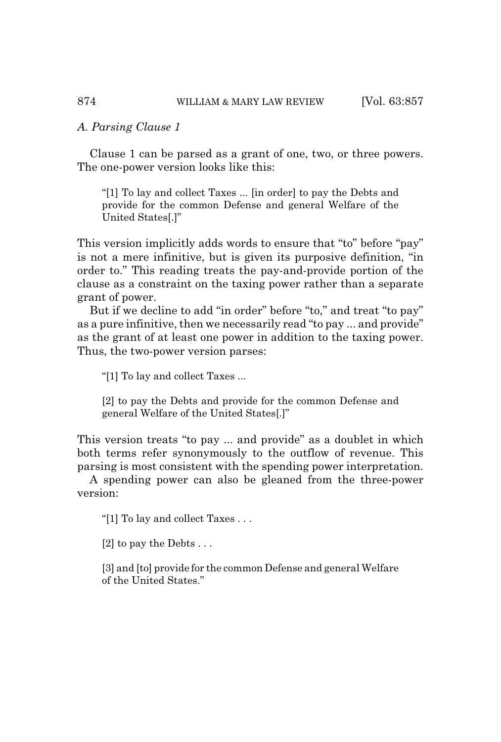### *A. Parsing Clause 1*

Clause 1 can be parsed as a grant of one, two, or three powers. The one-power version looks like this:

> "[1] To lay and collect Taxes ... [in order] to pay the Debts and provide for the common Defense and general Welfare of the United States[.]"

This version implicitly adds words to ensure that "to" before "pay" is not a mere infinitive, but is given its purposive definition, "in order to." This reading treats the pay-and-provide portion of the clause as a constraint on the taxing power rather than a separate grant of power.

But if we decline to add "in order" before "to," and treat "to pay" as a pure infinitive, then we necessarily read "to pay ... and provide" as the grant of at least one power in addition to the taxing power. Thus, the two-power version parses:

> "[1] To lay and collect Taxes ...
>
> [2] to pay the Debts and provide for the common Defense and general Welfare of the United States[.]"

This version treats "to pay ... and provide" as a doublet in which both terms refer synonymously to the outflow of revenue. This parsing is most consistent with the spending power interpretation.

A spending power can also be gleaned from the three-power version:

> "[1] To lay and collect Taxes . . .
>
> [2] to pay the Debts . . .
>
> [3] and [to] provide for the common Defense and general Welfare of the United States."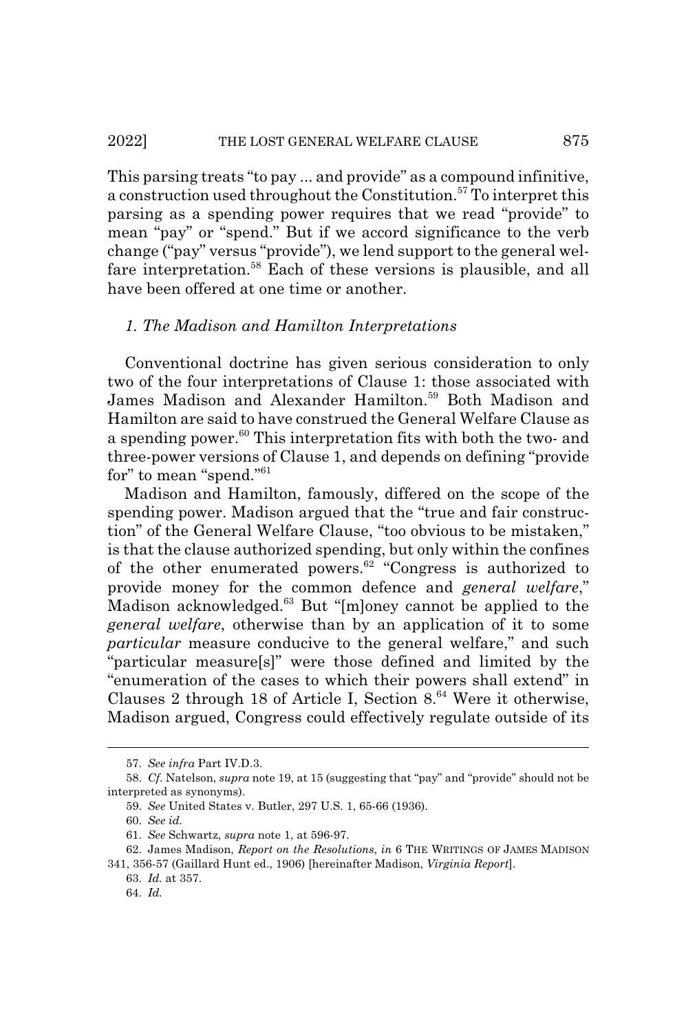This parsing treats "to pay ... and provide" as a compound infinitive, a construction used throughout the Constitution.[57] To interpret this parsing as a spending power requires that we read "provide" to mean "pay" or "spend." But if we accord significance to the verb change ("pay" versus "provide"), we lend support to the general welfare interpretation.[58] Each of these versions is plausible, and all have been offered at one time or another.

### *1. The Madison and Hamilton Interpretations*

Conventional doctrine has given serious consideration to only two of the four interpretations of Clause 1: those associated with James Madison and Alexander Hamilton.[59] Both Madison and Hamilton are said to have construed the General Welfare Clause as a spending power.[60] This interpretation fits with both the two- and three-power versions of Clause 1, and depends on defining "provide for" to mean "spend."[61]

Madison and Hamilton, famously, differed on the scope of the spending power. Madison argued that the "true and fair construction" of the General Welfare Clause, "too obvious to be mistaken," is that the clause authorized spending, but only within the confines of the other enumerated powers.[62] "Congress is authorized to provide money for the common defence and *general welfare*," Madison acknowledged.[63] But "[m]oney cannot be applied to the *general welfare*, otherwise than by an application of it to some *particular* measure conducive to the general welfare," and such "particular measure[s]" were those defined and limited by the "enumeration of the cases to which their powers shall extend" in Clauses 2 through 18 of Article I, Section 8.[64] Were it otherwise, Madison argued, Congress could effectively regulate outside of its

---

57. *See infra* Part IV.D.3.

58. *Cf.* Natelson, *supra* note 19, at 15 (suggesting that "pay" and "provide" should not be interpreted as synonyms).

59. *See* United States v. Butler, 297 U.S. 1, 65-66 (1936).

60. *See id.*

61. *See* Schwartz, *supra* note 1, at 596-97.

62. James Madison, *Report on the Resolutions*, *in* 6 THE WRITINGS OF JAMES MADISON 341, 356-57 (Gaillard Hunt ed., 1906) [hereinafter Madison, *Virginia Report*].

63. *Id.* at 357.

64. *Id.*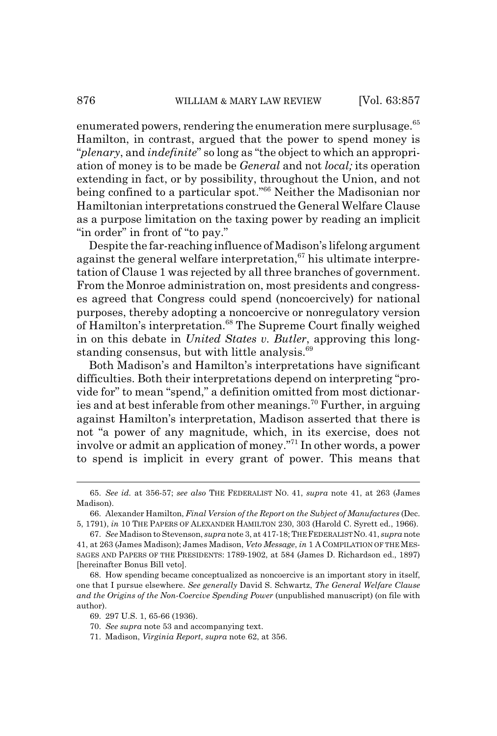enumerated powers, rendering the enumeration mere surplusage.[65] Hamilton, in contrast, argued that the power to spend money is "*plenary*, and *indefinite*" so long as "the object to which an appropriation of money is to be made be *General* and not *local;* its operation extending in fact, or by possibility, throughout the Union, and not being confined to a particular spot."[66] Neither the Madisonian nor Hamiltonian interpretations construed the General Welfare Clause as a purpose limitation on the taxing power by reading an implicit "in order" in front of "to pay."

Despite the far-reaching influence of Madison's lifelong argument against the general welfare interpretation,[67] his ultimate interpretation of Clause 1 was rejected by all three branches of government. From the Monroe administration on, most presidents and congresses agreed that Congress could spend (noncoercively) for national purposes, thereby adopting a noncoercive or nonregulatory version of Hamilton's interpretation.[68] The Supreme Court finally weighed in on this debate in *United States v. Butler*, approving this longstanding consensus, but with little analysis.[69]

Both Madison's and Hamilton's interpretations have significant difficulties. Both their interpretations depend on interpreting "provide for" to mean "spend," a definition omitted from most dictionaries and at best inferable from other meanings.[70] Further, in arguing against Hamilton's interpretation, Madison asserted that there is not "a power of any magnitude, which, in its exercise, does not involve or admit an application of money."[71] In other words, a power to spend is implicit in every grant of power. This means that

---

65. *See id.* at 356-57; *see also* THE FEDERALIST NO. 41, *supra* note 41, at 263 (James Madison).

66. Alexander Hamilton, *Final Version of the Report on the Subject of Manufactures* (Dec. 5, 1791), *in* 10 THE PAPERS OF ALEXANDER HAMILTON 230, 303 (Harold C. Syrett ed., 1966).

67. *See* Madison to Stevenson, *supra* note 3, at 417-18; THE FEDERALIST NO. 41, *supra* note 41, at 263 (James Madison); James Madison, *Veto Message*, *in* 1 A COMPILATION OF THE MESSAGES AND PAPERS OF THE PRESIDENTS: 1789-1902, at 584 (James D. Richardson ed., 1897) [hereinafter Bonus Bill veto].

68. How spending became conceptualized as noncoercive is an important story in itself, one that I pursue elsewhere. *See generally* David S. Schwartz, *The General Welfare Clause and the Origins of the Non-Coercive Spending Power* (unpublished manuscript) (on file with author).

69. 297 U.S. 1, 65-66 (1936).

70. *See supra* note 53 and accompanying text.

71. Madison, *Virginia Report*, *supra* note 62, at 356.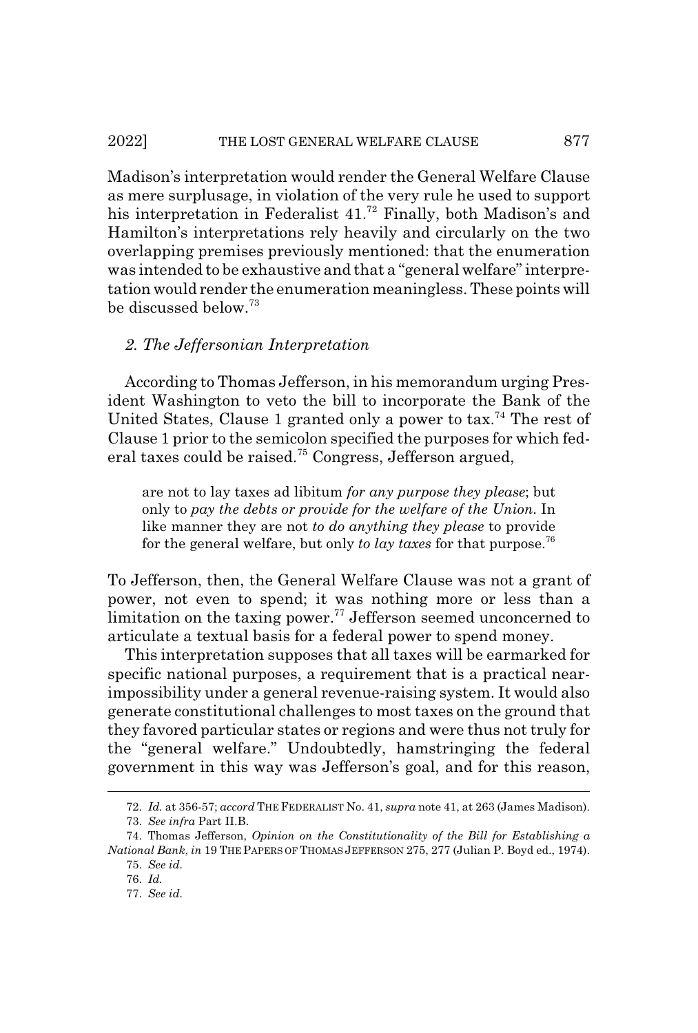Madison's interpretation would render the General Welfare Clause as mere surplusage, in violation of the very rule he used to support his interpretation in Federalist 41.[72] Finally, both Madison's and Hamilton's interpretations rely heavily and circularly on the two overlapping premises previously mentioned: that the enumeration was intended to be exhaustive and that a "general welfare" interpretation would render the enumeration meaningless. These points will be discussed below.[73]

### *2. The Jeffersonian Interpretation*

According to Thomas Jefferson, in his memorandum urging President Washington to veto the bill to incorporate the Bank of the United States, Clause 1 granted only a power to tax.[74] The rest of Clause 1 prior to the semicolon specified the purposes for which federal taxes could be raised.[75] Congress, Jefferson argued,

> are not to lay taxes ad libitum *for any purpose they please*; but only to *pay the debts or provide for the welfare of the Union*. In like manner they are not *to do anything they please* to provide for the general welfare, but only *to lay taxes* for that purpose.[76]

To Jefferson, then, the General Welfare Clause was not a grant of power, not even to spend; it was nothing more or less than a limitation on the taxing power.[77] Jefferson seemed unconcerned to articulate a textual basis for a federal power to spend money.

This interpretation supposes that all taxes will be earmarked for specific national purposes, a requirement that is a practical near-impossibility under a general revenue-raising system. It would also generate constitutional challenges to most taxes on the ground that they favored particular states or regions and were thus not truly for the "general welfare." Undoubtedly, hamstringing the federal government in this way was Jefferson's goal, and for this reason,

---

72. *Id.* at 356-57; *accord* THE FEDERALIST No. 41, *supra* note 41, at 263 (James Madison).

73. *See infra* Part II.B.

74. Thomas Jefferson, *Opinion on the Constitutionality of the Bill for Establishing a National Bank*, *in* 19 THE PAPERS OF THOMAS JEFFERSON 275, 277 (Julian P. Boyd ed., 1974).

75. *See id.*

76. *Id.*

77. *See id.*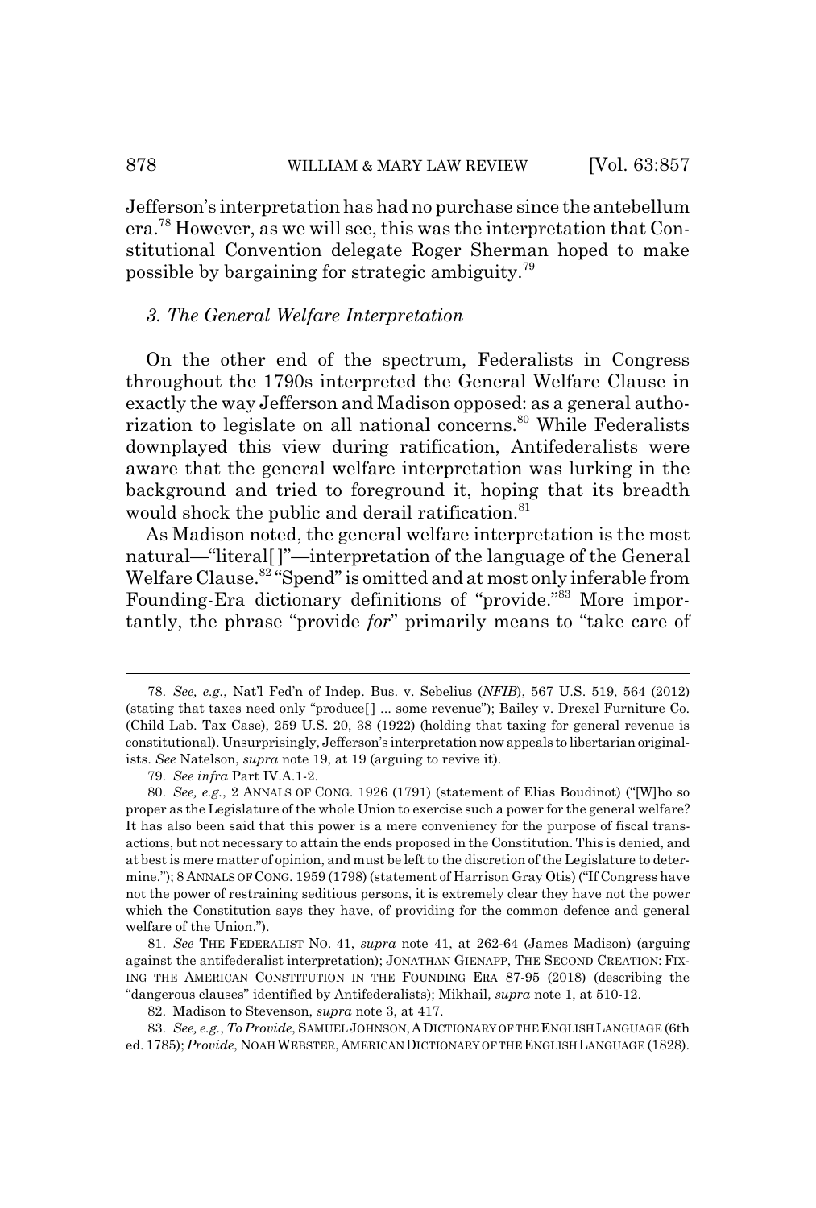Jefferson's interpretation has had no purchase since the antebellum era.[78] However, as we will see, this was the interpretation that Constitutional Convention delegate Roger Sherman hoped to make possible by bargaining for strategic ambiguity.[79]

### *3. The General Welfare Interpretation*

On the other end of the spectrum, Federalists in Congress throughout the 1790s interpreted the General Welfare Clause in exactly the way Jefferson and Madison opposed: as a general authorization to legislate on all national concerns.[80] While Federalists downplayed this view during ratification, Antifederalists were aware that the general welfare interpretation was lurking in the background and tried to foreground it, hoping that its breadth would shock the public and derail ratification.[81]

As Madison noted, the general welfare interpretation is the most natural—"literal[ ]"—interpretation of the language of the General Welfare Clause.[82] "Spend" is omitted and at most only inferable from Founding-Era dictionary definitions of "provide."[83] More importantly, the phrase "provide *for*" primarily means to "take care of

---

78. *See, e.g.*, Nat'l Fed'n of Indep. Bus. v. Sebelius (*NFIB*), 567 U.S. 519, 564 (2012) (stating that taxes need only "produce[ ] ... some revenue"); Bailey v. Drexel Furniture Co. (Child Lab. Tax Case), 259 U.S. 20, 38 (1922) (holding that taxing for general revenue is constitutional). Unsurprisingly, Jefferson's interpretation now appeals to libertarian originalists. *See* Natelson, *supra* note 19, at 19 (arguing to revive it).

79. *See infra* Part IV.A.1-2.

80. *See, e.g.*, 2 ANNALS OF CONG. 1926 (1791) (statement of Elias Boudinot) ("[W]ho so proper as the Legislature of the whole Union to exercise such a power for the general welfare? It has also been said that this power is a mere conveniency for the purpose of fiscal transactions, but not necessary to attain the ends proposed in the Constitution. This is denied, and at best is mere matter of opinion, and must be left to the discretion of the Legislature to determine."); 8 ANNALS OF CONG. 1959 (1798) (statement of Harrison Gray Otis) ("If Congress have not the power of restraining seditious persons, it is extremely clear they have not the power which the Constitution says they have, of providing for the common defence and general welfare of the Union.").

81. *See* THE FEDERALIST NO. 41, *supra* note 41, at 262-64 (James Madison) (arguing against the antifederalist interpretation); JONATHAN GIENAPP, THE SECOND CREATION: FIXING THE AMERICAN CONSTITUTION IN THE FOUNDING ERA 87-95 (2018) (describing the "dangerous clauses" identified by Antifederalists); Mikhail, *supra* note 1, at 510-12.

82. Madison to Stevenson, *supra* note 3, at 417.

83. *See, e.g.*, *To Provide*, SAMUEL JOHNSON, A DICTIONARY OF THE ENGLISH LANGUAGE (6th ed. 1785); *Provide*, NOAH WEBSTER, AMERICAN DICTIONARY OF THE ENGLISH LANGUAGE (1828).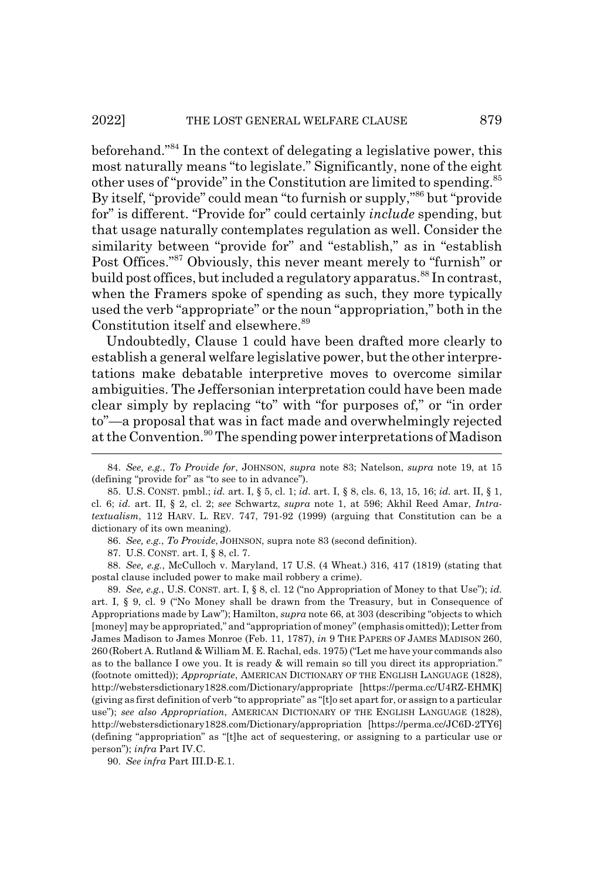beforehand."[84] In the context of delegating a legislative power, this most naturally means "to legislate." Significantly, none of the eight other uses of "provide" in the Constitution are limited to spending.[85] By itself, "provide" could mean "to furnish or supply,"[86] but "provide for" is different. "Provide for" could certainly *include* spending, but that usage naturally contemplates regulation as well. Consider the similarity between "provide for" and "establish," as in "establish Post Offices."[87] Obviously, this never meant merely to "furnish" or build post offices, but included a regulatory apparatus.[88] In contrast, when the Framers spoke of spending as such, they more typically used the verb "appropriate" or the noun "appropriation," both in the Constitution itself and elsewhere.[89]

Undoubtedly, Clause 1 could have been drafted more clearly to establish a general welfare legislative power, but the other interpretations make debatable interpretive moves to overcome similar ambiguities. The Jeffersonian interpretation could have been made clear simply by replacing "to" with "for purposes of," or "in order to"—a proposal that was in fact made and overwhelmingly rejected at the Convention.[90] The spending power interpretations of Madison

---

84. *See, e.g.*, *To Provide for*, JOHNSON, *supra* note 83; Natelson, *supra* note 19, at 15 (defining "provide for" as "to see to in advance").

85. U.S. CONST. pmbl.; *id.* art. I, § 5, cl. 1; *id.* art. I, § 8, cls. 6, 13, 15, 16; *id.* art. II, § 1, cl. 6; *id.* art. II, § 2, cl. 2; *see* Schwartz, *supra* note 1, at 596; Akhil Reed Amar, *Intratextualism*, 112 HARV. L. REV. 747, 791-92 (1999) (arguing that Constitution can be a dictionary of its own meaning).

86. *See, e.g.*, *To Provide*, JOHNSON, supra note 83 (second definition).

87. U.S. CONST. art. I, § 8, cl. 7.

88. *See, e.g.*, McCulloch v. Maryland, 17 U.S. (4 Wheat.) 316, 417 (1819) (stating that postal clause included power to make mail robbery a crime).

89. *See, e.g.*, U.S. CONST. art. I, § 8, cl. 12 ("no Appropriation of Money to that Use"); *id.* art. I, § 9, cl. 9 ("No Money shall be drawn from the Treasury, but in Consequence of Appropriations made by Law"); Hamilton, *supra* note 66, at 303 (describing "objects to which [money] may be appropriated," and "appropriation of money" (emphasis omitted)); Letter from James Madison to James Monroe (Feb. 11, 1787), *in* 9 THE PAPERS OF JAMES MADISON 260, 260 (Robert A. Rutland & William M. E. Rachal, eds. 1975) ("Let me have your commands also as to the ballance I owe you. It is ready & will remain so till you direct its appropriation." (footnote omitted)); *Appropriate*, AMERICAN DICTIONARY OF THE ENGLISH LANGUAGE (1828), http://webstersdictionary1828.com/Dictionary/appropriate [https://perma.cc/U4RZ-EHMK] (giving as first definition of verb "to appropriate" as "[t]o set apart for, or assign to a particular use"); *see also Appropriation*, AMERICAN DICTIONARY OF THE ENGLISH LANGUAGE (1828), http://webstersdictionary1828.com/Dictionary/appropriation [https://perma.cc/JC6D-2TY6] (defining "appropriation" as "[t]he act of sequestering, or assigning to a particular use or person"); *infra* Part IV.C.

90. *See infra* Part III.D-E.1.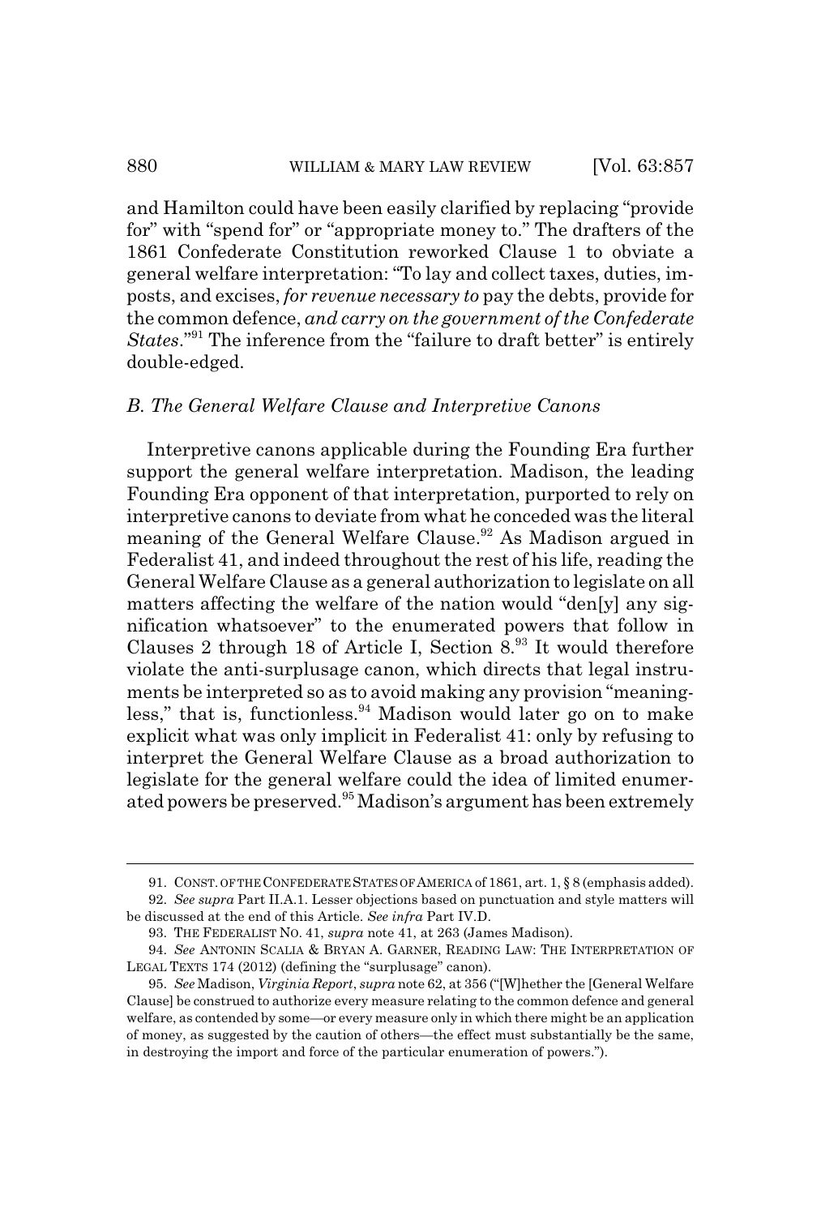and Hamilton could have been easily clarified by replacing "provide for" with "spend for" or "appropriate money to." The drafters of the 1861 Confederate Constitution reworked Clause 1 to obviate a general welfare interpretation: "To lay and collect taxes, duties, imposts, and excises, *for revenue necessary to* pay the debts, provide for the common defence, *and carry on the government of the Confederate States*."[91] The inference from the "failure to draft better" is entirely double-edged.

### *B. The General Welfare Clause and Interpretive Canons*

Interpretive canons applicable during the Founding Era further support the general welfare interpretation. Madison, the leading Founding Era opponent of that interpretation, purported to rely on interpretive canons to deviate from what he conceded was the literal meaning of the General Welfare Clause.[92] As Madison argued in Federalist 41, and indeed throughout the rest of his life, reading the General Welfare Clause as a general authorization to legislate on all matters affecting the welfare of the nation would "den[y] any signification whatsoever" to the enumerated powers that follow in Clauses 2 through 18 of Article I, Section 8.[93] It would therefore violate the anti-surplusage canon, which directs that legal instruments be interpreted so as to avoid making any provision "meaningless," that is, functionless.[94] Madison would later go on to make explicit what was only implicit in Federalist 41: only by refusing to interpret the General Welfare Clause as a broad authorization to legislate for the general welfare could the idea of limited enumerated powers be preserved.[95] Madison's argument has been extremely

---

91. CONST. OF THE CONFEDERATE STATES OF AMERICA of 1861, art. 1, § 8 (emphasis added).

92. *See supra* Part II.A.1. Lesser objections based on punctuation and style matters will be discussed at the end of this Article. *See infra* Part IV.D.

93. THE FEDERALIST NO. 41, *supra* note 41, at 263 (James Madison).

94. *See* ANTONIN SCALIA & BRYAN A. GARNER, READING LAW: THE INTERPRETATION OF LEGAL TEXTS 174 (2012) (defining the "surplusage" canon).

95. *See* Madison, *Virginia Report*, *supra* note 62, at 356 ("[W]hether the [General Welfare Clause] be construed to authorize every measure relating to the common defence and general welfare, as contended by some—or every measure only in which there might be an application of money, as suggested by the caution of others—the effect must substantially be the same, in destroying the import and force of the particular enumeration of powers.").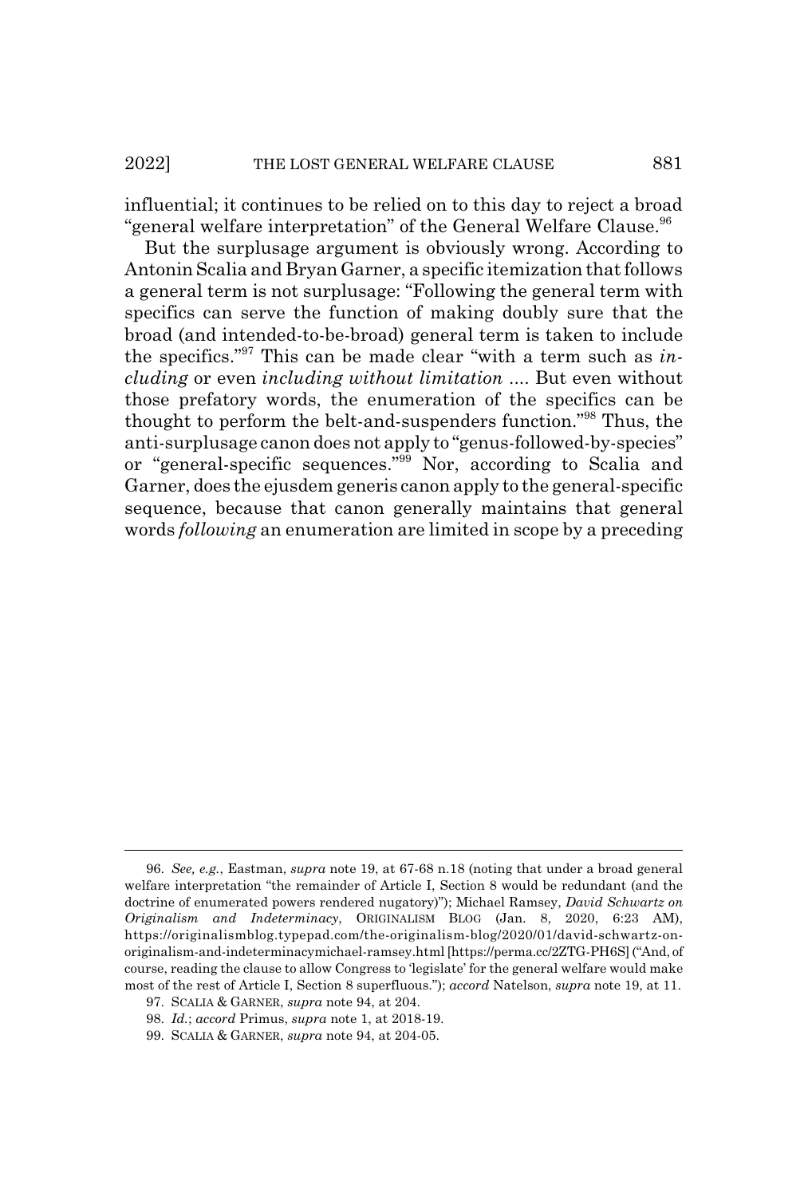influential; it continues to be relied on to this day to reject a broad "general welfare interpretation" of the General Welfare Clause.[96]

But the surplusage argument is obviously wrong. According to Antonin Scalia and Bryan Garner, a specific itemization that follows a general term is not surplusage: "Following the general term with specifics can serve the function of making doubly sure that the broad (and intended-to-be-broad) general term is taken to include the specifics."[97] This can be made clear "with a term such as *including* or even *including without limitation* .... But even without those prefatory words, the enumeration of the specifics can be thought to perform the belt-and-suspenders function."[98] Thus, the anti-surplusage canon does not apply to "genus-followed-by-species" or "general-specific sequences."[99] Nor, according to Scalia and Garner, does the ejusdem generis canon apply to the general-specific sequence, because that canon generally maintains that general words *following* an enumeration are limited in scope by a preceding

---

96. *See, e.g.*, Eastman, *supra* note 19, at 67-68 n.18 (noting that under a broad general welfare interpretation "the remainder of Article I, Section 8 would be redundant (and the doctrine of enumerated powers rendered nugatory)"); Michael Ramsey, *David Schwartz on Originalism and Indeterminacy*, ORIGINALISM BLOG (Jan. 8, 2020, 6:23 AM), https://originalismblog.typepad.com/the-originalism-blog/2020/01/david-schwartz-on-originalism-and-indeterminacymichael-ramsey.html [https://perma.cc/2ZTG-PH6S] ("And, of course, reading the clause to allow Congress to 'legislate' for the general welfare would make most of the rest of Article I, Section 8 superfluous."); *accord* Natelson, *supra* note 19, at 11.

97. SCALIA & GARNER, *supra* note 94, at 204.

98. *Id.*; *accord* Primus, *supra* note 1, at 2018-19.

99. SCALIA & GARNER, *supra* note 94, at 204-05.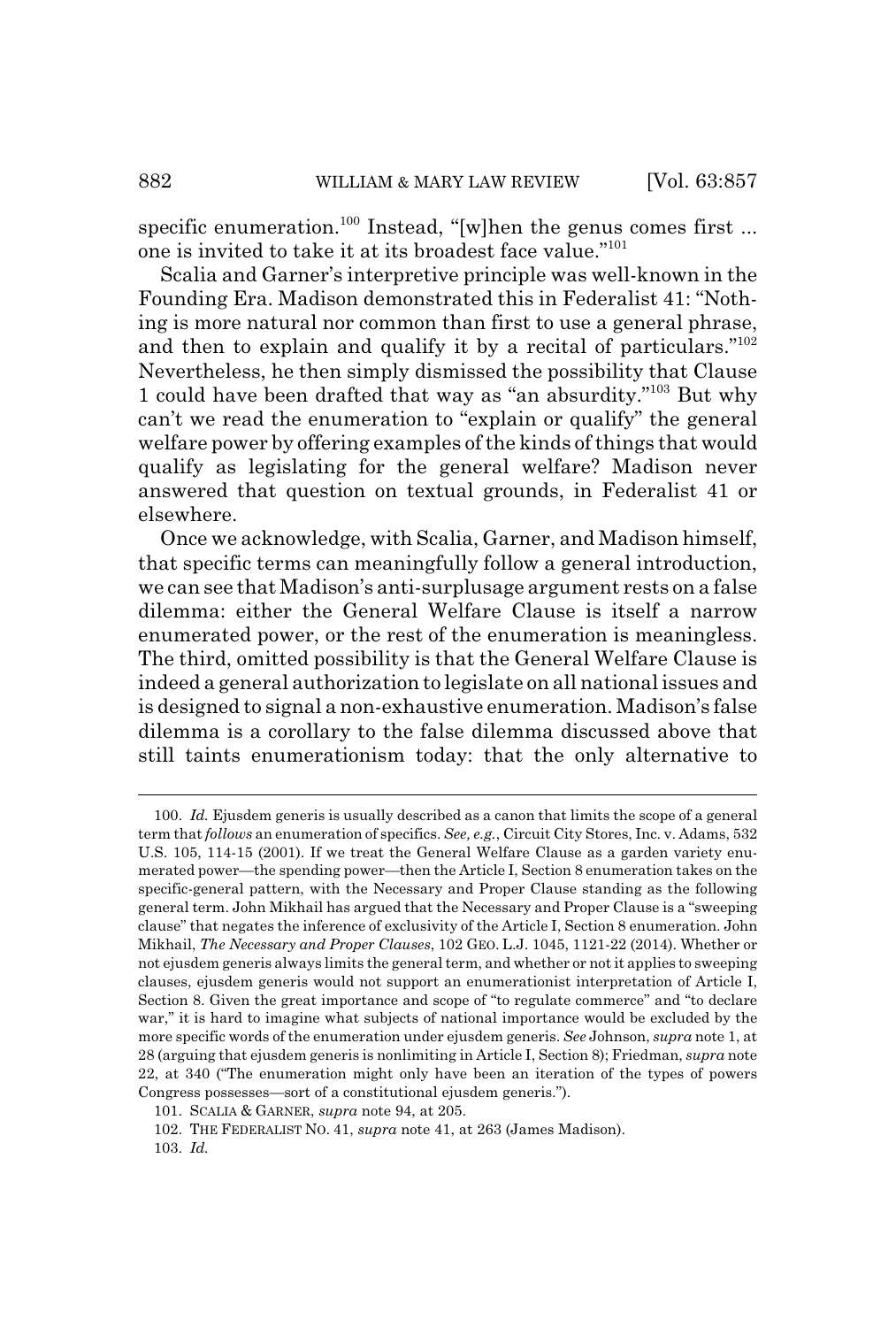specific enumeration.[100] Instead, "[w]hen the genus comes first ... one is invited to take it at its broadest face value."[101]

Scalia and Garner's interpretive principle was well-known in the Founding Era. Madison demonstrated this in Federalist 41: "Nothing is more natural nor common than first to use a general phrase, and then to explain and qualify it by a recital of particulars."[102] Nevertheless, he then simply dismissed the possibility that Clause 1 could have been drafted that way as "an absurdity."[103] But why can't we read the enumeration to "explain or qualify" the general welfare power by offering examples of the kinds of things that would qualify as legislating for the general welfare? Madison never answered that question on textual grounds, in Federalist 41 or elsewhere.

Once we acknowledge, with Scalia, Garner, and Madison himself, that specific terms can meaningfully follow a general introduction, we can see that Madison's anti-surplusage argument rests on a false dilemma: either the General Welfare Clause is itself a narrow enumerated power, or the rest of the enumeration is meaningless. The third, omitted possibility is that the General Welfare Clause is indeed a general authorization to legislate on all national issues and is designed to signal a non-exhaustive enumeration. Madison's false dilemma is a corollary to the false dilemma discussed above that still taints enumerationism today: that the only alternative to

---

100. *Id.* Ejusdem generis is usually described as a canon that limits the scope of a general term that *follows* an enumeration of specifics. *See, e.g.*, Circuit City Stores, Inc. v. Adams, 532 U.S. 105, 114-15 (2001). If we treat the General Welfare Clause as a garden variety enumerated power—the spending power—then the Article I, Section 8 enumeration takes on the specific-general pattern, with the Necessary and Proper Clause standing as the following general term. John Mikhail has argued that the Necessary and Proper Clause is a "sweeping clause" that negates the inference of exclusivity of the Article I, Section 8 enumeration. John Mikhail, *The Necessary and Proper Clauses*, 102 GEO. L.J. 1045, 1121-22 (2014). Whether or not ejusdem generis always limits the general term, and whether or not it applies to sweeping clauses, ejusdem generis would not support an enumerationist interpretation of Article I, Section 8. Given the great importance and scope of "to regulate commerce" and "to declare war," it is hard to imagine what subjects of national importance would be excluded by the more specific words of the enumeration under ejusdem generis. *See* Johnson, *supra* note 1, at 28 (arguing that ejusdem generis is nonlimiting in Article I, Section 8); Friedman, *supra* note 22, at 340 ("The enumeration might only have been an iteration of the types of powers Congress possesses—sort of a constitutional ejusdem generis.").

101. SCALIA & GARNER, *supra* note 94, at 205.

102. THE FEDERALIST NO. 41, *supra* note 41, at 263 (James Madison).

103. *Id.*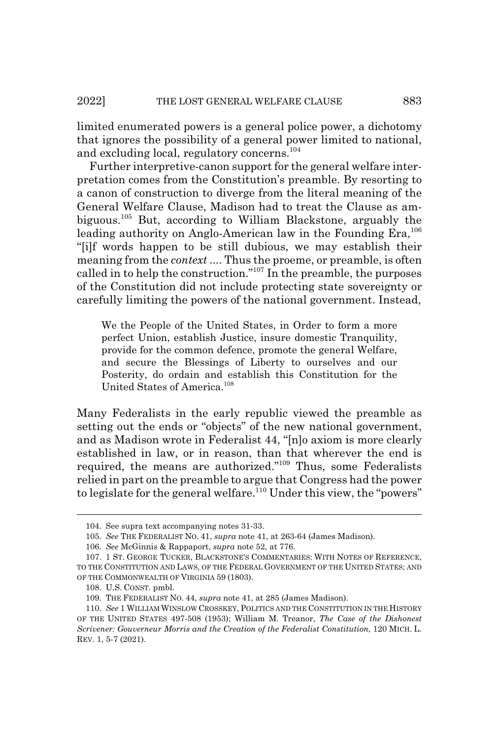limited enumerated powers is a general police power, a dichotomy that ignores the possibility of a general power limited to national, and excluding local, regulatory concerns.[104]

Further interpretive-canon support for the general welfare interpretation comes from the Constitution's preamble. By resorting to a canon of construction to diverge from the literal meaning of the General Welfare Clause, Madison had to treat the Clause as ambiguous.[105] But, according to William Blackstone, arguably the leading authority on Anglo-American law in the Founding Era,[106] "[i]f words happen to be still dubious, we may establish their meaning from the *context* .... Thus the proeme, or preamble, is often called in to help the construction."[107] In the preamble, the purposes of the Constitution did not include protecting state sovereignty or carefully limiting the powers of the national government. Instead,

> We the People of the United States, in Order to form a more perfect Union, establish Justice, insure domestic Tranquility, provide for the common defence, promote the general Welfare, and secure the Blessings of Liberty to ourselves and our Posterity, do ordain and establish this Constitution for the United States of America.[108]

Many Federalists in the early republic viewed the preamble as setting out the ends or "objects" of the new national government, and as Madison wrote in Federalist 44, "[n]o axiom is more clearly established in law, or in reason, than that wherever the end is required, the means are authorized."[109] Thus, some Federalists relied in part on the preamble to argue that Congress had the power to legislate for the general welfare.[110] Under this view, the "powers"

---

104. See supra text accompanying notes 31-33.

105. *See* THE FEDERALIST NO. 41, *supra* note 41, at 263-64 (James Madison).

106. *See* McGinnis & Rappaport, *supra* note 52, at 776.

107. 1 ST. GEORGE TUCKER, BLACKSTONE'S COMMENTARIES: WITH NOTES OF REFERENCE, TO THE CONSTITUTION AND LAWS, OF THE FEDERAL GOVERNMENT OF THE UNITED STATES; AND OF THE COMMONWEALTH OF VIRGINIA 59 (1803).

108. U.S. CONST. pmbl.

109. THE FEDERALIST NO. 44, *supra* note 41, at 285 (James Madison).

110. *See* 1 WILLIAM WINSLOW CROSSKEY, POLITICS AND THE CONSTITUTION IN THE HISTORY OF THE UNITED STATES 497-508 (1953); William M. Treanor, *The Case of the Dishonest Scrivener: Gouverneur Morris and the Creation of the Federalist Constitution*, 120 MICH. L. REV. 1, 5-7 (2021).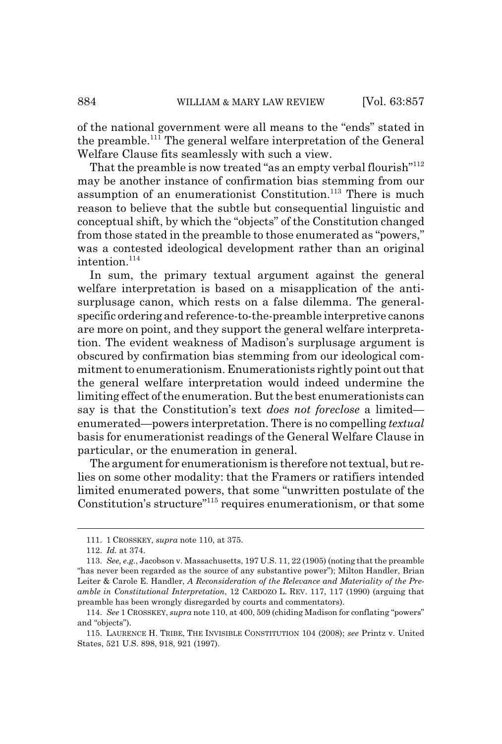of the national government were all means to the "ends" stated in the preamble.[111] The general welfare interpretation of the General Welfare Clause fits seamlessly with such a view.

That the preamble is now treated "as an empty verbal flourish"[112] may be another instance of confirmation bias stemming from our assumption of an enumerationist Constitution.[113] There is much reason to believe that the subtle but consequential linguistic and conceptual shift, by which the "objects" of the Constitution changed from those stated in the preamble to those enumerated as "powers," was a contested ideological development rather than an original intention.[114]

In sum, the primary textual argument against the general welfare interpretation is based on a misapplication of the anti-surplusage canon, which rests on a false dilemma. The general-specific ordering and reference-to-the-preamble interpretive canons are more on point, and they support the general welfare interpretation. The evident weakness of Madison's surplusage argument is obscured by confirmation bias stemming from our ideological commitment to enumerationism. Enumerationists rightly point out that the general welfare interpretation would indeed undermine the limiting effect of the enumeration. But the best enumerationists can say is that the Constitution's text *does not foreclose* a limited—enumerated—powers interpretation. There is no compelling *textual* basis for enumerationist readings of the General Welfare Clause in particular, or the enumeration in general.

The argument for enumerationism is therefore not textual, but relies on some other modality: that the Framers or ratifiers intended limited enumerated powers, that some "unwritten postulate of the Constitution's structure"[115] requires enumerationism, or that some

---

111. 1 CROSSKEY, *supra* note 110, at 375.

112. *Id.* at 374.

113. *See, e.g.*, Jacobson v. Massachusetts, 197 U.S. 11, 22 (1905) (noting that the preamble "has never been regarded as the source of any substantive power"); Milton Handler, Brian Leiter & Carole E. Handler, *A Reconsideration of the Relevance and Materiality of the Preamble in Constitutional Interpretation*, 12 CARDOZO L. REV. 117, 117 (1990) (arguing that preamble has been wrongly disregarded by courts and commentators).

114. *See* 1 CROSSKEY, *supra* note 110, at 400, 509 (chiding Madison for conflating "powers" and "objects").

115. LAURENCE H. TRIBE, THE INVISIBLE CONSTITUTION 104 (2008); *see* Printz v. United States, 521 U.S. 898, 918, 921 (1997).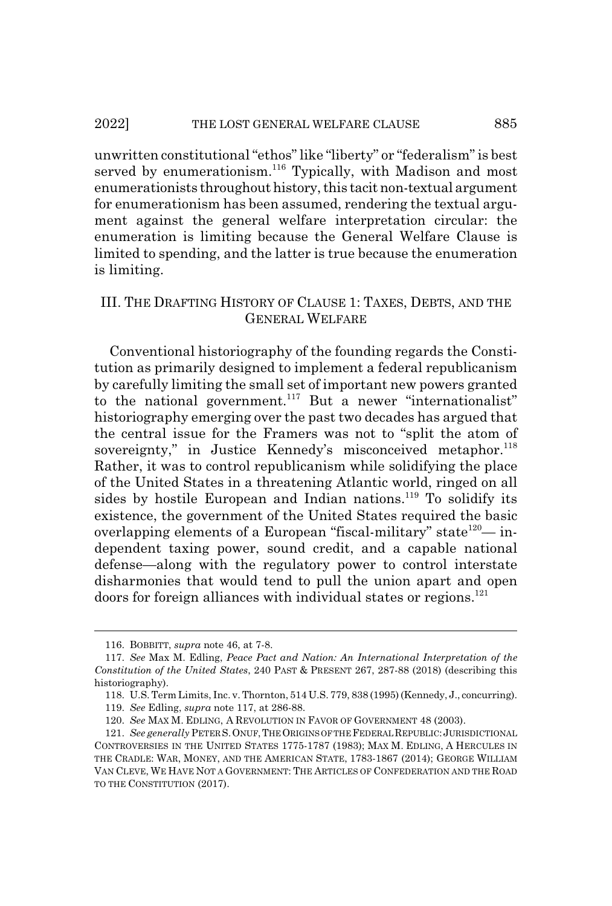unwritten constitutional "ethos" like "liberty" or "federalism" is best served by enumerationism.[116] Typically, with Madison and most enumerationists throughout history, this tacit non-textual argument for enumerationism has been assumed, rendering the textual argument against the general welfare interpretation circular: the enumeration is limiting because the General Welfare Clause is limited to spending, and the latter is true because the enumeration is limiting.

## III. THE DRAFTING HISTORY OF CLAUSE 1: TAXES, DEBTS, AND THE GENERAL WELFARE

Conventional historiography of the founding regards the Constitution as primarily designed to implement a federal republicanism by carefully limiting the small set of important new powers granted to the national government.[117] But a newer "internationalist" historiography emerging over the past two decades has argued that the central issue for the Framers was not to "split the atom of sovereignty," in Justice Kennedy's misconceived metaphor.[118] Rather, it was to control republicanism while solidifying the place of the United States in a threatening Atlantic world, ringed on all sides by hostile European and Indian nations.[119] To solidify its existence, the government of the United States required the basic overlapping elements of a European "fiscal-military" state[120]— independent taxing power, sound credit, and a capable national defense—along with the regulatory power to control interstate disharmonies that would tend to pull the union apart and open doors for foreign alliances with individual states or regions.[121]

---

116. BOBBITT, *supra* note 46, at 7-8.

117. *See* Max M. Edling, *Peace Pact and Nation: An International Interpretation of the Constitution of the United States*, 240 PAST & PRESENT 267, 287-88 (2018) (describing this historiography).

118. U.S. Term Limits, Inc. v. Thornton, 514 U.S. 779, 838 (1995) (Kennedy, J., concurring).

119. *See* Edling, *supra* note 117, at 286-88.

120. *See* MAX M. EDLING, A REVOLUTION IN FAVOR OF GOVERNMENT 48 (2003).

121. *See generally* PETER S. ONUF, THE ORIGINS OF THE FEDERAL REPUBLIC: JURISDICTIONAL CONTROVERSIES IN THE UNITED STATES 1775-1787 (1983); MAX M. EDLING, A HERCULES IN THE CRADLE: WAR, MONEY, AND THE AMERICAN STATE, 1783-1867 (2014); GEORGE WILLIAM VAN CLEVE, WE HAVE NOT A GOVERNMENT: THE ARTICLES OF CONFEDERATION AND THE ROAD TO THE CONSTITUTION (2017).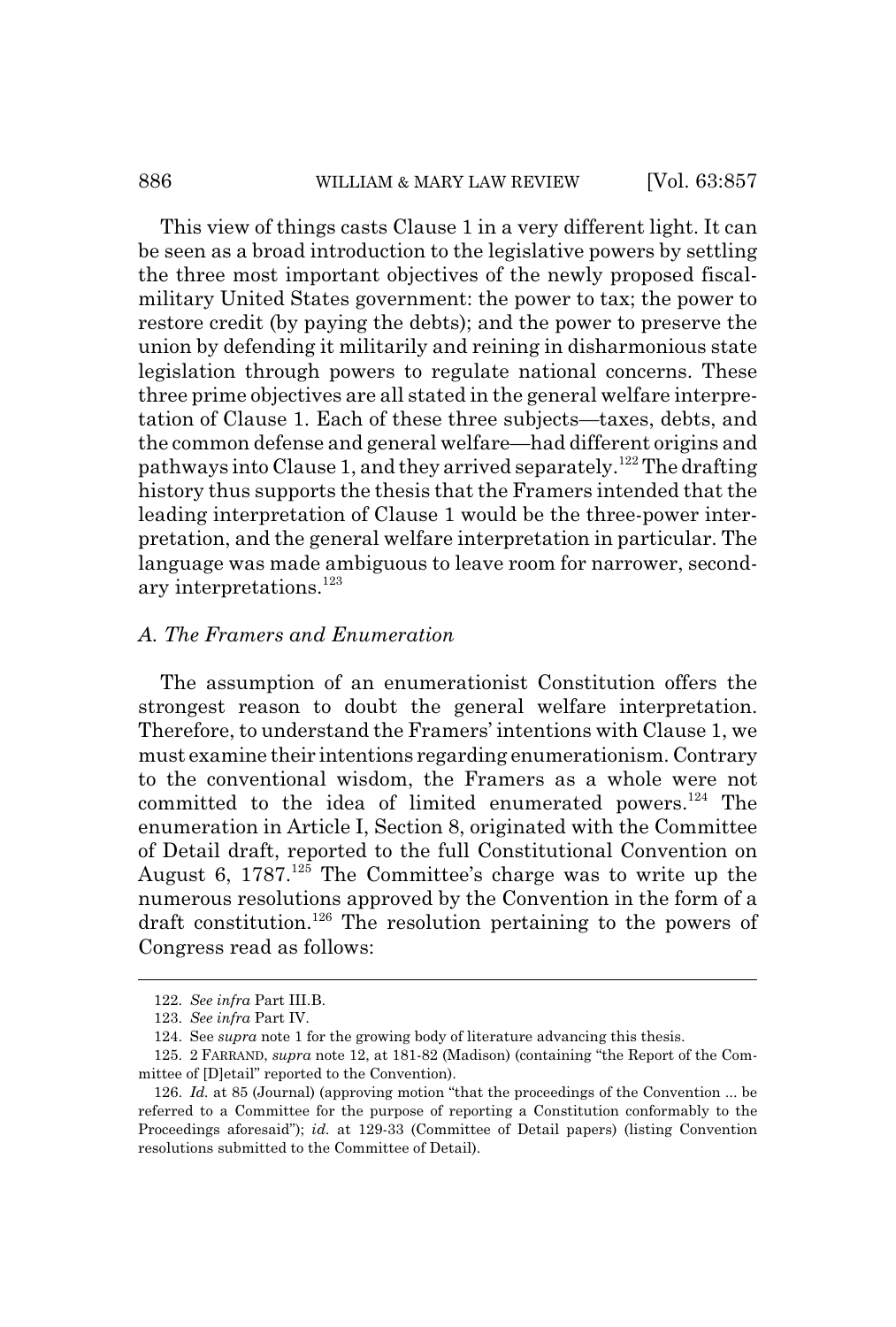This view of things casts Clause 1 in a very different light. It can be seen as a broad introduction to the legislative powers by settling the three most important objectives of the newly proposed fiscal-military United States government: the power to tax; the power to restore credit (by paying the debts); and the power to preserve the union by defending it militarily and reining in disharmonious state legislation through powers to regulate national concerns. These three prime objectives are all stated in the general welfare interpretation of Clause 1. Each of these three subjects—taxes, debts, and the common defense and general welfare—had different origins and pathways into Clause 1, and they arrived separately.[122] The drafting history thus supports the thesis that the Framers intended that the leading interpretation of Clause 1 would be the three-power interpretation, and the general welfare interpretation in particular. The language was made ambiguous to leave room for narrower, secondary interpretations.[123]

### *A. The Framers and Enumeration*

The assumption of an enumerationist Constitution offers the strongest reason to doubt the general welfare interpretation. Therefore, to understand the Framers' intentions with Clause 1, we must examine their intentions regarding enumerationism. Contrary to the conventional wisdom, the Framers as a whole were not committed to the idea of limited enumerated powers.[124] The enumeration in Article I, Section 8, originated with the Committee of Detail draft, reported to the full Constitutional Convention on August 6, 1787.[125] The Committee's charge was to write up the numerous resolutions approved by the Convention in the form of a draft constitution.[126] The resolution pertaining to the powers of Congress read as follows:

---

122. *See infra* Part III.B.

123. *See infra* Part IV.

124. See *supra* note 1 for the growing body of literature advancing this thesis.

125. 2 FARRAND, *supra* note 12, at 181-82 (Madison) (containing "the Report of the Committee of [D]etail" reported to the Convention).

126. *Id.* at 85 (Journal) (approving motion "that the proceedings of the Convention ... be referred to a Committee for the purpose of reporting a Constitution conformably to the Proceedings aforesaid"); *id.* at 129-33 (Committee of Detail papers) (listing Convention resolutions submitted to the Committee of Detail).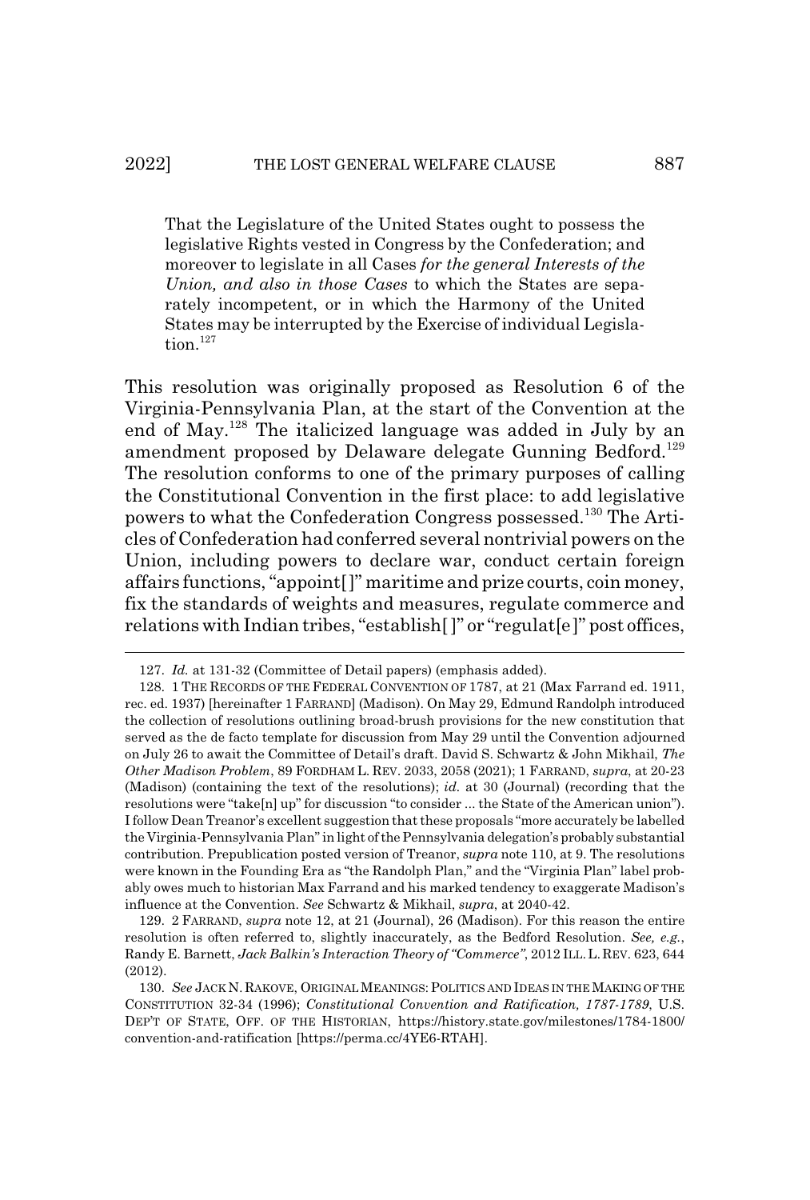> That the Legislature of the United States ought to possess the legislative Rights vested in Congress by the Confederation; and moreover to legislate in all Cases *for the general Interests of the Union, and also in those Cases* to which the States are separately incompetent, or in which the Harmony of the United States may be interrupted by the Exercise of individual Legislation.[127]

This resolution was originally proposed as Resolution 6 of the Virginia-Pennsylvania Plan, at the start of the Convention at the end of May.[128] The italicized language was added in July by an amendment proposed by Delaware delegate Gunning Bedford.[129] The resolution conforms to one of the primary purposes of calling the Constitutional Convention in the first place: to add legislative powers to what the Confederation Congress possessed.[130] The Articles of Confederation had conferred several nontrivial powers on the Union, including powers to declare war, conduct certain foreign affairs functions, "appoint[]" maritime and prize courts, coin money, fix the standards of weights and measures, regulate commerce and relations with Indian tribes, "establish[]" or "regulat[e]" post offices,

---

127. *Id.* at 131-32 (Committee of Detail papers) (emphasis added).

128. 1 THE RECORDS OF THE FEDERAL CONVENTION OF 1787, at 21 (Max Farrand ed. 1911, rec. ed. 1937) [hereinafter 1 FARRAND] (Madison). On May 29, Edmund Randolph introduced the collection of resolutions outlining broad-brush provisions for the new constitution that served as the de facto template for discussion from May 29 until the Convention adjourned on July 26 to await the Committee of Detail's draft. David S. Schwartz & John Mikhail, *The Other Madison Problem*, 89 FORDHAM L. REV. 2033, 2058 (2021); 1 FARRAND, *supra*, at 20-23 (Madison) (containing the text of the resolutions); *id.* at 30 (Journal) (recording that the resolutions were "take[n] up" for discussion "to consider ... the State of the American union"). I follow Dean Treanor's excellent suggestion that these proposals "more accurately be labelled the Virginia-Pennsylvania Plan" in light of the Pennsylvania delegation's probably substantial contribution. Prepublication posted version of Treanor, *supra* note 110, at 9. The resolutions were known in the Founding Era as "the Randolph Plan," and the "Virginia Plan" label probably owes much to historian Max Farrand and his marked tendency to exaggerate Madison's influence at the Convention. *See* Schwartz & Mikhail, *supra*, at 2040-42.

129. 2 FARRAND, *supra* note 12, at 21 (Journal), 26 (Madison). For this reason the entire resolution is often referred to, slightly inaccurately, as the Bedford Resolution. *See, e.g.*, Randy E. Barnett, *Jack Balkin's Interaction Theory of "Commerce"*, 2012 ILL. L. REV. 623, 644 (2012).

130. *See* JACK N. RAKOVE, ORIGINAL MEANINGS: POLITICS AND IDEAS IN THE MAKING OF THE CONSTITUTION 32-34 (1996); *Constitutional Convention and Ratification, 1787-1789*, U.S. DEP'T OF STATE, OFF. OF THE HISTORIAN, https://history.state.gov/milestones/1784-1800/convention-and-ratification [https://perma.cc/4YE6-RTAH].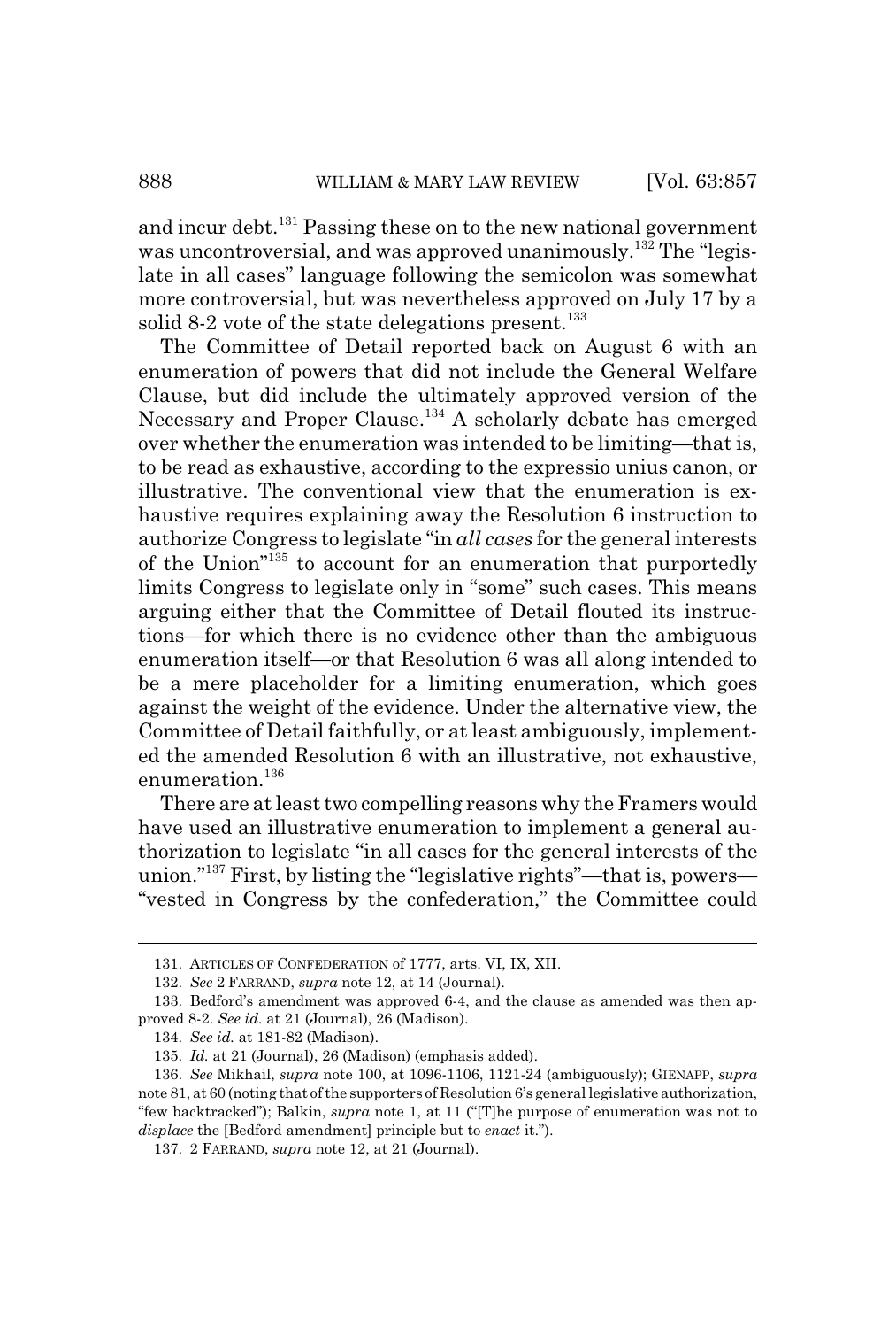and incur debt.[131] Passing these on to the new national government was uncontroversial, and was approved unanimously.[132] The "legislate in all cases" language following the semicolon was somewhat more controversial, but was nevertheless approved on July 17 by a solid 8-2 vote of the state delegations present.[133]

The Committee of Detail reported back on August 6 with an enumeration of powers that did not include the General Welfare Clause, but did include the ultimately approved version of the Necessary and Proper Clause.[134] A scholarly debate has emerged over whether the enumeration was intended to be limiting—that is, to be read as exhaustive, according to the expressio unius canon, or illustrative. The conventional view that the enumeration is exhaustive requires explaining away the Resolution 6 instruction to authorize Congress to legislate "in *all cases* for the general interests of the Union"[135] to account for an enumeration that purportedly limits Congress to legislate only in "some" such cases. This means arguing either that the Committee of Detail flouted its instructions—for which there is no evidence other than the ambiguous enumeration itself—or that Resolution 6 was all along intended to be a mere placeholder for a limiting enumeration, which goes against the weight of the evidence. Under the alternative view, the Committee of Detail faithfully, or at least ambiguously, implemented the amended Resolution 6 with an illustrative, not exhaustive, enumeration.[136]

There are at least two compelling reasons why the Framers would have used an illustrative enumeration to implement a general authorization to legislate "in all cases for the general interests of the union."[137] First, by listing the "legislative rights"—that is, powers—"vested in Congress by the confederation," the Committee could

---

131. ARTICLES OF CONFEDERATION of 1777, arts. VI, IX, XII.

132. *See* 2 FARRAND, *supra* note 12, at 14 (Journal).

133. Bedford's amendment was approved 6-4, and the clause as amended was then approved 8-2. *See id.* at 21 (Journal), 26 (Madison).

134. *See id.* at 181-82 (Madison).

135. *Id.* at 21 (Journal), 26 (Madison) (emphasis added).

136. *See* Mikhail, *supra* note 100, at 1096-1106, 1121-24 (ambiguously); GIENAPP, *supra* note 81, at 60 (noting that of the supporters of Resolution 6's general legislative authorization, "few backtracked"); Balkin, *supra* note 1, at 11 ("[T]he purpose of enumeration was not to *displace* the [Bedford amendment] principle but to *enact* it.").

137. 2 FARRAND, *supra* note 12, at 21 (Journal).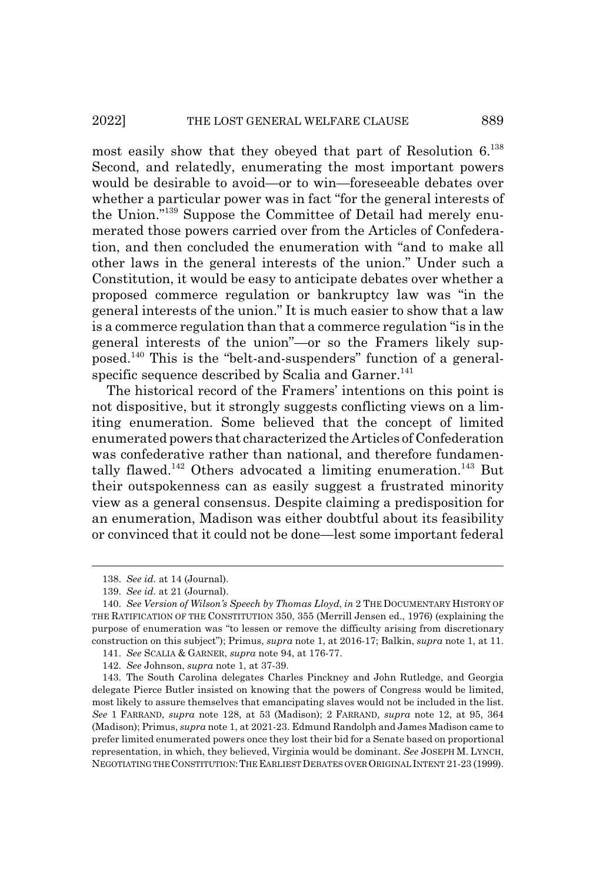most easily show that they obeyed that part of Resolution 6.[138] Second, and relatedly, enumerating the most important powers would be desirable to avoid—or to win—foreseeable debates over whether a particular power was in fact "for the general interests of the Union."[139] Suppose the Committee of Detail had merely enumerated those powers carried over from the Articles of Confederation, and then concluded the enumeration with "and to make all other laws in the general interests of the union." Under such a Constitution, it would be easy to anticipate debates over whether a proposed commerce regulation or bankruptcy law was "in the general interests of the union." It is much easier to show that a law is a commerce regulation than that a commerce regulation "is in the general interests of the union"—or so the Framers likely supposed.[140] This is the "belt-and-suspenders" function of a general-specific sequence described by Scalia and Garner.[141]

The historical record of the Framers' intentions on this point is not dispositive, but it strongly suggests conflicting views on a limiting enumeration. Some believed that the concept of limited enumerated powers that characterized the Articles of Confederation was confederative rather than national, and therefore fundamentally flawed.[142] Others advocated a limiting enumeration.[143] But their outspokenness can as easily suggest a frustrated minority view as a general consensus. Despite claiming a predisposition for an enumeration, Madison was either doubtful about its feasibility or convinced that it could not be done—lest some important federal

---

138. *See id.* at 14 (Journal).

139. *See id.* at 21 (Journal).

140. *See Version of Wilson's Speech by Thomas Lloyd*, *in* 2 THE DOCUMENTARY HISTORY OF THE RATIFICATION OF THE CONSTITUTION 350, 355 (Merrill Jensen ed., 1976) (explaining the purpose of enumeration was "to lessen or remove the difficulty arising from discretionary construction on this subject"); Primus, *supra* note 1, at 2016-17; Balkin, *supra* note 1, at 11.

141. *See* SCALIA & GARNER, *supra* note 94, at 176-77.

142. *See* Johnson, *supra* note 1, at 37-39.

143. The South Carolina delegates Charles Pinckney and John Rutledge, and Georgia delegate Pierce Butler insisted on knowing that the powers of Congress would be limited, most likely to assure themselves that emancipating slaves would not be included in the list. *See* 1 FARRAND, *supra* note 128, at 53 (Madison); 2 FARRAND, *supra* note 12, at 95, 364 (Madison); Primus, *supra* note 1, at 2021-23. Edmund Randolph and James Madison came to prefer limited enumerated powers once they lost their bid for a Senate based on proportional representation, in which, they believed, Virginia would be dominant. *See* JOSEPH M. LYNCH, NEGOTIATING THE CONSTITUTION: THE EARLIEST DEBATES OVER ORIGINAL INTENT 21-23 (1999).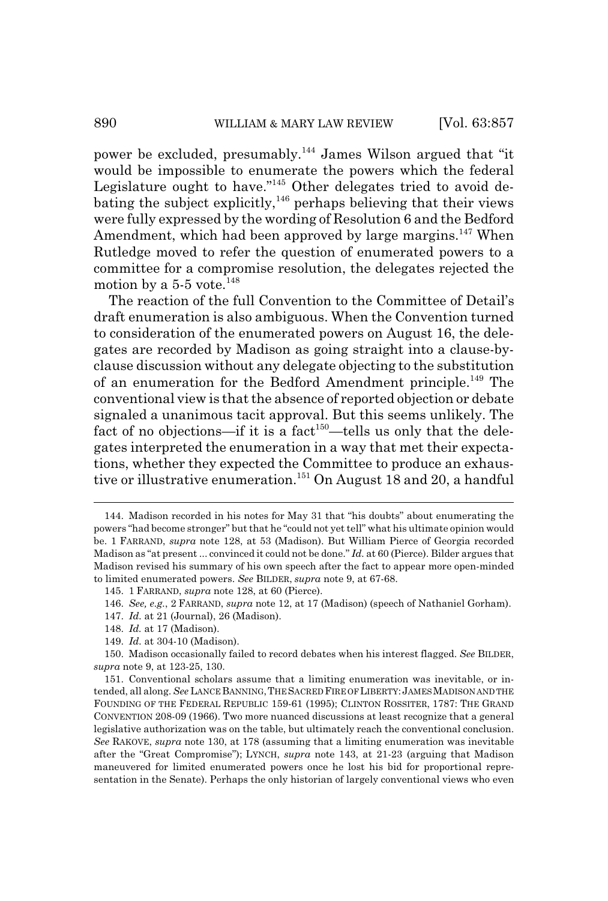power be excluded, presumably.[144] James Wilson argued that "it would be impossible to enumerate the powers which the federal Legislature ought to have."[145] Other delegates tried to avoid debating the subject explicitly,[146] perhaps believing that their views were fully expressed by the wording of Resolution 6 and the Bedford Amendment, which had been approved by large margins.[147] When Rutledge moved to refer the question of enumerated powers to a committee for a compromise resolution, the delegates rejected the motion by a 5-5 vote.[148]

The reaction of the full Convention to the Committee of Detail's draft enumeration is also ambiguous. When the Convention turned to consideration of the enumerated powers on August 16, the delegates are recorded by Madison as going straight into a clause-by-clause discussion without any delegate objecting to the substitution of an enumeration for the Bedford Amendment principle.[149] The conventional view is that the absence of reported objection or debate signaled a unanimous tacit approval. But this seems unlikely. The fact of no objections—if it is a fact[150]—tells us only that the delegates interpreted the enumeration in a way that met their expectations, whether they expected the Committee to produce an exhaustive or illustrative enumeration.[151] On August 18 and 20, a handful

---

144. Madison recorded in his notes for May 31 that "his doubts" about enumerating the powers "had become stronger" but that he "could not yet tell" what his ultimate opinion would be. 1 FARRAND, *supra* note 128, at 53 (Madison). But William Pierce of Georgia recorded Madison as "at present ... convinced it could not be done." *Id.* at 60 (Pierce). Bilder argues that Madison revised his summary of his own speech after the fact to appear more open-minded to limited enumerated powers. *See* BILDER, *supra* note 9, at 67-68.

145. 1 FARRAND, *supra* note 128, at 60 (Pierce).

146. *See, e.g.*, 2 FARRAND, *supra* note 12, at 17 (Madison) (speech of Nathaniel Gorham).

147. *Id.* at 21 (Journal), 26 (Madison).

148. *Id.* at 17 (Madison).

149. *Id.* at 304-10 (Madison).

150. Madison occasionally failed to record debates when his interest flagged. *See* BILDER, *supra* note 9, at 123-25, 130.

151. Conventional scholars assume that a limiting enumeration was inevitable, or intended, all along. *See* LANCE BANNING, THE SACRED FIRE OF LIBERTY: JAMES MADISON AND THE FOUNDING OF THE FEDERAL REPUBLIC 159-61 (1995); CLINTON ROSSITER, 1787: THE GRAND CONVENTION 208-09 (1966). Two more nuanced discussions at least recognize that a general legislative authorization was on the table, but ultimately reach the conventional conclusion. *See* RAKOVE, *supra* note 130, at 178 (assuming that a limiting enumeration was inevitable after the "Great Compromise"); LYNCH, *supra* note 143, at 21-23 (arguing that Madison maneuvered for limited enumerated powers once he lost his bid for proportional representation in the Senate). Perhaps the only historian of largely conventional views who even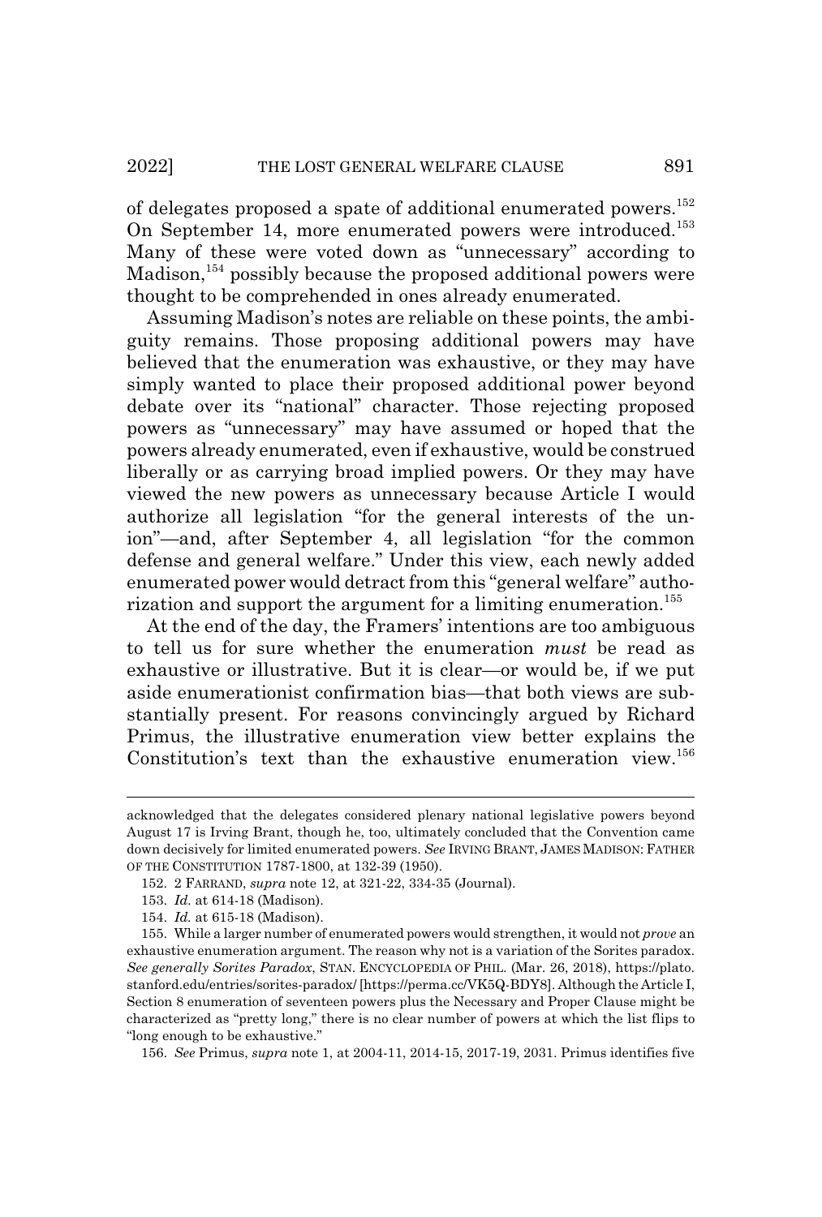of delegates proposed a spate of additional enumerated powers.[152] On September 14, more enumerated powers were introduced.[153] Many of these were voted down as "unnecessary" according to Madison,[154] possibly because the proposed additional powers were thought to be comprehended in ones already enumerated.

Assuming Madison's notes are reliable on these points, the ambiguity remains. Those proposing additional powers may have believed that the enumeration was exhaustive, or they may have simply wanted to place their proposed additional power beyond debate over its "national" character. Those rejecting proposed powers as "unnecessary" may have assumed or hoped that the powers already enumerated, even if exhaustive, would be construed liberally or as carrying broad implied powers. Or they may have viewed the new powers as unnecessary because Article I would authorize all legislation "for the general interests of the union"—and, after September 4, all legislation "for the common defense and general welfare." Under this view, each newly added enumerated power would detract from this "general welfare" authorization and support the argument for a limiting enumeration.[155]

At the end of the day, the Framers' intentions are too ambiguous to tell us for sure whether the enumeration *must* be read as exhaustive or illustrative. But it is clear—or would be, if we put aside enumerationist confirmation bias—that both views are substantially present. For reasons convincingly argued by Richard Primus, the illustrative enumeration view better explains the Constitution's text than the exhaustive enumeration view.[156]

---

acknowledged that the delegates considered plenary national legislative powers beyond August 17 is Irving Brant, though he, too, ultimately concluded that the Convention came down decisively for limited enumerated powers. *See* IRVING BRANT, JAMES MADISON: FATHER OF THE CONSTITUTION 1787-1800, at 132-39 (1950).

152. 2 FARRAND, *supra* note 12, at 321-22, 334-35 (Journal).

153. *Id.* at 614-18 (Madison).

154. *Id.* at 615-18 (Madison).

155. While a larger number of enumerated powers would strengthen, it would not *prove* an exhaustive enumeration argument. The reason why not is a variation of the Sorites paradox. *See generally Sorites Paradox*, STAN. ENCYCLOPEDIA OF PHIL. (Mar. 26, 2018), https://plato.stanford.edu/entries/sorites-paradox/ [https://perma.cc/VK5Q-BDY8]. Although the Article I, Section 8 enumeration of seventeen powers plus the Necessary and Proper Clause might be characterized as "pretty long," there is no clear number of powers at which the list flips to "long enough to be exhaustive."

156. *See* Primus, *supra* note 1, at 2004-11, 2014-15, 2017-19, 2031. Primus identifies five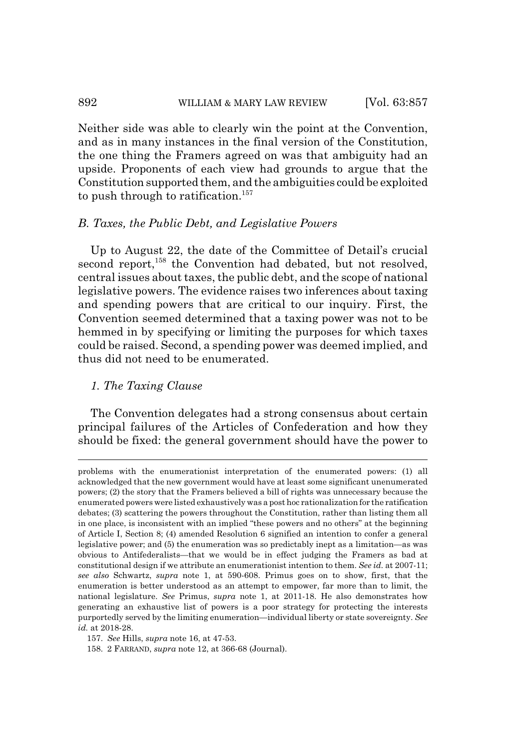Neither side was able to clearly win the point at the Convention, and as in many instances in the final version of the Constitution, the one thing the Framers agreed on was that ambiguity had an upside. Proponents of each view had grounds to argue that the Constitution supported them, and the ambiguities could be exploited to push through to ratification.[157]

### *B. Taxes, the Public Debt, and Legislative Powers*

Up to August 22, the date of the Committee of Detail's crucial second report,[158] the Convention had debated, but not resolved, central issues about taxes, the public debt, and the scope of national legislative powers. The evidence raises two inferences about taxing and spending powers that are critical to our inquiry. First, the Convention seemed determined that a taxing power was not to be hemmed in by specifying or limiting the purposes for which taxes could be raised. Second, a spending power was deemed implied, and thus did not need to be enumerated.

#### *1. The Taxing Clause*

The Convention delegates had a strong consensus about certain principal failures of the Articles of Confederation and how they should be fixed: the general government should have the power to

---

problems with the enumerationist interpretation of the enumerated powers: (1) all acknowledged that the new government would have at least some significant unenumerated powers; (2) the story that the Framers believed a bill of rights was unnecessary because the enumerated powers were listed exhaustively was a post hoc rationalization for the ratification debates; (3) scattering the powers throughout the Constitution, rather than listing them all in one place, is inconsistent with an implied "these powers and no others" at the beginning of Article I, Section 8; (4) amended Resolution 6 signified an intention to confer a general legislative power; and (5) the enumeration was so predictably inept as a limitation—as was obvious to Antifederalists—that we would be in effect judging the Framers as bad at constitutional design if we attribute an enumerationist intention to them. *See id.* at 2007-11; *see also* Schwartz, *supra* note 1, at 590-608. Primus goes on to show, first, that the enumeration is better understood as an attempt to empower, far more than to limit, the national legislature. *See* Primus, *supra* note 1, at 2011-18. He also demonstrates how generating an exhaustive list of powers is a poor strategy for protecting the interests purportedly served by the limiting enumeration—individual liberty or state sovereignty. *See id.* at 2018-28.

157. *See* Hills, *supra* note 16, at 47-53.

158. 2 FARRAND, *supra* note 12, at 366-68 (Journal).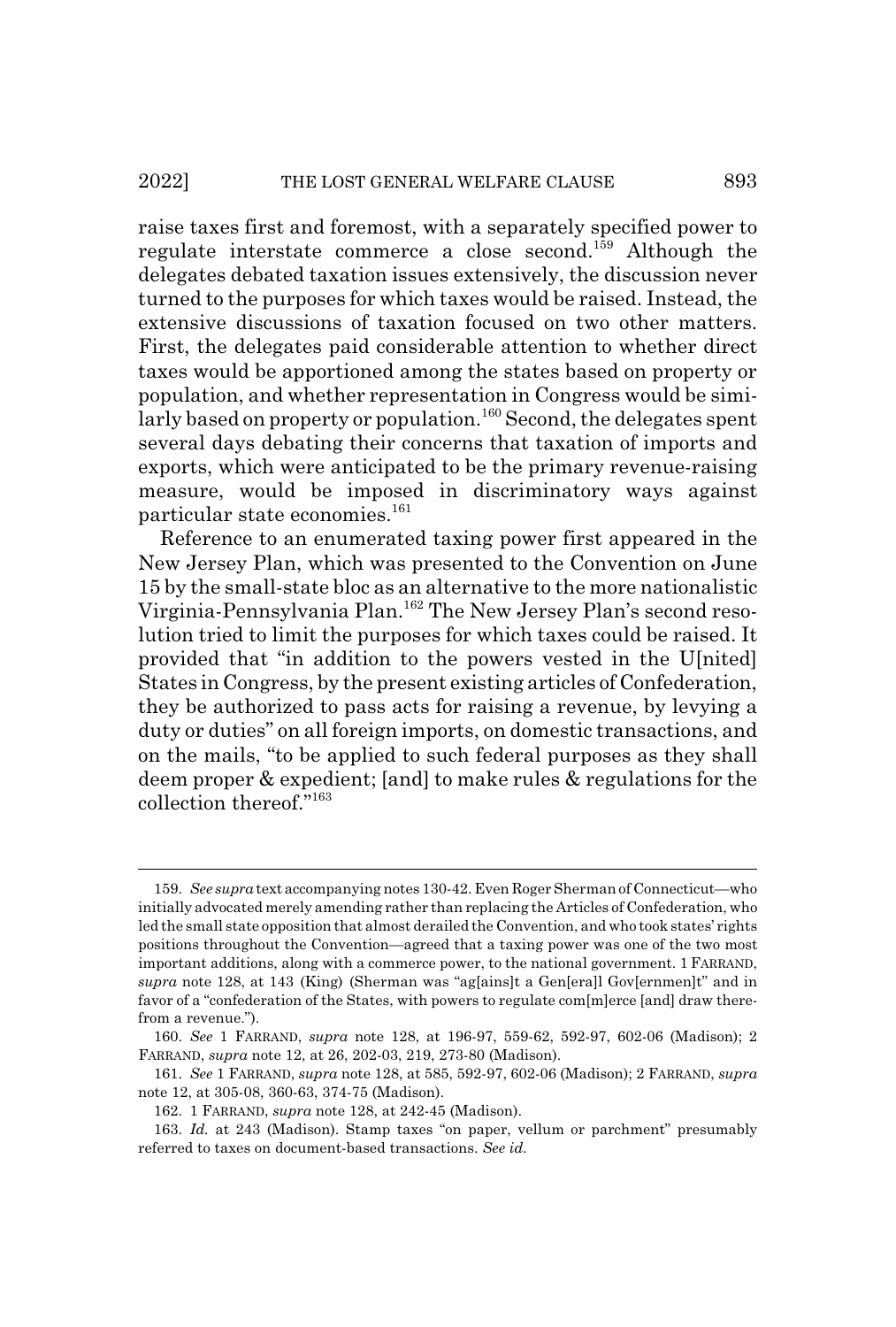raise taxes first and foremost, with a separately specified power to regulate interstate commerce a close second.[159] Although the delegates debated taxation issues extensively, the discussion never turned to the purposes for which taxes would be raised. Instead, the extensive discussions of taxation focused on two other matters. First, the delegates paid considerable attention to whether direct taxes would be apportioned among the states based on property or population, and whether representation in Congress would be similarly based on property or population.[160] Second, the delegates spent several days debating their concerns that taxation of imports and exports, which were anticipated to be the primary revenue-raising measure, would be imposed in discriminatory ways against particular state economies.[161]

Reference to an enumerated taxing power first appeared in the New Jersey Plan, which was presented to the Convention on June 15 by the small-state bloc as an alternative to the more nationalistic Virginia-Pennsylvania Plan.[162] The New Jersey Plan's second resolution tried to limit the purposes for which taxes could be raised. It provided that "in addition to the powers vested in the U[nited] States in Congress, by the present existing articles of Confederation, they be authorized to pass acts for raising a revenue, by levying a duty or duties" on all foreign imports, on domestic transactions, and on the mails, "to be applied to such federal purposes as they shall deem proper & expedient; [and] to make rules & regulations for the collection thereof."[163]

---

159. *See supra* text accompanying notes 130-42. Even Roger Sherman of Connecticut—who initially advocated merely amending rather than replacing the Articles of Confederation, who led the small state opposition that almost derailed the Convention, and who took states' rights positions throughout the Convention—agreed that a taxing power was one of the two most important additions, along with a commerce power, to the national government. 1 FARRAND, *supra* note 128, at 143 (King) (Sherman was "ag[ains]t a Gen[era]l Gov[ernmen]t" and in favor of a "confederation of the States, with powers to regulate com[m]erce [and] draw therefrom a revenue.").

160. *See* 1 FARRAND, *supra* note 128, at 196-97, 559-62, 592-97, 602-06 (Madison); 2 FARRAND, *supra* note 12, at 26, 202-03, 219, 273-80 (Madison).

161. *See* 1 FARRAND, *supra* note 128, at 585, 592-97, 602-06 (Madison); 2 FARRAND, *supra* note 12, at 305-08, 360-63, 374-75 (Madison).

162. 1 FARRAND, *supra* note 128, at 242-45 (Madison).

163. *Id.* at 243 (Madison). Stamp taxes "on paper, vellum or parchment" presumably referred to taxes on document-based transactions. *See id.*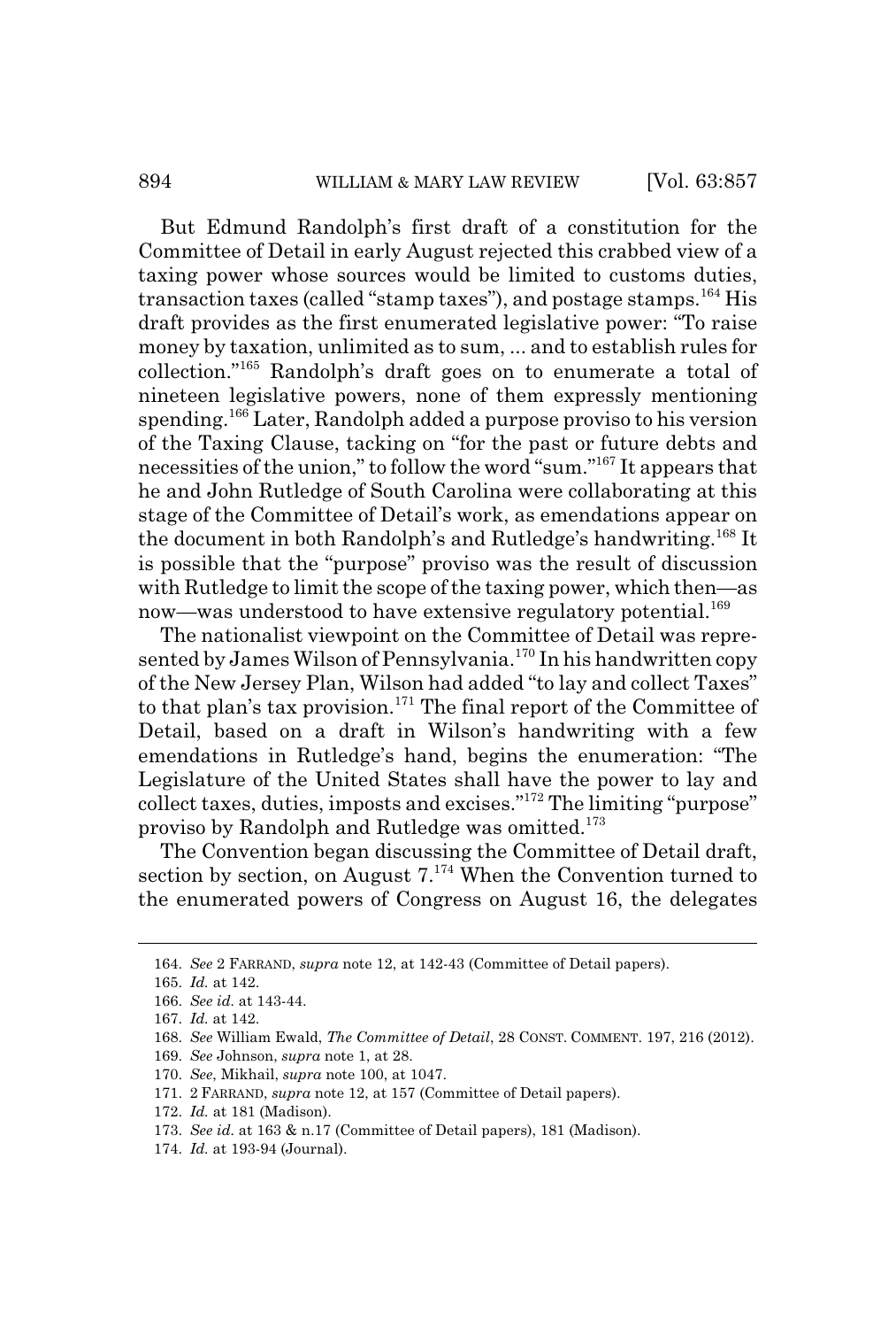But Edmund Randolph's first draft of a constitution for the Committee of Detail in early August rejected this crabbed view of a taxing power whose sources would be limited to customs duties, transaction taxes (called "stamp taxes"), and postage stamps.[164] His draft provides as the first enumerated legislative power: "To raise money by taxation, unlimited as to sum, ... and to establish rules for collection."[165] Randolph's draft goes on to enumerate a total of nineteen legislative powers, none of them expressly mentioning spending.[166] Later, Randolph added a purpose proviso to his version of the Taxing Clause, tacking on "for the past or future debts and necessities of the union," to follow the word "sum."[167] It appears that he and John Rutledge of South Carolina were collaborating at this stage of the Committee of Detail's work, as emendations appear on the document in both Randolph's and Rutledge's handwriting.[168] It is possible that the "purpose" proviso was the result of discussion with Rutledge to limit the scope of the taxing power, which then—as now—was understood to have extensive regulatory potential.[169]

The nationalist viewpoint on the Committee of Detail was represented by James Wilson of Pennsylvania.[170] In his handwritten copy of the New Jersey Plan, Wilson had added "to lay and collect Taxes" to that plan's tax provision.[171] The final report of the Committee of Detail, based on a draft in Wilson's handwriting with a few emendations in Rutledge's hand, begins the enumeration: "The Legislature of the United States shall have the power to lay and collect taxes, duties, imposts and excises."[172] The limiting "purpose" proviso by Randolph and Rutledge was omitted.[173]

The Convention began discussing the Committee of Detail draft, section by section, on August 7.[174] When the Convention turned to the enumerated powers of Congress on August 16, the delegates

---

164. *See* 2 FARRAND, *supra* note 12, at 142-43 (Committee of Detail papers).

165. *Id.* at 142.

166. *See id.* at 143-44.

167. *Id.* at 142.

168. *See* William Ewald, *The Committee of Detail*, 28 CONST. COMMENT. 197, 216 (2012).

169. *See* Johnson, *supra* note 1, at 28.

170. *See*, Mikhail, *supra* note 100, at 1047.

171. 2 FARRAND, *supra* note 12, at 157 (Committee of Detail papers).

172. *Id.* at 181 (Madison).

173. *See id.* at 163 & n.17 (Committee of Detail papers), 181 (Madison).

174. *Id.* at 193-94 (Journal).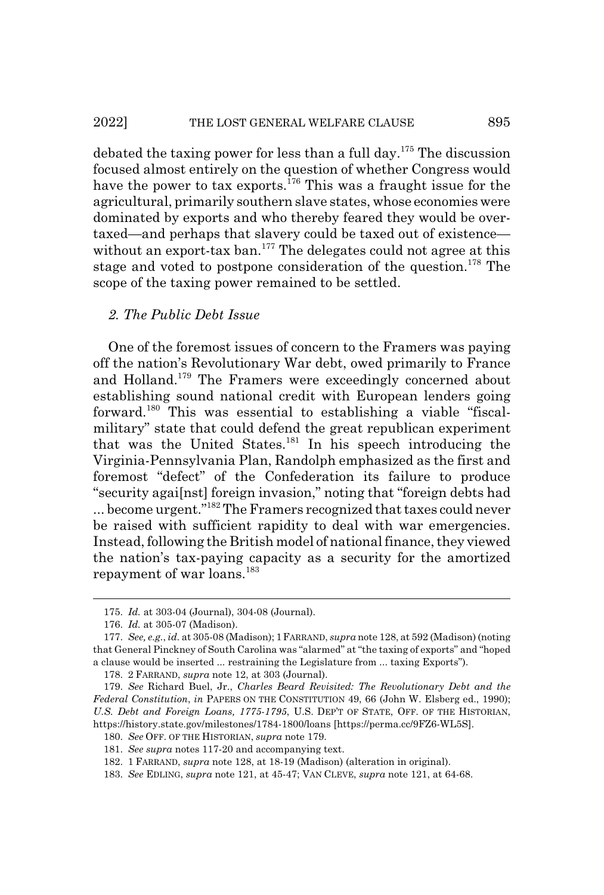debated the taxing power for less than a full day.[175] The discussion focused almost entirely on the question of whether Congress would have the power to tax exports.[176] This was a fraught issue for the agricultural, primarily southern slave states, whose economies were dominated by exports and who thereby feared they would be over-taxed—and perhaps that slavery could be taxed out of existence—without an export-tax ban.[177] The delegates could not agree at this stage and voted to postpone consideration of the question.[178] The scope of the taxing power remained to be settled.

### *2. The Public Debt Issue*

One of the foremost issues of concern to the Framers was paying off the nation's Revolutionary War debt, owed primarily to France and Holland.[179] The Framers were exceedingly concerned about establishing sound national credit with European lenders going forward.[180] This was essential to establishing a viable "fiscal-military" state that could defend the great republican experiment that was the United States.[181] In his speech introducing the Virginia-Pennsylvania Plan, Randolph emphasized as the first and foremost "defect" of the Confederation its failure to produce "security agai[nst] foreign invasion," noting that "foreign debts had ... become urgent."[182] The Framers recognized that taxes could never be raised with sufficient rapidity to deal with war emergencies. Instead, following the British model of national finance, they viewed the nation's tax-paying capacity as a security for the amortized repayment of war loans.[183]

---

175. *Id.* at 303-04 (Journal), 304-08 (Journal).

176. *Id.* at 305-07 (Madison).

177. *See, e.g.*, *id.* at 305-08 (Madison); 1 FARRAND, *supra* note 128, at 592 (Madison) (noting that General Pinckney of South Carolina was "alarmed" at "the taxing of exports" and "hoped a clause would be inserted ... restraining the Legislature from ... taxing Exports").

178. 2 FARRAND, *supra* note 12, at 303 (Journal).

179. *See* Richard Buel, Jr., *Charles Beard Revisited: The Revolutionary Debt and the Federal Constitution*, *in* PAPERS ON THE CONSTITUTION 49, 66 (John W. Elsberg ed., 1990); *U.S. Debt and Foreign Loans, 1775-1795*, U.S. DEP'T OF STATE, OFF. OF THE HISTORIAN, https://history.state.gov/milestones/1784-1800/loans [https://perma.cc/9FZ6-WL5S].

180. *See* OFF. OF THE HISTORIAN, *supra* note 179.

181. *See supra* notes 117-20 and accompanying text.

182. 1 FARRAND, *supra* note 128, at 18-19 (Madison) (alteration in original).

183. *See* EDLING, *supra* note 121, at 45-47; VAN CLEVE, *supra* note 121, at 64-68.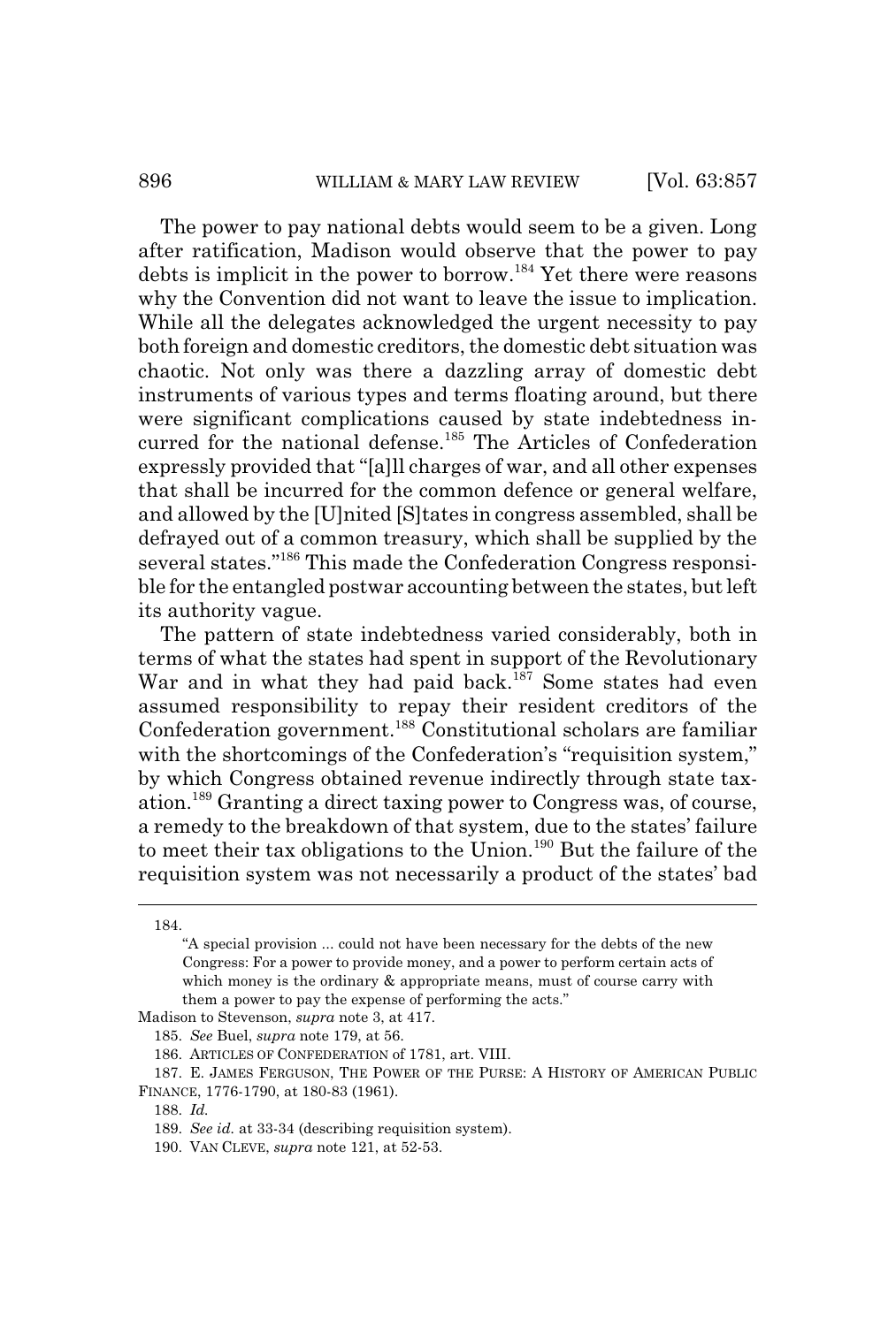The power to pay national debts would seem to be a given. Long after ratification, Madison would observe that the power to pay debts is implicit in the power to borrow.[184] Yet there were reasons why the Convention did not want to leave the issue to implication. While all the delegates acknowledged the urgent necessity to pay both foreign and domestic creditors, the domestic debt situation was chaotic. Not only was there a dazzling array of domestic debt instruments of various types and terms floating around, but there were significant complications caused by state indebtedness incurred for the national defense.[185] The Articles of Confederation expressly provided that "[a]ll charges of war, and all other expenses that shall be incurred for the common defence or general welfare, and allowed by the [U]nited [S]tates in congress assembled, shall be defrayed out of a common treasury, which shall be supplied by the several states."[186] This made the Confederation Congress responsible for the entangled postwar accounting between the states, but left its authority vague.

The pattern of state indebtedness varied considerably, both in terms of what the states had spent in support of the Revolutionary War and in what they had paid back.[187] Some states had even assumed responsibility to repay their resident creditors of the Confederation government.[188] Constitutional scholars are familiar with the shortcomings of the Confederation's "requisition system," by which Congress obtained revenue indirectly through state taxation.[189] Granting a direct taxing power to Congress was, of course, a remedy to the breakdown of that system, due to the states' failure to meet their tax obligations to the Union.[190] But the failure of the requisition system was not necessarily a product of the states' bad

---

184.

> "A special provision ... could not have been necessary for the debts of the new Congress: For a power to provide money, and a power to perform certain acts of which money is the ordinary & appropriate means, must of course carry with them a power to pay the expense of performing the acts."

Madison to Stevenson, *supra* note 3, at 417.

185. *See* Buel, *supra* note 179, at 56.

186. ARTICLES OF CONFEDERATION of 1781, art. VIII.

187. E. JAMES FERGUSON, THE POWER OF THE PURSE: A HISTORY OF AMERICAN PUBLIC FINANCE, 1776-1790, at 180-83 (1961).

188. *Id.*

189. *See id.* at 33-34 (describing requisition system).

190. VAN CLEVE, *supra* note 121, at 52-53.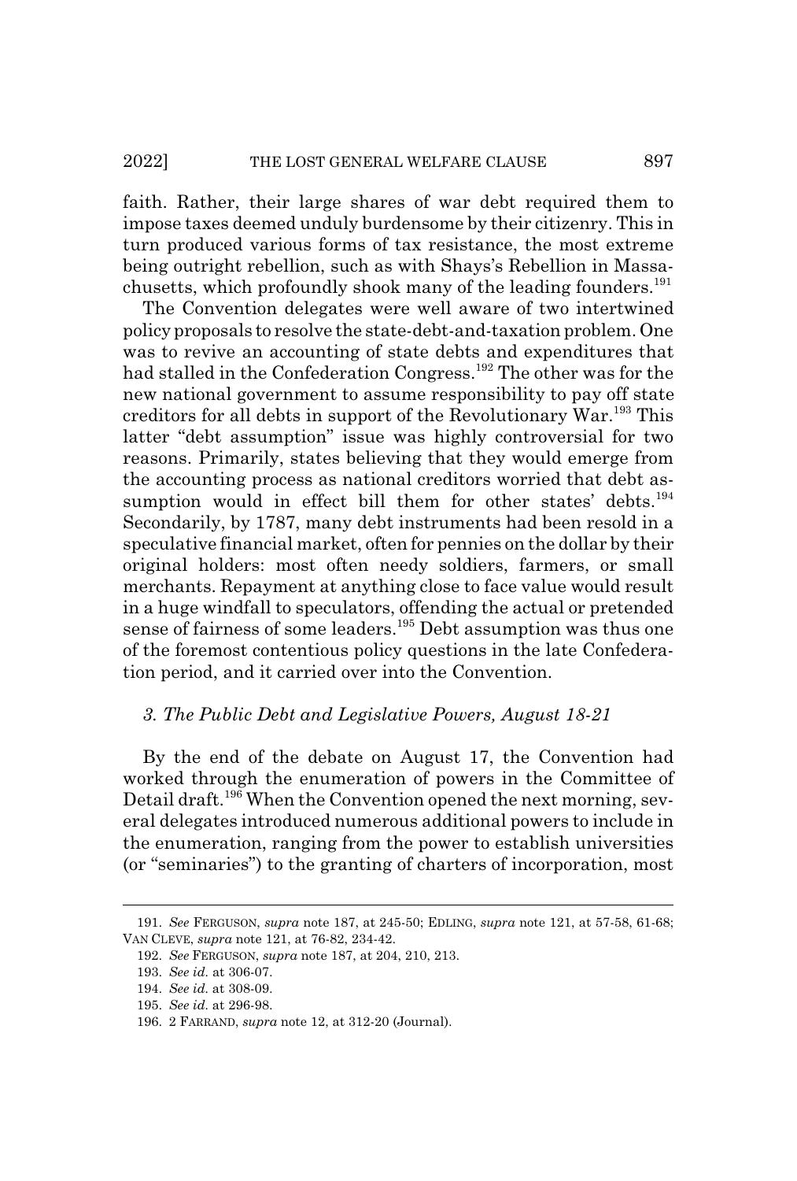faith. Rather, their large shares of war debt required them to impose taxes deemed unduly burdensome by their citizenry. This in turn produced various forms of tax resistance, the most extreme being outright rebellion, such as with Shays's Rebellion in Massachusetts, which profoundly shook many of the leading founders.[191]

The Convention delegates were well aware of two intertwined policy proposals to resolve the state-debt-and-taxation problem. One was to revive an accounting of state debts and expenditures that had stalled in the Confederation Congress.[192] The other was for the new national government to assume responsibility to pay off state creditors for all debts in support of the Revolutionary War.[193] This latter "debt assumption" issue was highly controversial for two reasons. Primarily, states believing that they would emerge from the accounting process as national creditors worried that debt assumption would in effect bill them for other states' debts.[194] Secondarily, by 1787, many debt instruments had been resold in a speculative financial market, often for pennies on the dollar by their original holders: most often needy soldiers, farmers, or small merchants. Repayment at anything close to face value would result in a huge windfall to speculators, offending the actual or pretended sense of fairness of some leaders.[195] Debt assumption was thus one of the foremost contentious policy questions in the late Confederation period, and it carried over into the Convention.

### *3. The Public Debt and Legislative Powers, August 18-21*

By the end of the debate on August 17, the Convention had worked through the enumeration of powers in the Committee of Detail draft.[196] When the Convention opened the next morning, several delegates introduced numerous additional powers to include in the enumeration, ranging from the power to establish universities (or "seminaries") to the granting of charters of incorporation, most

---

191. *See* FERGUSON, *supra* note 187, at 245-50; EDLING, *supra* note 121, at 57-58, 61-68; VAN CLEVE, *supra* note 121, at 76-82, 234-42.

192. *See* FERGUSON, *supra* note 187, at 204, 210, 213.

193. *See id.* at 306-07.

194. *See id.* at 308-09.

195. *See id.* at 296-98.

196. 2 FARRAND, *supra* note 12, at 312-20 (Journal).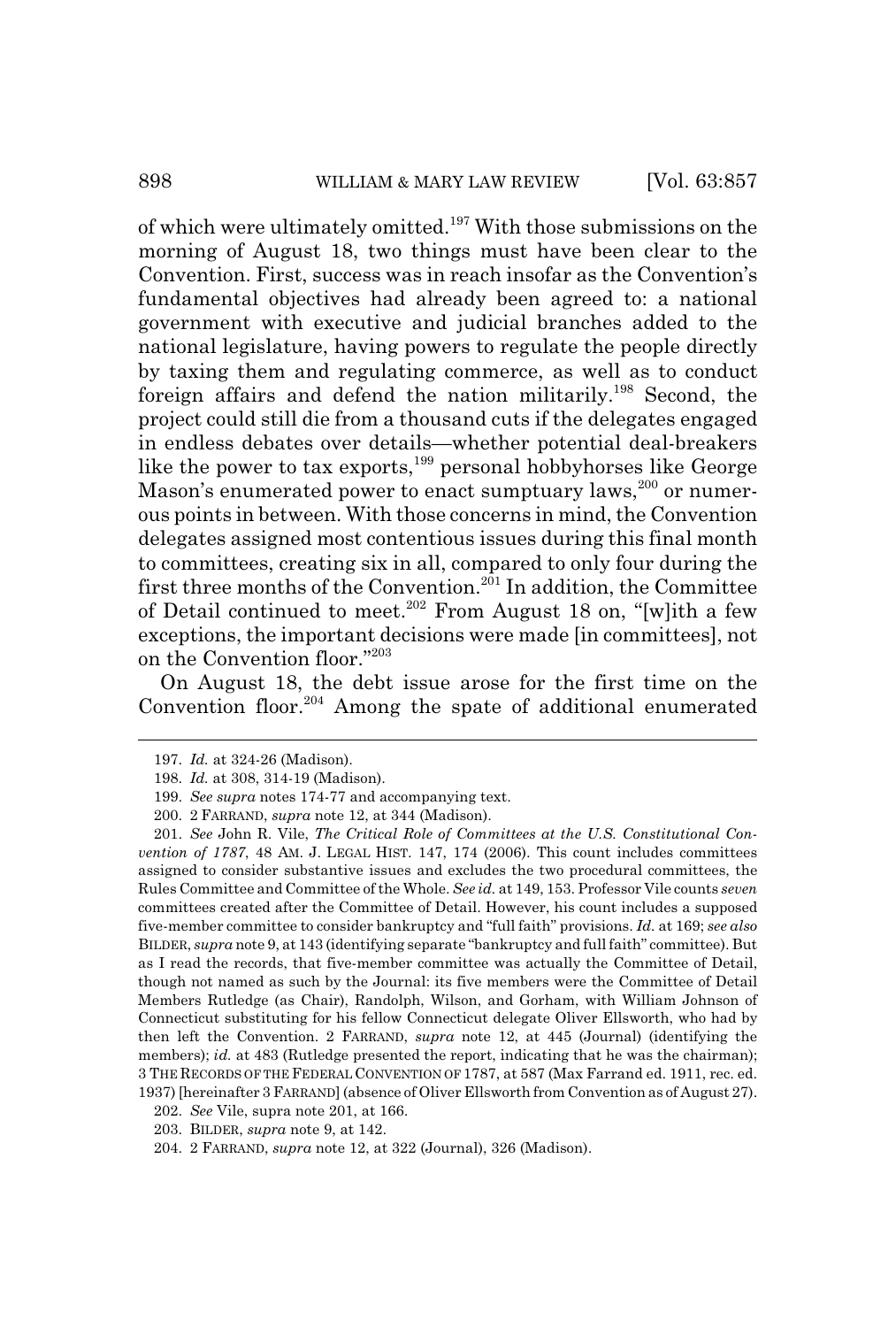of which were ultimately omitted.[197] With those submissions on the morning of August 18, two things must have been clear to the Convention. First, success was in reach insofar as the Convention's fundamental objectives had already been agreed to: a national government with executive and judicial branches added to the national legislature, having powers to regulate the people directly by taxing them and regulating commerce, as well as to conduct foreign affairs and defend the nation militarily.[198] Second, the project could still die from a thousand cuts if the delegates engaged in endless debates over details—whether potential deal-breakers like the power to tax exports,[199] personal hobbyhorses like George Mason's enumerated power to enact sumptuary laws,[200] or numerous points in between. With those concerns in mind, the Convention delegates assigned most contentious issues during this final month to committees, creating six in all, compared to only four during the first three months of the Convention.[201] In addition, the Committee of Detail continued to meet.[202] From August 18 on, "[w]ith a few exceptions, the important decisions were made [in committees], not on the Convention floor."[203]

On August 18, the debt issue arose for the first time on the Convention floor.[204] Among the spate of additional enumerated

---

197. *Id.* at 324-26 (Madison).

198. *Id.* at 308, 314-19 (Madison).

199. *See supra* notes 174-77 and accompanying text.

200. 2 FARRAND, *supra* note 12, at 344 (Madison).

201. *See* John R. Vile, *The Critical Role of Committees at the U.S. Constitutional Convention of 1787*, 48 AM. J. LEGAL HIST. 147, 174 (2006). This count includes committees assigned to consider substantive issues and excludes the two procedural committees, the Rules Committee and Committee of the Whole. *See id.* at 149, 153. Professor Vile counts *seven* committees created after the Committee of Detail. However, his count includes a supposed five-member committee to consider bankruptcy and "full faith" provisions. *Id.* at 169; *see also* BILDER, *supra* note 9, at 143 (identifying separate "bankruptcy and full faith" committee). But as I read the records, that five-member committee was actually the Committee of Detail, though not named as such by the Journal: its five members were the Committee of Detail Members Rutledge (as Chair), Randolph, Wilson, and Gorham, with William Johnson of Connecticut substituting for his fellow Connecticut delegate Oliver Ellsworth, who had by then left the Convention. 2 FARRAND, *supra* note 12, at 445 (Journal) (identifying the members); *id.* at 483 (Rutledge presented the report, indicating that he was the chairman); 3 THE RECORDS OF THE FEDERAL CONVENTION OF 1787, at 587 (Max Farrand ed. 1911, rec. ed. 1937) [hereinafter 3 FARRAND] (absence of Oliver Ellsworth from Convention as of August 27).

202. *See* Vile, supra note 201, at 166.

203. BILDER, *supra* note 9, at 142.

204. 2 FARRAND, *supra* note 12, at 322 (Journal), 326 (Madison).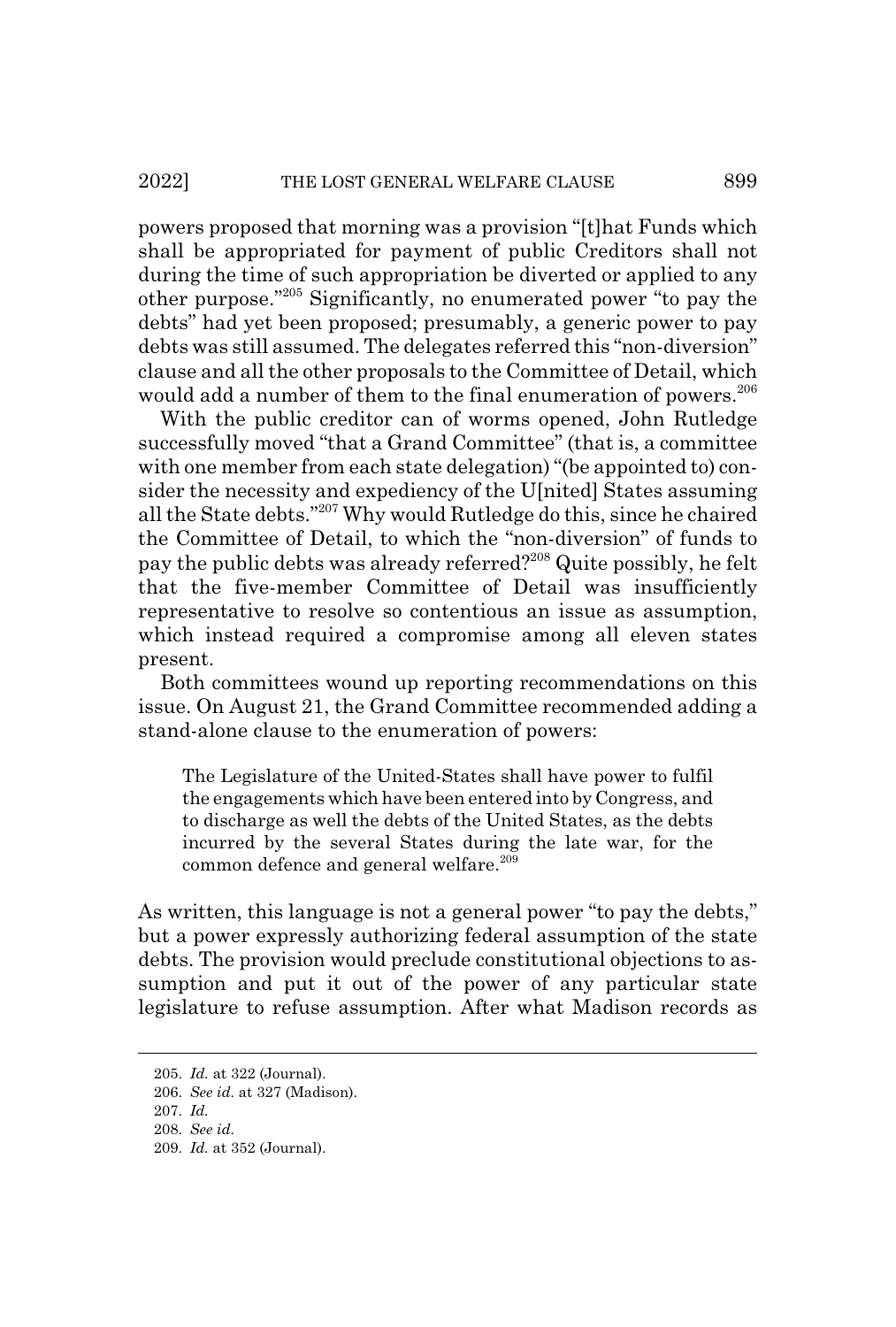powers proposed that morning was a provision "[t]hat Funds which shall be appropriated for payment of public Creditors shall not during the time of such appropriation be diverted or applied to any other purpose."[205] Significantly, no enumerated power "to pay the debts" had yet been proposed; presumably, a generic power to pay debts was still assumed. The delegates referred this "non-diversion" clause and all the other proposals to the Committee of Detail, which would add a number of them to the final enumeration of powers.[206]

With the public creditor can of worms opened, John Rutledge successfully moved "that a Grand Committee" (that is, a committee with one member from each state delegation) "(be appointed to) consider the necessity and expediency of the U[nited] States assuming all the State debts."[207] Why would Rutledge do this, since he chaired the Committee of Detail, to which the "non-diversion" of funds to pay the public debts was already referred?[208] Quite possibly, he felt that the five-member Committee of Detail was insufficiently representative to resolve so contentious an issue as assumption, which instead required a compromise among all eleven states present.

Both committees wound up reporting recommendations on this issue. On August 21, the Grand Committee recommended adding a stand-alone clause to the enumeration of powers:

> The Legislature of the United-States shall have power to fulfil the engagements which have been entered into by Congress, and to discharge as well the debts of the United States, as the debts incurred by the several States during the late war, for the common defence and general welfare.[209]

As written, this language is not a general power "to pay the debts," but a power expressly authorizing federal assumption of the state debts. The provision would preclude constitutional objections to assumption and put it out of the power of any particular state legislature to refuse assumption. After what Madison records as

205. *Id.* at 322 (Journal).

206. *See id.* at 327 (Madison).

207. *Id.*

208. *See id.*

209. *Id.* at 352 (Journal).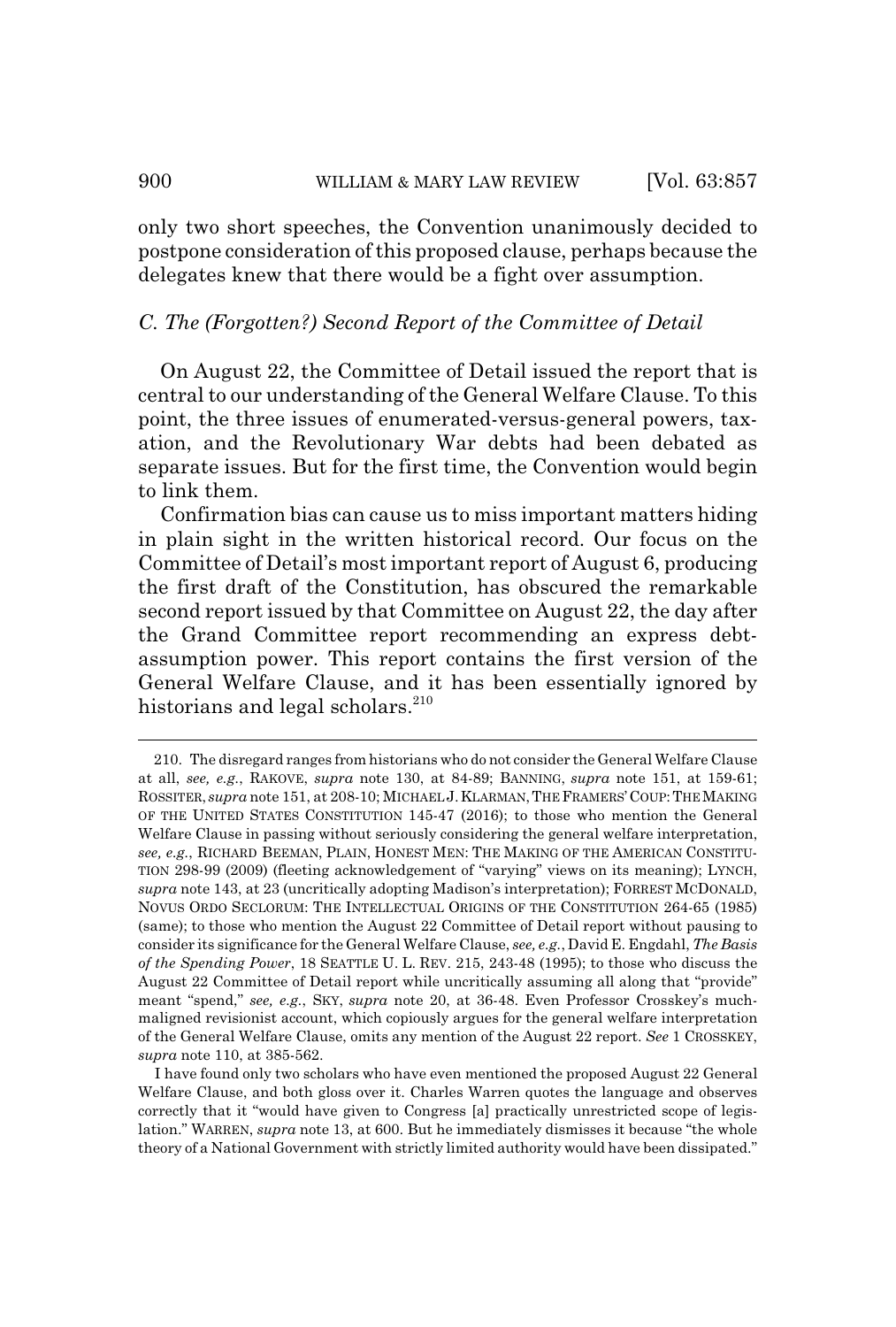only two short speeches, the Convention unanimously decided to postpone consideration of this proposed clause, perhaps because the delegates knew that there would be a fight over assumption.

### *C. The (Forgotten?) Second Report of the Committee of Detail*

On August 22, the Committee of Detail issued the report that is central to our understanding of the General Welfare Clause. To this point, the three issues of enumerated-versus-general powers, taxation, and the Revolutionary War debts had been debated as separate issues. But for the first time, the Convention would begin to link them.

Confirmation bias can cause us to miss important matters hiding in plain sight in the written historical record. Our focus on the Committee of Detail's most important report of August 6, producing the first draft of the Constitution, has obscured the remarkable second report issued by that Committee on August 22, the day after the Grand Committee report recommending an express debt-assumption power. This report contains the first version of the General Welfare Clause, and it has been essentially ignored by historians and legal scholars.[210]

---

210. The disregard ranges from historians who do not consider the General Welfare Clause at all, *see, e.g.*, RAKOVE, *supra* note 130, at 84-89; BANNING, *supra* note 151, at 159-61; ROSSITER, *supra* note 151, at 208-10; MICHAEL J. KLARMAN, THE FRAMERS' COUP: THE MAKING OF THE UNITED STATES CONSTITUTION 145-47 (2016); to those who mention the General Welfare Clause in passing without seriously considering the general welfare interpretation, *see, e.g.*, RICHARD BEEMAN, PLAIN, HONEST MEN: THE MAKING OF THE AMERICAN CONSTITUTION 298-99 (2009) (fleeting acknowledgement of "varying" views on its meaning); LYNCH, *supra* note 143, at 23 (uncritically adopting Madison's interpretation); FORREST MCDONALD, NOVUS ORDO SECLORUM: THE INTELLECTUAL ORIGINS OF THE CONSTITUTION 264-65 (1985) (same); to those who mention the August 22 Committee of Detail report without pausing to consider its significance for the General Welfare Clause, *see, e.g.*, David E. Engdahl, *The Basis of the Spending Power*, 18 SEATTLE U. L. REV. 215, 243-48 (1995); to those who discuss the August 22 Committee of Detail report while uncritically assuming all along that "provide" meant "spend," *see, e.g.*, SKY, *supra* note 20, at 36-48. Even Professor Crosskey's much-maligned revisionist account, which copiously argues for the general welfare interpretation of the General Welfare Clause, omits any mention of the August 22 report. *See* 1 CROSSKEY, *supra* note 110, at 385-562.

I have found only two scholars who have even mentioned the proposed August 22 General Welfare Clause, and both gloss over it. Charles Warren quotes the language and observes correctly that it "would have given to Congress [a] practically unrestricted scope of legislation." WARREN, *supra* note 13, at 600. But he immediately dismisses it because "the whole theory of a National Government with strictly limited authority would have been dissipated."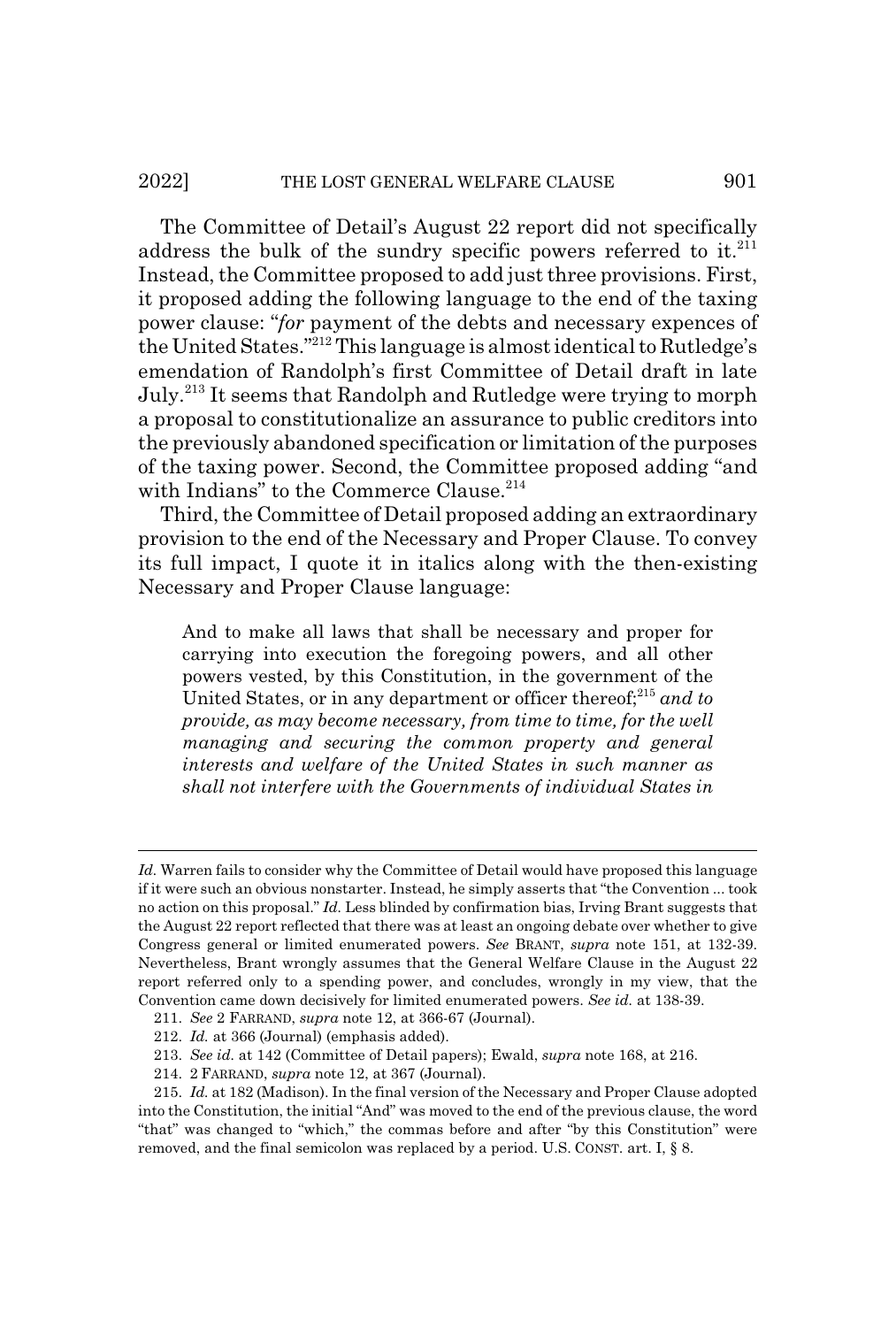The Committee of Detail's August 22 report did not specifically address the bulk of the sundry specific powers referred to it.[211] Instead, the Committee proposed to add just three provisions. First, it proposed adding the following language to the end of the taxing power clause: "*for* payment of the debts and necessary expences of the United States."[212] This language is almost identical to Rutledge's emendation of Randolph's first Committee of Detail draft in late July.[213] It seems that Randolph and Rutledge were trying to morph a proposal to constitutionalize an assurance to public creditors into the previously abandoned specification or limitation of the purposes of the taxing power. Second, the Committee proposed adding "and with Indians" to the Commerce Clause.[214]

Third, the Committee of Detail proposed adding an extraordinary provision to the end of the Necessary and Proper Clause. To convey its full impact, I quote it in italics along with the then-existing Necessary and Proper Clause language:

> And to make all laws that shall be necessary and proper for carrying into execution the foregoing powers, and all other powers vested, by this Constitution, in the government of the United States, or in any department or officer thereof;[215] *and to provide, as may become necessary, from time to time, for the well managing and securing the common property and general interests and welfare of the United States in such manner as shall not interfere with the Governments of individual States in*

---

*Id.* Warren fails to consider why the Committee of Detail would have proposed this language if it were such an obvious nonstarter. Instead, he simply asserts that "the Convention ... took no action on this proposal." *Id.* Less blinded by confirmation bias, Irving Brant suggests that the August 22 report reflected that there was at least an ongoing debate over whether to give Congress general or limited enumerated powers. *See* BRANT, *supra* note 151, at 132-39. Nevertheless, Brant wrongly assumes that the General Welfare Clause in the August 22 report referred only to a spending power, and concludes, wrongly in my view, that the Convention came down decisively for limited enumerated powers. *See id.* at 138-39.

211. *See* 2 FARRAND, *supra* note 12, at 366-67 (Journal).

212. *Id.* at 366 (Journal) (emphasis added).

213. *See id.* at 142 (Committee of Detail papers); Ewald, *supra* note 168, at 216.

214. 2 FARRAND, *supra* note 12, at 367 (Journal).

215. *Id.* at 182 (Madison). In the final version of the Necessary and Proper Clause adopted into the Constitution, the initial "And" was moved to the end of the previous clause, the word "that" was changed to "which," the commas before and after "by this Constitution" were removed, and the final semicolon was replaced by a period. U.S. CONST. art. I, § 8.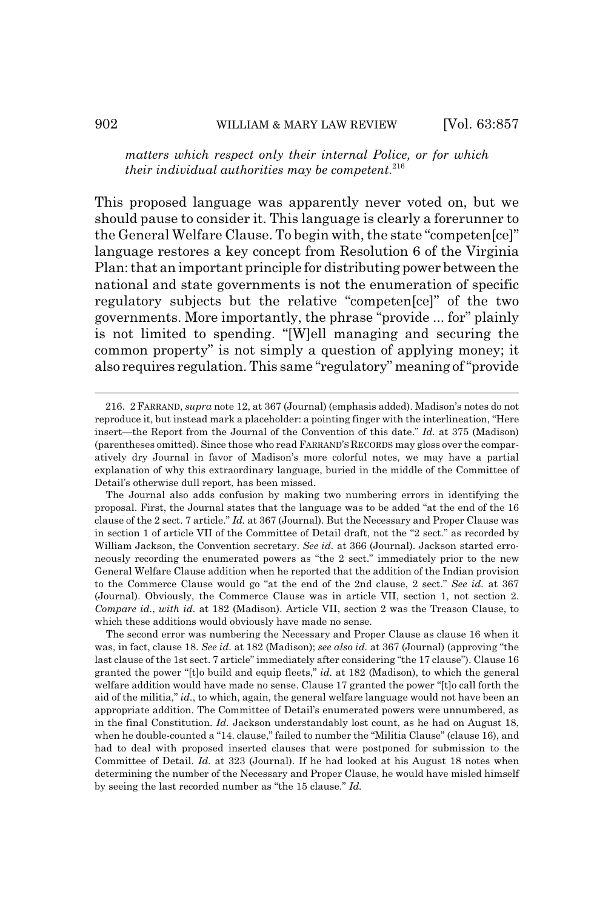*matters which respect only their internal Police, or for which their individual authorities may be competent*.[216]

This proposed language was apparently never voted on, but we should pause to consider it. This language is clearly a forerunner to the General Welfare Clause. To begin with, the state "competen[ce]" language restores a key concept from Resolution 6 of the Virginia Plan: that an important principle for distributing power between the national and state governments is not the enumeration of specific regulatory subjects but the relative "competen[ce]" of the two governments. More importantly, the phrase "provide ... for" plainly is not limited to spending. "[W]ell managing and securing the common property" is not simply a question of applying money; it also requires regulation. This same "regulatory" meaning of "provide

---

216. 2 FARRAND, *supra* note 12, at 367 (Journal) (emphasis added). Madison's notes do not reproduce it, but instead mark a placeholder: a pointing finger with the interlineation, "Here insert—the Report from the Journal of the Convention of this date." *Id.* at 375 (Madison) (parentheses omitted). Since those who read FARRAND'S RECORDS may gloss over the comparatively dry Journal in favor of Madison's more colorful notes, we may have a partial explanation of why this extraordinary language, buried in the middle of the Committee of Detail's otherwise dull report, has been missed.

The Journal also adds confusion by making two numbering errors in identifying the proposal. First, the Journal states that the language was to be added "at the end of the 16 clause of the 2 sect. 7 article." *Id.* at 367 (Journal). But the Necessary and Proper Clause was in section 1 of article VII of the Committee of Detail draft, not the "2 sect." as recorded by William Jackson, the Convention secretary. *See id.* at 366 (Journal). Jackson started erroneously recording the enumerated powers as "the 2 sect." immediately prior to the new General Welfare Clause addition when he reported that the addition of the Indian provision to the Commerce Clause would go "at the end of the 2nd clause, 2 sect." *See id.* at 367 (Journal). Obviously, the Commerce Clause was in article VII, section 1, not section 2. *Compare id.*, *with id.* at 182 (Madison). Article VII, section 2 was the Treason Clause, to which these additions would obviously have made no sense.

The second error was numbering the Necessary and Proper Clause as clause 16 when it was, in fact, clause 18. *See id.* at 182 (Madison); *see also id.* at 367 (Journal) (approving "the last clause of the 1st sect. 7 article" immediately after considering "the 17 clause"). Clause 16 granted the power "[t]o build and equip fleets," *id.* at 182 (Madison), to which the general welfare addition would have made no sense. Clause 17 granted the power "[t]o call forth the aid of the militia," *id.*, to which, again, the general welfare language would not have been an appropriate addition. The Committee of Detail's enumerated powers were unnumbered, as in the final Constitution. *Id.* Jackson understandably lost count, as he had on August 18, when he double-counted a "14. clause," failed to number the "Militia Clause" (clause 16), and had to deal with proposed inserted clauses that were postponed for submission to the Committee of Detail. *Id.* at 323 (Journal). If he had looked at his August 18 notes when determining the number of the Necessary and Proper Clause, he would have misled himself by seeing the last recorded number as "the 15 clause." *Id.*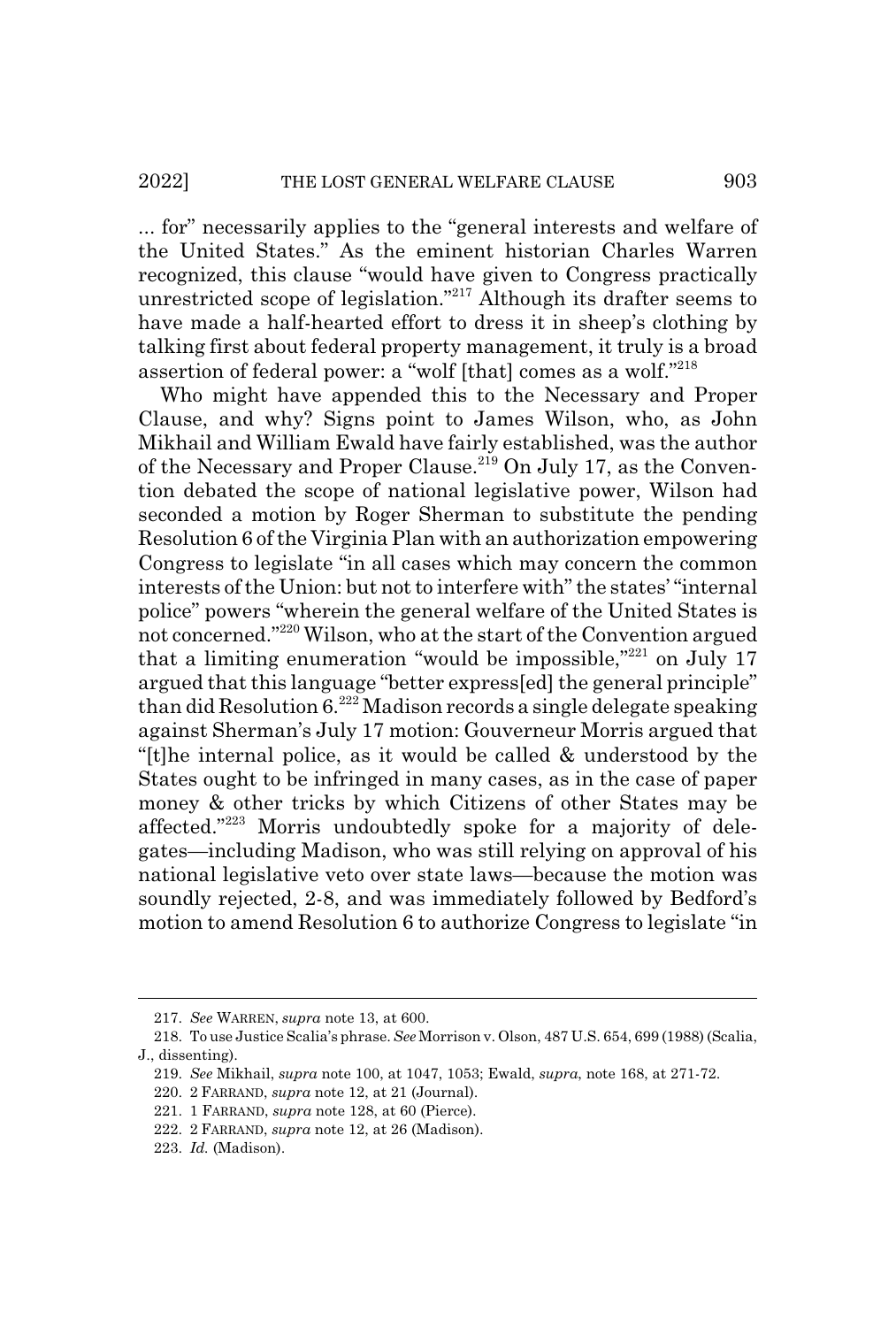... for" necessarily applies to the "general interests and welfare of the United States." As the eminent historian Charles Warren recognized, this clause "would have given to Congress practically unrestricted scope of legislation."[217] Although its drafter seems to have made a half-hearted effort to dress it in sheep's clothing by talking first about federal property management, it truly is a broad assertion of federal power: a "wolf [that] comes as a wolf."[218]

Who might have appended this to the Necessary and Proper Clause, and why? Signs point to James Wilson, who, as John Mikhail and William Ewald have fairly established, was the author of the Necessary and Proper Clause.[219] On July 17, as the Convention debated the scope of national legislative power, Wilson had seconded a motion by Roger Sherman to substitute the pending Resolution 6 of the Virginia Plan with an authorization empowering Congress to legislate "in all cases which may concern the common interests of the Union: but not to interfere with" the states' "internal police" powers "wherein the general welfare of the United States is not concerned."[220] Wilson, who at the start of the Convention argued that a limiting enumeration "would be impossible,"[221] on July 17 argued that this language "better express[ed] the general principle" than did Resolution 6.[222] Madison records a single delegate speaking against Sherman's July 17 motion: Gouverneur Morris argued that "[t]he internal police, as it would be called & understood by the States ought to be infringed in many cases, as in the case of paper money & other tricks by which Citizens of other States may be affected."[223] Morris undoubtedly spoke for a majority of delegates—including Madison, who was still relying on approval of his national legislative veto over state laws—because the motion was soundly rejected, 2-8, and was immediately followed by Bedford's motion to amend Resolution 6 to authorize Congress to legislate "in

---

217. *See* WARREN, *supra* note 13, at 600.

218. To use Justice Scalia's phrase. *See* Morrison v. Olson, 487 U.S. 654, 699 (1988) (Scalia, J., dissenting).

219. *See* Mikhail, *supra* note 100, at 1047, 1053; Ewald, *supra*, note 168, at 271-72.

220. 2 FARRAND, *supra* note 12, at 21 (Journal).

221. 1 FARRAND, *supra* note 128, at 60 (Pierce).

222. 2 FARRAND, *supra* note 12, at 26 (Madison).

223. *Id.* (Madison).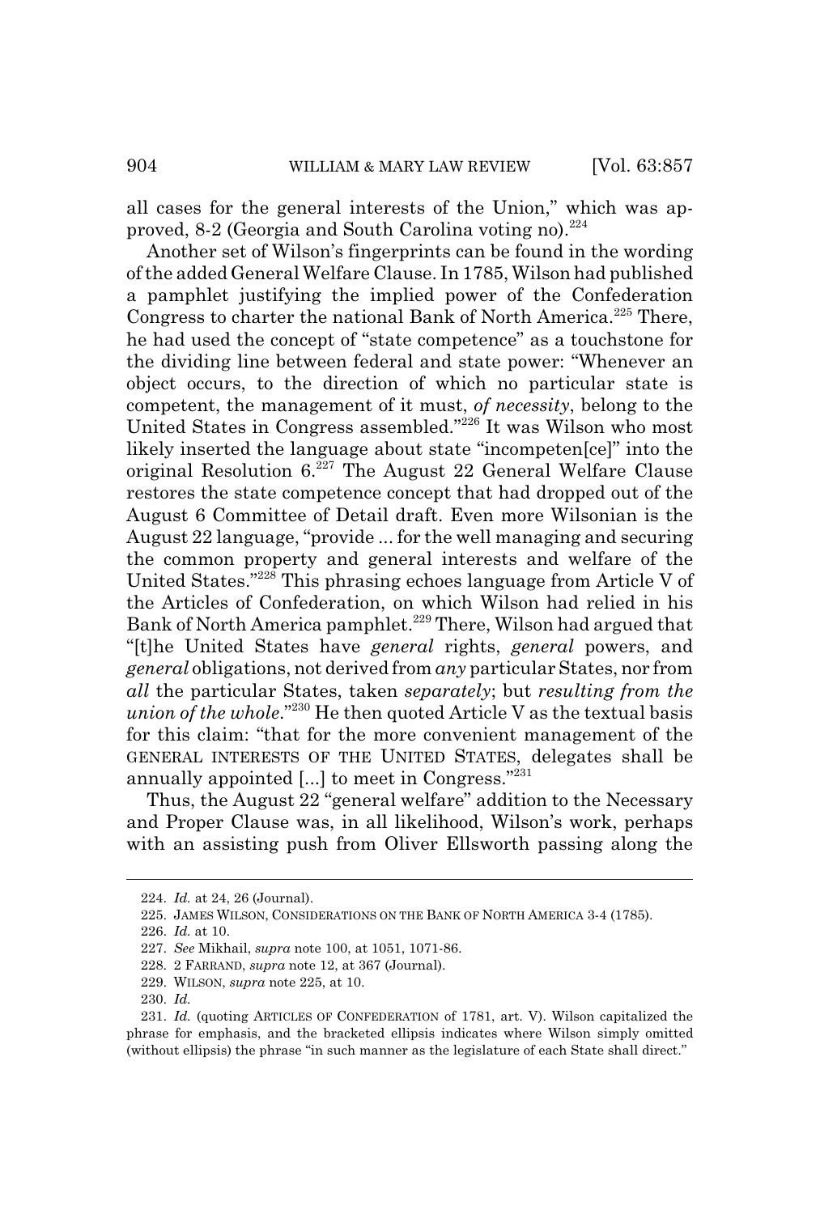all cases for the general interests of the Union," which was approved, 8-2 (Georgia and South Carolina voting no).[224]

Another set of Wilson's fingerprints can be found in the wording of the added General Welfare Clause. In 1785, Wilson had published a pamphlet justifying the implied power of the Confederation Congress to charter the national Bank of North America.[225] There, he had used the concept of "state competence" as a touchstone for the dividing line between federal and state power: "Whenever an object occurs, to the direction of which no particular state is competent, the management of it must, *of necessity*, belong to the United States in Congress assembled."[226] It was Wilson who most likely inserted the language about state "incompeten[ce]" into the original Resolution 6.[227] The August 22 General Welfare Clause restores the state competence concept that had dropped out of the August 6 Committee of Detail draft. Even more Wilsonian is the August 22 language, "provide ... for the well managing and securing the common property and general interests and welfare of the United States."[228] This phrasing echoes language from Article V of the Articles of Confederation, on which Wilson had relied in his Bank of North America pamphlet.[229] There, Wilson had argued that "[t]he United States have *general* rights, *general* powers, and *general* obligations, not derived from *any* particular States, nor from *all* the particular States, taken *separately*; but *resulting from the union of the whole*."[230] He then quoted Article V as the textual basis for this claim: "that for the more convenient management of the GENERAL INTERESTS OF THE UNITED STATES, delegates shall be annually appointed [...] to meet in Congress."[231]

Thus, the August 22 "general welfare" addition to the Necessary and Proper Clause was, in all likelihood, Wilson's work, perhaps with an assisting push from Oliver Ellsworth passing along the

---

224. *Id.* at 24, 26 (Journal).

225. JAMES WILSON, CONSIDERATIONS ON THE BANK OF NORTH AMERICA 3-4 (1785).

226. *Id.* at 10.

227. *See* Mikhail, *supra* note 100, at 1051, 1071-86.

228. 2 FARRAND, *supra* note 12, at 367 (Journal).

229. WILSON, *supra* note 225, at 10.

230. *Id.*

231. *Id.* (quoting ARTICLES OF CONFEDERATION of 1781, art. V). Wilson capitalized the phrase for emphasis, and the bracketed ellipsis indicates where Wilson simply omitted (without ellipsis) the phrase "in such manner as the legislature of each State shall direct."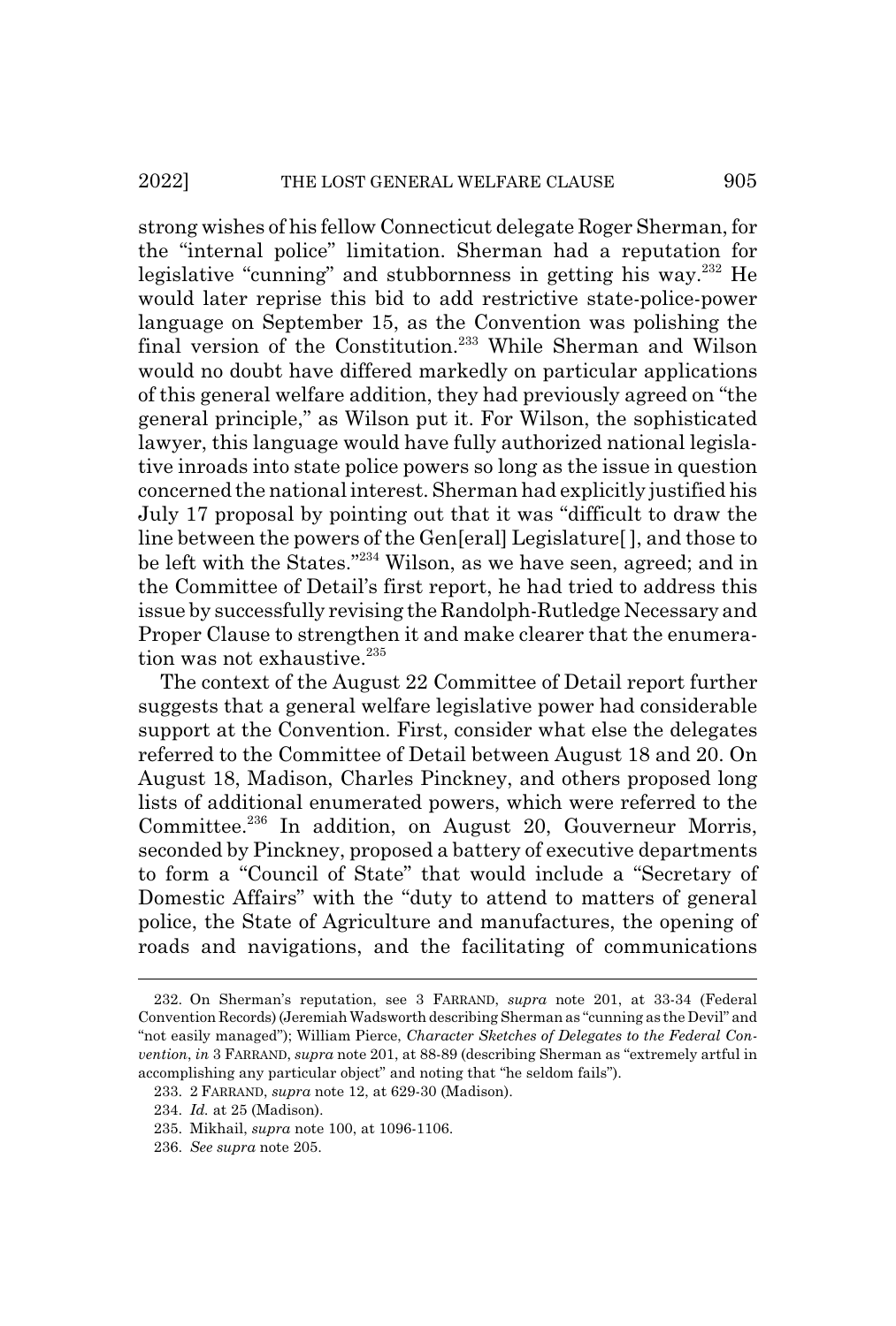strong wishes of his fellow Connecticut delegate Roger Sherman, for the "internal police" limitation. Sherman had a reputation for legislative "cunning" and stubbornness in getting his way.[232] He would later reprise this bid to add restrictive state-police-power language on September 15, as the Convention was polishing the final version of the Constitution.[233] While Sherman and Wilson would no doubt have differed markedly on particular applications of this general welfare addition, they had previously agreed on "the general principle," as Wilson put it. For Wilson, the sophisticated lawyer, this language would have fully authorized national legislative inroads into state police powers so long as the issue in question concerned the national interest. Sherman had explicitly justified his July 17 proposal by pointing out that it was "difficult to draw the line between the powers of the Gen[eral] Legislature[ ], and those to be left with the States."[234] Wilson, as we have seen, agreed; and in the Committee of Detail's first report, he had tried to address this issue by successfully revising the Randolph-Rutledge Necessary and Proper Clause to strengthen it and make clearer that the enumeration was not exhaustive.[235]

The context of the August 22 Committee of Detail report further suggests that a general welfare legislative power had considerable support at the Convention. First, consider what else the delegates referred to the Committee of Detail between August 18 and 20. On August 18, Madison, Charles Pinckney, and others proposed long lists of additional enumerated powers, which were referred to the Committee.[236] In addition, on August 20, Gouverneur Morris, seconded by Pinckney, proposed a battery of executive departments to form a "Council of State" that would include a "Secretary of Domestic Affairs" with the "duty to attend to matters of general police, the State of Agriculture and manufactures, the opening of roads and navigations, and the facilitating of communications

---

232. On Sherman's reputation, see 3 FARRAND, *supra* note 201, at 33-34 (Federal Convention Records) (Jeremiah Wadsworth describing Sherman as "cunning as the Devil" and "not easily managed"); William Pierce, *Character Sketches of Delegates to the Federal Convention*, *in* 3 FARRAND, *supra* note 201, at 88-89 (describing Sherman as "extremely artful in accomplishing any particular object" and noting that "he seldom fails").

233. 2 FARRAND, *supra* note 12, at 629-30 (Madison).

234. *Id.* at 25 (Madison).

235. Mikhail, *supra* note 100, at 1096-1106.

236. *See supra* note 205.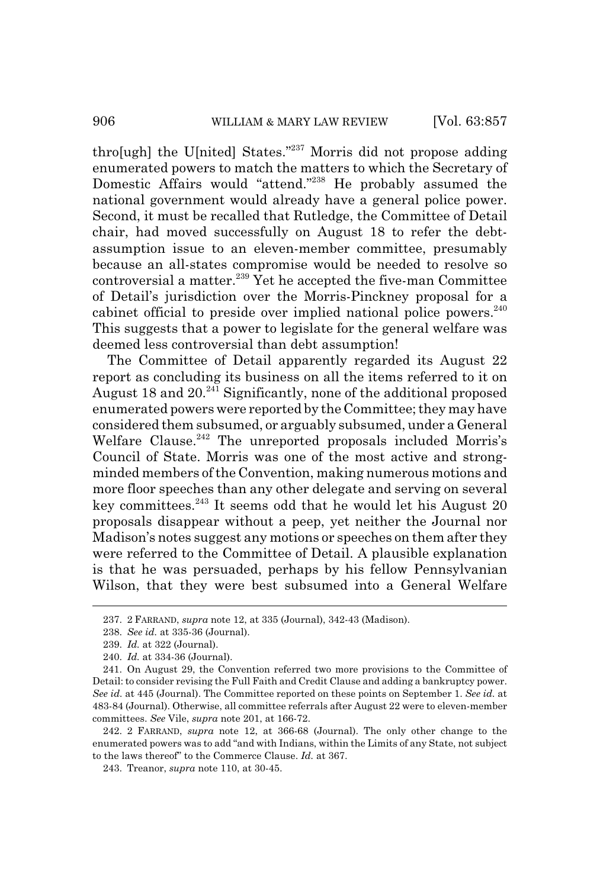thro[ugh] the U[nited] States."[237] Morris did not propose adding enumerated powers to match the matters to which the Secretary of Domestic Affairs would "attend."[238] He probably assumed the national government would already have a general police power. Second, it must be recalled that Rutledge, the Committee of Detail chair, had moved successfully on August 18 to refer the debt-assumption issue to an eleven-member committee, presumably because an all-states compromise would be needed to resolve so controversial a matter.[239] Yet he accepted the five-man Committee of Detail's jurisdiction over the Morris-Pinckney proposal for a cabinet official to preside over implied national police powers.[240] This suggests that a power to legislate for the general welfare was deemed less controversial than debt assumption!

The Committee of Detail apparently regarded its August 22 report as concluding its business on all the items referred to it on August 18 and 20.[241] Significantly, none of the additional proposed enumerated powers were reported by the Committee; they may have considered them subsumed, or arguably subsumed, under a General Welfare Clause.[242] The unreported proposals included Morris's Council of State. Morris was one of the most active and strong-minded members of the Convention, making numerous motions and more floor speeches than any other delegate and serving on several key committees.[243] It seems odd that he would let his August 20 proposals disappear without a peep, yet neither the Journal nor Madison's notes suggest any motions or speeches on them after they were referred to the Committee of Detail. A plausible explanation is that he was persuaded, perhaps by his fellow Pennsylvanian Wilson, that they were best subsumed into a General Welfare

---

237. 2 FARRAND, *supra* note 12, at 335 (Journal), 342-43 (Madison).

238. *See id.* at 335-36 (Journal).

239. *Id.* at 322 (Journal).

240. *Id.* at 334-36 (Journal).

241. On August 29, the Convention referred two more provisions to the Committee of Detail: to consider revising the Full Faith and Credit Clause and adding a bankruptcy power. *See id.* at 445 (Journal). The Committee reported on these points on September 1. *See id.* at 483-84 (Journal). Otherwise, all committee referrals after August 22 were to eleven-member committees. *See* Vile, *supra* note 201, at 166-72.

242. 2 FARRAND, *supra* note 12, at 366-68 (Journal). The only other change to the enumerated powers was to add "and with Indians, within the Limits of any State, not subject to the laws thereof" to the Commerce Clause. *Id.* at 367.

243. Treanor, *supra* note 110, at 30-45.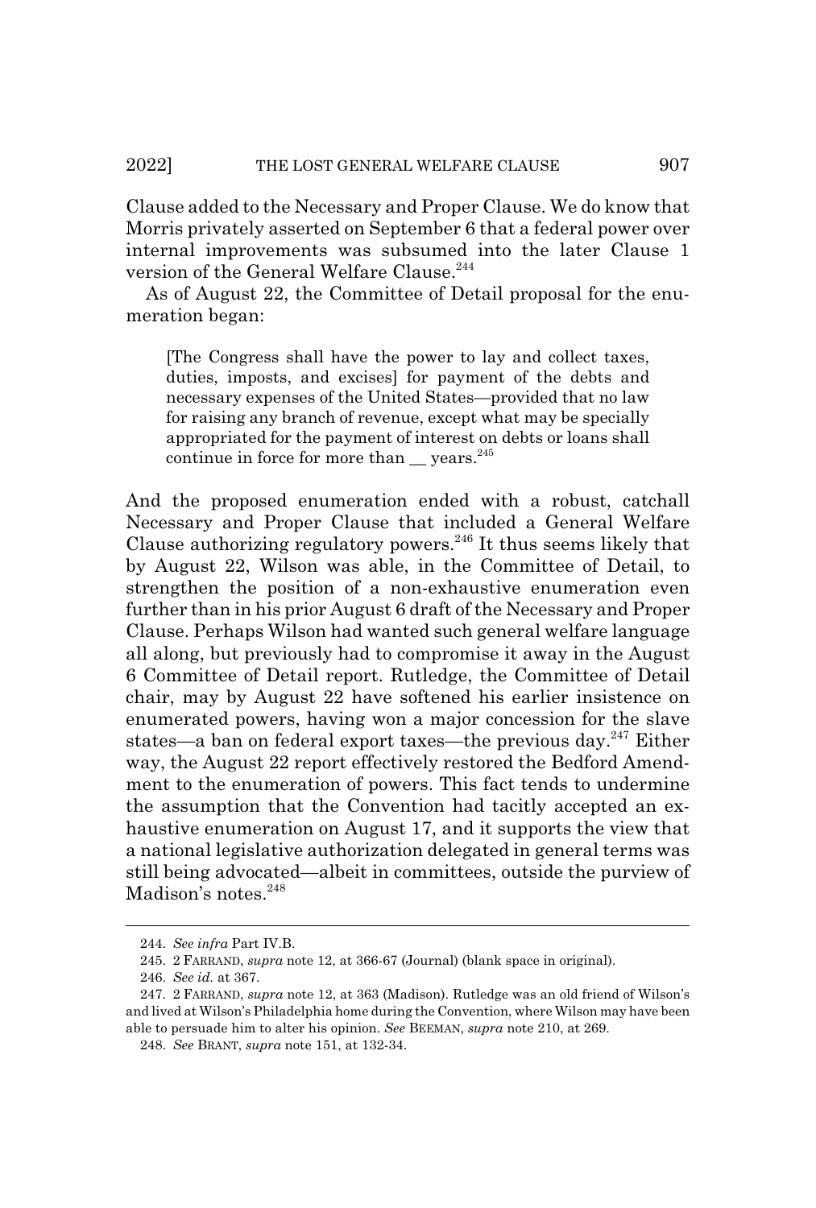Clause added to the Necessary and Proper Clause. We do know that Morris privately asserted on September 6 that a federal power over internal improvements was subsumed into the later Clause 1 version of the General Welfare Clause.[244]

As of August 22, the Committee of Detail proposal for the enumeration began:

> [The Congress shall have the power to lay and collect taxes, duties, imposts, and excises] for payment of the debts and necessary expenses of the United States—provided that no law for raising any branch of revenue, except what may be specially appropriated for the payment of interest on debts or loans shall continue in force for more than __ years.[245]

And the proposed enumeration ended with a robust, catchall Necessary and Proper Clause that included a General Welfare Clause authorizing regulatory powers.[246] It thus seems likely that by August 22, Wilson was able, in the Committee of Detail, to strengthen the position of a non-exhaustive enumeration even further than in his prior August 6 draft of the Necessary and Proper Clause. Perhaps Wilson had wanted such general welfare language all along, but previously had to compromise it away in the August 6 Committee of Detail report. Rutledge, the Committee of Detail chair, may by August 22 have softened his earlier insistence on enumerated powers, having won a major concession for the slave states—a ban on federal export taxes—the previous day.[247] Either way, the August 22 report effectively restored the Bedford Amendment to the enumeration of powers. This fact tends to undermine the assumption that the Convention had tacitly accepted an exhaustive enumeration on August 17, and it supports the view that a national legislative authorization delegated in general terms was still being advocated—albeit in committees, outside the purview of Madison's notes.[248]

---

244. *See infra* Part IV.B.

245. 2 FARRAND, *supra* note 12, at 366-67 (Journal) (blank space in original).

246. *See id.* at 367.

247. 2 FARRAND, *supra* note 12, at 363 (Madison). Rutledge was an old friend of Wilson's and lived at Wilson's Philadelphia home during the Convention, where Wilson may have been able to persuade him to alter his opinion. *See* BEEMAN, *supra* note 210, at 269.

248. *See* BRANT, *supra* note 151, at 132-34.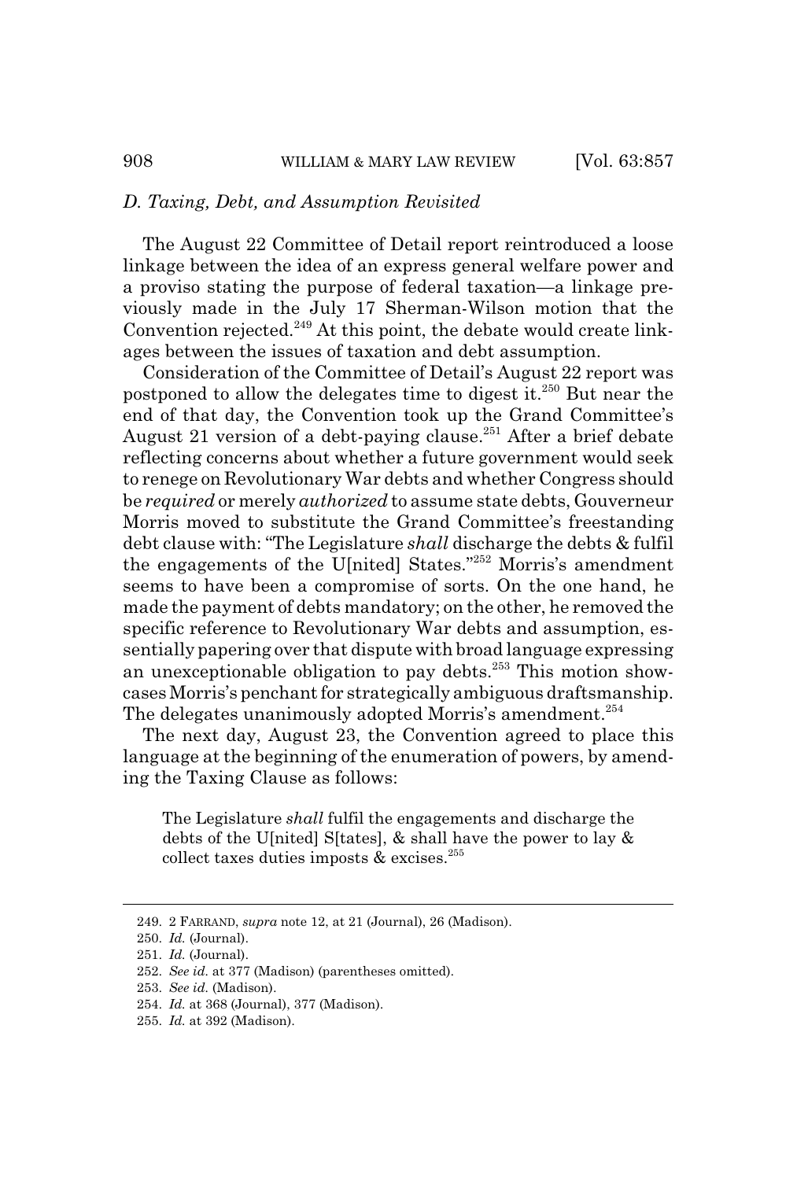### *D. Taxing, Debt, and Assumption Revisited*

The August 22 Committee of Detail report reintroduced a loose linkage between the idea of an express general welfare power and a proviso stating the purpose of federal taxation—a linkage previously made in the July 17 Sherman-Wilson motion that the Convention rejected.[249] At this point, the debate would create linkages between the issues of taxation and debt assumption.

Consideration of the Committee of Detail's August 22 report was postponed to allow the delegates time to digest it.[250] But near the end of that day, the Convention took up the Grand Committee's August 21 version of a debt-paying clause.[251] After a brief debate reflecting concerns about whether a future government would seek to renege on Revolutionary War debts and whether Congress should be *required* or merely *authorized* to assume state debts, Gouverneur Morris moved to substitute the Grand Committee's freestanding debt clause with: "The Legislature *shall* discharge the debts & fulfil the engagements of the U[nited] States."[252] Morris's amendment seems to have been a compromise of sorts. On the one hand, he made the payment of debts mandatory; on the other, he removed the specific reference to Revolutionary War debts and assumption, essentially papering over that dispute with broad language expressing an unexceptionable obligation to pay debts.[253] This motion showcases Morris's penchant for strategically ambiguous draftsmanship. The delegates unanimously adopted Morris's amendment.[254]

The next day, August 23, the Convention agreed to place this language at the beginning of the enumeration of powers, by amending the Taxing Clause as follows:

> The Legislature *shall* fulfil the engagements and discharge the debts of the U[nited] S[tates], & shall have the power to lay & collect taxes duties imposts & excises.[255]

---

249. 2 FARRAND, *supra* note 12, at 21 (Journal), 26 (Madison).

250. *Id.* (Journal).

251. *Id.* (Journal).

252. *See id.* at 377 (Madison) (parentheses omitted).

253. *See id.* (Madison).

254. *Id.* at 368 (Journal), 377 (Madison).

255. *Id.* at 392 (Madison).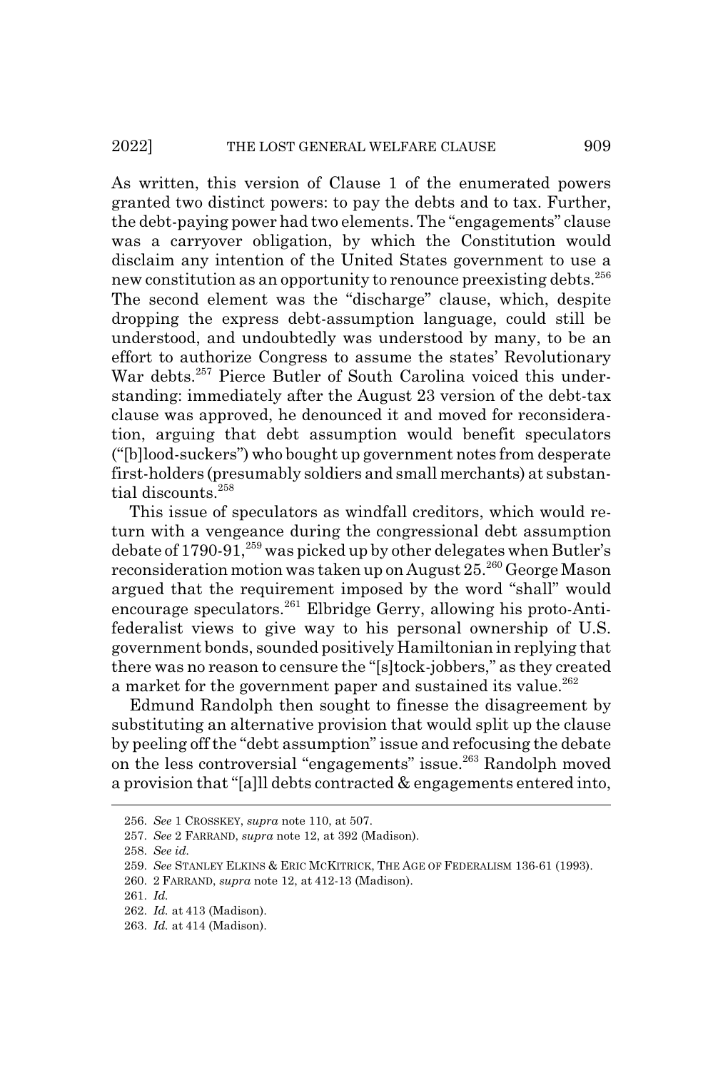As written, this version of Clause 1 of the enumerated powers granted two distinct powers: to pay the debts and to tax. Further, the debt-paying power had two elements. The "engagements" clause was a carryover obligation, by which the Constitution would disclaim any intention of the United States government to use a new constitution as an opportunity to renounce preexisting debts.[256] The second element was the "discharge" clause, which, despite dropping the express debt-assumption language, could still be understood, and undoubtedly was understood by many, to be an effort to authorize Congress to assume the states' Revolutionary War debts.[257] Pierce Butler of South Carolina voiced this understanding: immediately after the August 23 version of the debt-tax clause was approved, he denounced it and moved for reconsideration, arguing that debt assumption would benefit speculators ("[b]lood-suckers") who bought up government notes from desperate first-holders (presumably soldiers and small merchants) at substantial discounts.[258]

This issue of speculators as windfall creditors, which would return with a vengeance during the congressional debt assumption debate of 1790-91,[259] was picked up by other delegates when Butler's reconsideration motion was taken up on August 25.[260] George Mason argued that the requirement imposed by the word "shall" would encourage speculators.[261] Elbridge Gerry, allowing his proto-Antifederalist views to give way to his personal ownership of U.S. government bonds, sounded positively Hamiltonian in replying that there was no reason to censure the "[s]tock-jobbers," as they created a market for the government paper and sustained its value.[262]

Edmund Randolph then sought to finesse the disagreement by substituting an alternative provision that would split up the clause by peeling off the "debt assumption" issue and refocusing the debate on the less controversial "engagements" issue.[263] Randolph moved a provision that "[a]ll debts contracted & engagements entered into,

---

256. *See* 1 CROSSKEY, *supra* note 110, at 507.

257. *See* 2 FARRAND, *supra* note 12, at 392 (Madison).

258. *See id.*

259. *See* STANLEY ELKINS & ERIC MCKITRICK, THE AGE OF FEDERALISM 136-61 (1993).

260. 2 FARRAND, *supra* note 12, at 412-13 (Madison).

261. *Id.*

262. *Id.* at 413 (Madison).

263. *Id.* at 414 (Madison).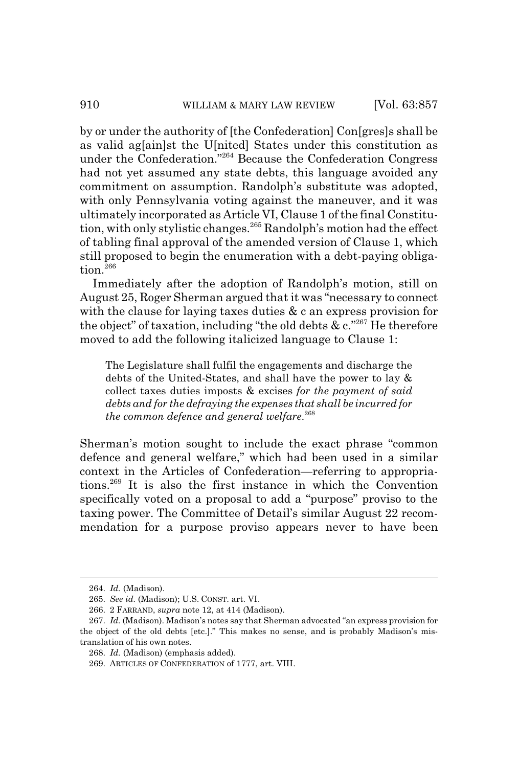by or under the authority of [the Confederation] Con[gres]s shall be as valid ag[ain]st the U[nited] States under this constitution as under the Confederation."[264] Because the Confederation Congress had not yet assumed any state debts, this language avoided any commitment on assumption. Randolph's substitute was adopted, with only Pennsylvania voting against the maneuver, and it was ultimately incorporated as Article VI, Clause 1 of the final Constitution, with only stylistic changes.[265] Randolph's motion had the effect of tabling final approval of the amended version of Clause 1, which still proposed to begin the enumeration with a debt-paying obligation.[266]

Immediately after the adoption of Randolph's motion, still on August 25, Roger Sherman argued that it was "necessary to connect with the clause for laying taxes duties & c an express provision for the object" of taxation, including "the old debts & c."[267] He therefore moved to add the following italicized language to Clause 1:

> The Legislature shall fulfil the engagements and discharge the debts of the United-States, and shall have the power to lay & collect taxes duties imposts & excises *for the payment of said debts and for the defraying the expenses that shall be incurred for the common defence and general welfare*.[268]

Sherman's motion sought to include the exact phrase "common defence and general welfare," which had been used in a similar context in the Articles of Confederation—referring to appropriations.[269] It is also the first instance in which the Convention specifically voted on a proposal to add a "purpose" proviso to the taxing power. The Committee of Detail's similar August 22 recommendation for a purpose proviso appears never to have been

---

264. *Id.* (Madison).

265. *See id.* (Madison); U.S. CONST. art. VI.

266. 2 FARRAND, *supra* note 12, at 414 (Madison).

267. *Id.* (Madison). Madison's notes say that Sherman advocated "an express provision for the object of the old debts [etc.]." This makes no sense, and is probably Madison's mistranslation of his own notes.

268. *Id.* (Madison) (emphasis added).

269. ARTICLES OF CONFEDERATION of 1777, art. VIII.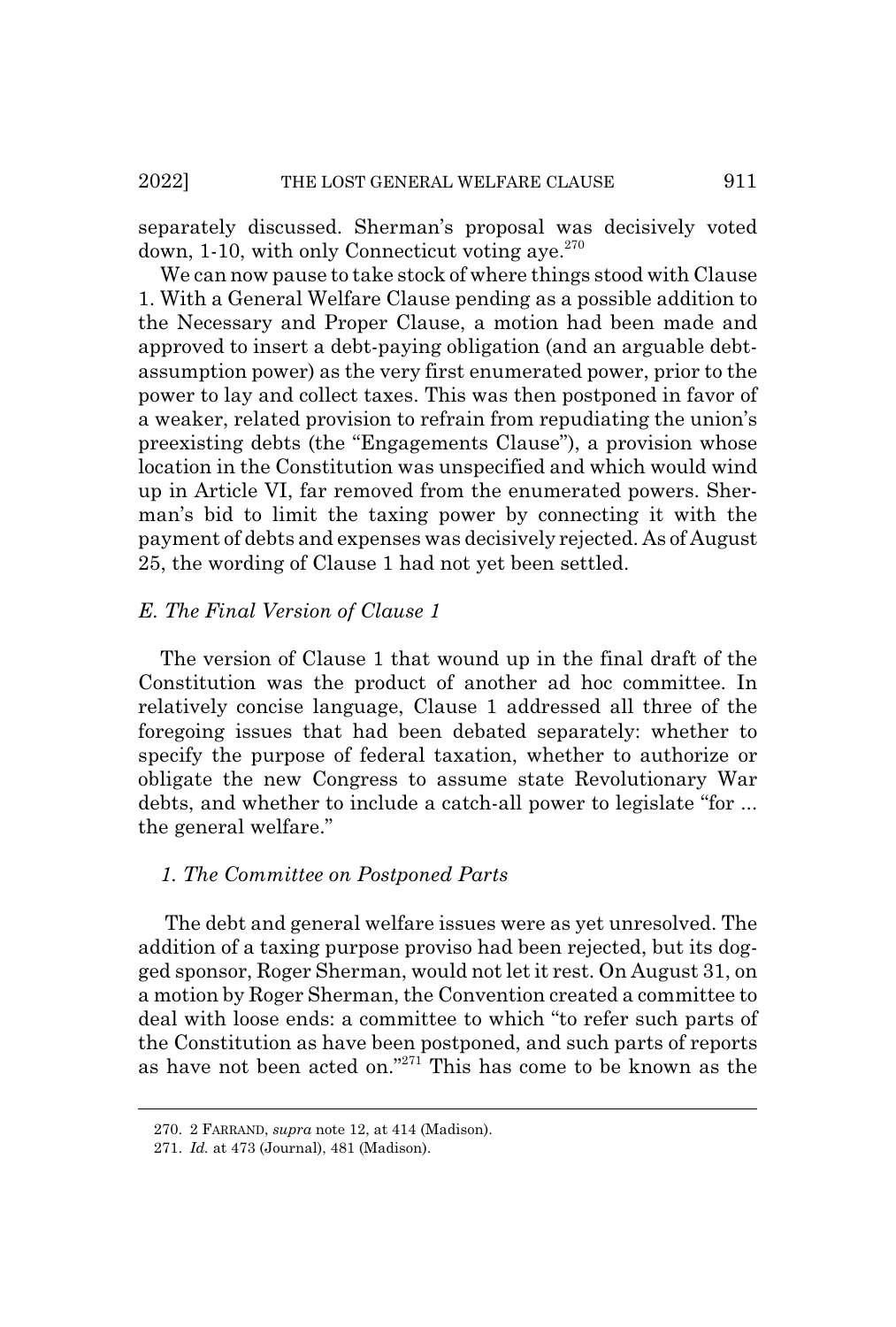separately discussed. Sherman's proposal was decisively voted down, 1-10, with only Connecticut voting aye.[270]

We can now pause to take stock of where things stood with Clause 1. With a General Welfare Clause pending as a possible addition to the Necessary and Proper Clause, a motion had been made and approved to insert a debt-paying obligation (and an arguable debt-assumption power) as the very first enumerated power, prior to the power to lay and collect taxes. This was then postponed in favor of a weaker, related provision to refrain from repudiating the union's preexisting debts (the "Engagements Clause"), a provision whose location in the Constitution was unspecified and which would wind up in Article VI, far removed from the enumerated powers. Sherman's bid to limit the taxing power by connecting it with the payment of debts and expenses was decisively rejected. As of August 25, the wording of Clause 1 had not yet been settled.

### *E. The Final Version of Clause 1*

The version of Clause 1 that wound up in the final draft of the Constitution was the product of another ad hoc committee. In relatively concise language, Clause 1 addressed all three of the foregoing issues that had been debated separately: whether to specify the purpose of federal taxation, whether to authorize or obligate the new Congress to assume state Revolutionary War debts, and whether to include a catch-all power to legislate "for ... the general welfare."

#### *1. The Committee on Postponed Parts*

The debt and general welfare issues were as yet unresolved. The addition of a taxing purpose proviso had been rejected, but its dogged sponsor, Roger Sherman, would not let it rest. On August 31, on a motion by Roger Sherman, the Convention created a committee to deal with loose ends: a committee to which "to refer such parts of the Constitution as have been postponed, and such parts of reports as have not been acted on."[271] This has come to be known as the

---

270. 2 FARRAND, *supra* note 12, at 414 (Madison).

271. *Id.* at 473 (Journal), 481 (Madison).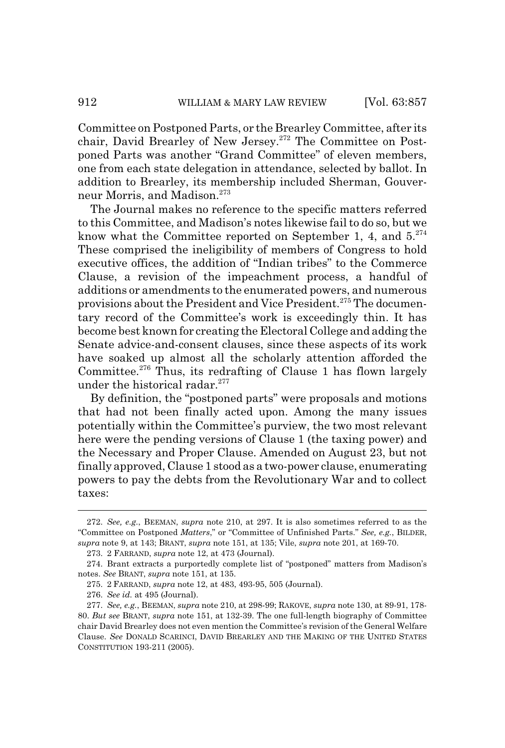Committee on Postponed Parts, or the Brearley Committee, after its chair, David Brearley of New Jersey.[272] The Committee on Postponed Parts was another "Grand Committee" of eleven members, one from each state delegation in attendance, selected by ballot. In addition to Brearley, its membership included Sherman, Gouverneur Morris, and Madison.[273]

The Journal makes no reference to the specific matters referred to this Committee, and Madison's notes likewise fail to do so, but we know what the Committee reported on September 1, 4, and 5.[274] These comprised the ineligibility of members of Congress to hold executive offices, the addition of "Indian tribes" to the Commerce Clause, a revision of the impeachment process, a handful of additions or amendments to the enumerated powers, and numerous provisions about the President and Vice President.[275] The documentary record of the Committee's work is exceedingly thin. It has become best known for creating the Electoral College and adding the Senate advice-and-consent clauses, since these aspects of its work have soaked up almost all the scholarly attention afforded the Committee.[276] Thus, its redrafting of Clause 1 has flown largely under the historical radar.[277]

By definition, the "postponed parts" were proposals and motions that had not been finally acted upon. Among the many issues potentially within the Committee's purview, the two most relevant here were the pending versions of Clause 1 (the taxing power) and the Necessary and Proper Clause. Amended on August 23, but not finally approved, Clause 1 stood as a two-power clause, enumerating powers to pay the debts from the Revolutionary War and to collect taxes:

---

272. *See, e.g.*, BEEMAN, *supra* note 210, at 297. It is also sometimes referred to as the "Committee on Postponed *Matters*," or "Committee of Unfinished Parts." *See, e.g.*, BILDER, *supra* note 9, at 143; BRANT, *supra* note 151, at 135; Vile, *supra* note 201, at 169-70.

273. 2 FARRAND, *supra* note 12, at 473 (Journal).

274. Brant extracts a purportedly complete list of "postponed" matters from Madison's notes. *See* BRANT, *supra* note 151, at 135.

275. 2 FARRAND, *supra* note 12, at 483, 493-95, 505 (Journal).

276. *See id.* at 495 (Journal).

277. *See, e.g.*, BEEMAN, *supra* note 210, at 298-99; RAKOVE, *supra* note 130, at 89-91, 178-80. *But see* BRANT, *supra* note 151, at 132-39. The one full-length biography of Committee chair David Brearley does not even mention the Committee's revision of the General Welfare Clause. *See* DONALD SCARINCI, DAVID BREARLEY AND THE MAKING OF THE UNITED STATES CONSTITUTION 193-211 (2005).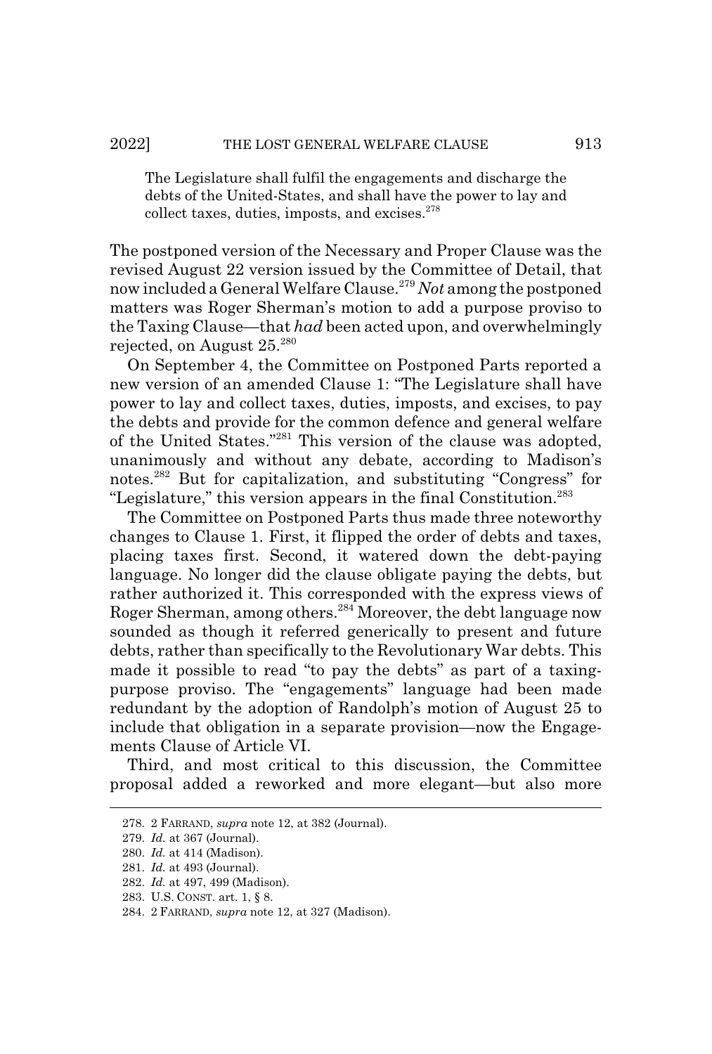> The Legislature shall fulfil the engagements and discharge the debts of the United-States, and shall have the power to lay and collect taxes, duties, imposts, and excises.[278]

The postponed version of the Necessary and Proper Clause was the revised August 22 version issued by the Committee of Detail, that now included a General Welfare Clause.[279] *Not* among the postponed matters was Roger Sherman's motion to add a purpose proviso to the Taxing Clause—that *had* been acted upon, and overwhelmingly rejected, on August 25.[280]

On September 4, the Committee on Postponed Parts reported a new version of an amended Clause 1: "The Legislature shall have power to lay and collect taxes, duties, imposts, and excises, to pay the debts and provide for the common defence and general welfare of the United States."[281] This version of the clause was adopted, unanimously and without any debate, according to Madison's notes.[282] But for capitalization, and substituting "Congress" for "Legislature," this version appears in the final Constitution.[283]

The Committee on Postponed Parts thus made three noteworthy changes to Clause 1. First, it flipped the order of debts and taxes, placing taxes first. Second, it watered down the debt-paying language. No longer did the clause obligate paying the debts, but rather authorized it. This corresponded with the express views of Roger Sherman, among others.[284] Moreover, the debt language now sounded as though it referred generically to present and future debts, rather than specifically to the Revolutionary War debts. This made it possible to read "to pay the debts" as part of a taxing-purpose proviso. The "engagements" language had been made redundant by the adoption of Randolph's motion of August 25 to include that obligation in a separate provision—now the Engagements Clause of Article VI.

Third, and most critical to this discussion, the Committee proposal added a reworked and more elegant—but also more

---

278. 2 FARRAND, *supra* note 12, at 382 (Journal).

279. *Id.* at 367 (Journal).

280. *Id.* at 414 (Madison).

281. *Id.* at 493 (Journal).

282. *Id.* at 497, 499 (Madison).

283. U.S. CONST. art. 1, § 8.

284. 2 FARRAND, *supra* note 12, at 327 (Madison).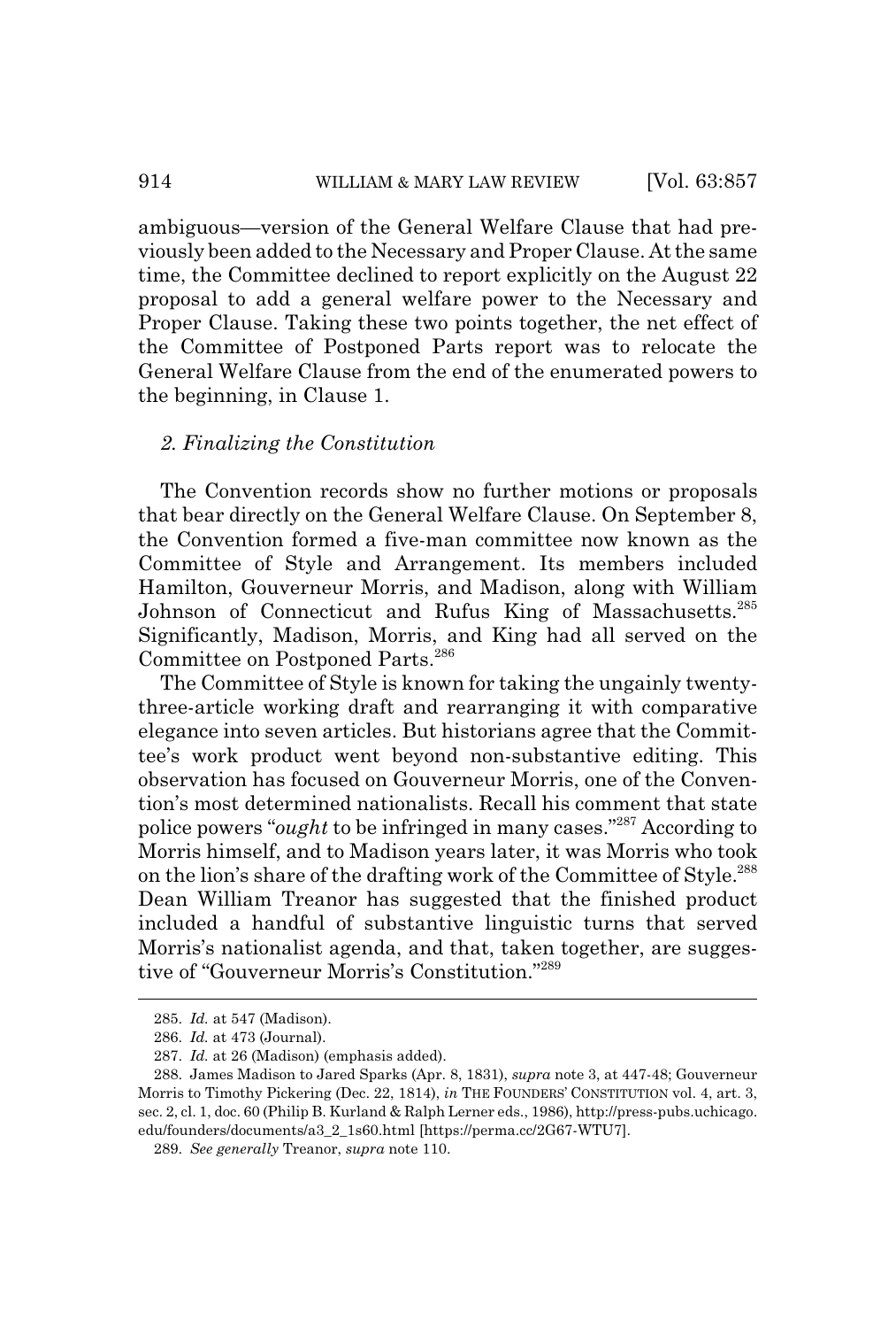ambiguous—version of the General Welfare Clause that had previously been added to the Necessary and Proper Clause. At the same time, the Committee declined to report explicitly on the August 22 proposal to add a general welfare power to the Necessary and Proper Clause. Taking these two points together, the net effect of the Committee of Postponed Parts report was to relocate the General Welfare Clause from the end of the enumerated powers to the beginning, in Clause 1.

### *2. Finalizing the Constitution*

The Convention records show no further motions or proposals that bear directly on the General Welfare Clause. On September 8, the Convention formed a five-man committee now known as the Committee of Style and Arrangement. Its members included Hamilton, Gouverneur Morris, and Madison, along with William Johnson of Connecticut and Rufus King of Massachusetts.[285] Significantly, Madison, Morris, and King had all served on the Committee on Postponed Parts.[286]

The Committee of Style is known for taking the ungainly twenty-three-article working draft and rearranging it with comparative elegance into seven articles. But historians agree that the Committee's work product went beyond non-substantive editing. This observation has focused on Gouverneur Morris, one of the Convention's most determined nationalists. Recall his comment that state police powers "*ought* to be infringed in many cases."[287] According to Morris himself, and to Madison years later, it was Morris who took on the lion's share of the drafting work of the Committee of Style.[288] Dean William Treanor has suggested that the finished product included a handful of substantive linguistic turns that served Morris's nationalist agenda, and that, taken together, are suggestive of "Gouverneur Morris's Constitution."[289]

---

285. *Id.* at 547 (Madison).

286. *Id.* at 473 (Journal).

287. *Id.* at 26 (Madison) (emphasis added).

288. James Madison to Jared Sparks (Apr. 8, 1831), *supra* note 3, at 447-48; Gouverneur Morris to Timothy Pickering (Dec. 22, 1814), *in* THE FOUNDERS' CONSTITUTION vol. 4, art. 3, sec. 2, cl. 1, doc. 60 (Philip B. Kurland & Ralph Lerner eds., 1986), http://press-pubs.uchicago.edu/founders/documents/a3_2_1s60.html [https://perma.cc/2G67-WTU7].

289. *See generally* Treanor, *supra* note 110.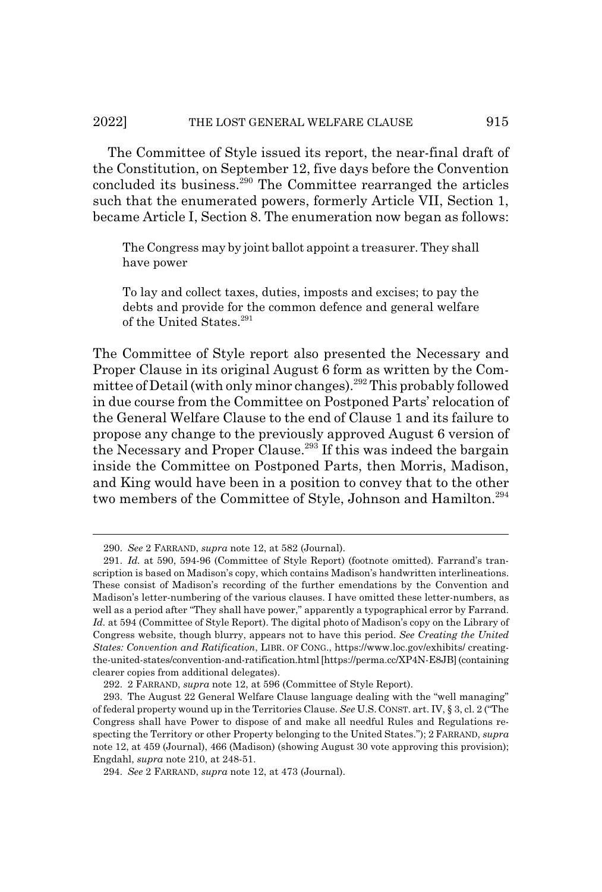The Committee of Style issued its report, the near-final draft of the Constitution, on September 12, five days before the Convention concluded its business.[290] The Committee rearranged the articles such that the enumerated powers, formerly Article VII, Section 1, became Article I, Section 8. The enumeration now began as follows:

> The Congress may by joint ballot appoint a treasurer. They shall have power
>
> To lay and collect taxes, duties, imposts and excises; to pay the debts and provide for the common defence and general welfare of the United States.[291]

The Committee of Style report also presented the Necessary and Proper Clause in its original August 6 form as written by the Committee of Detail (with only minor changes).[292] This probably followed in due course from the Committee on Postponed Parts' relocation of the General Welfare Clause to the end of Clause 1 and its failure to propose any change to the previously approved August 6 version of the Necessary and Proper Clause.[293] If this was indeed the bargain inside the Committee on Postponed Parts, then Morris, Madison, and King would have been in a position to convey that to the other two members of the Committee of Style, Johnson and Hamilton.[294]

---

290. *See* 2 FARRAND, *supra* note 12, at 582 (Journal).

291. *Id.* at 590, 594-96 (Committee of Style Report) (footnote omitted). Farrand's transcription is based on Madison's copy, which contains Madison's handwritten interlineations. These consist of Madison's recording of the further emendations by the Convention and Madison's letter-numbering of the various clauses. I have omitted these letter-numbers, as well as a period after "They shall have power," apparently a typographical error by Farrand. *Id.* at 594 (Committee of Style Report). The digital photo of Madison's copy on the Library of Congress website, though blurry, appears not to have this period. *See Creating the United States: Convention and Ratification*, LIBR. OF CONG., https://www.loc.gov/exhibits/creating-the-united-states/convention-and-ratification.html [https://perma.cc/XP4N-E8JB] (containing clearer copies from additional delegates).

292. 2 FARRAND, *supra* note 12, at 596 (Committee of Style Report).

293. The August 22 General Welfare Clause language dealing with the "well managing" of federal property wound up in the Territories Clause. *See* U.S. CONST. art. IV, § 3, cl. 2 ("The Congress shall have Power to dispose of and make all needful Rules and Regulations respecting the Territory or other Property belonging to the United States."); 2 FARRAND, *supra* note 12, at 459 (Journal), 466 (Madison) (showing August 30 vote approving this provision); Engdahl, *supra* note 210, at 248-51.

294. *See* 2 FARRAND, *supra* note 12, at 473 (Journal).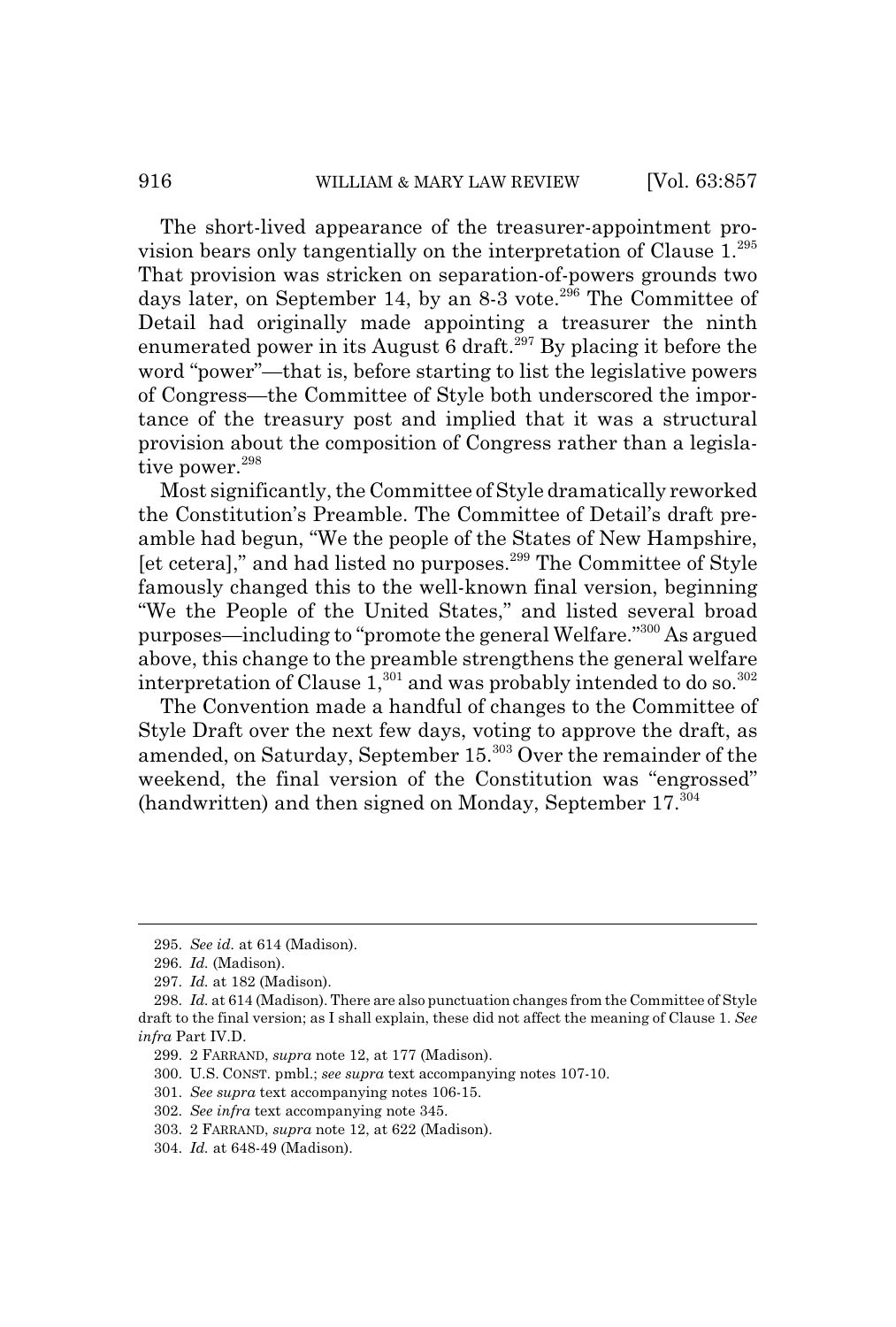The short-lived appearance of the treasurer-appointment provision bears only tangentially on the interpretation of Clause 1.[295] That provision was stricken on separation-of-powers grounds two days later, on September 14, by an 8-3 vote.[296] The Committee of Detail had originally made appointing a treasurer the ninth enumerated power in its August 6 draft.[297] By placing it before the word "power"—that is, before starting to list the legislative powers of Congress—the Committee of Style both underscored the importance of the treasury post and implied that it was a structural provision about the composition of Congress rather than a legislative power.[298]

Most significantly, the Committee of Style dramatically reworked the Constitution's Preamble. The Committee of Detail's draft preamble had begun, "We the people of the States of New Hampshire, [et cetera]," and had listed no purposes.[299] The Committee of Style famously changed this to the well-known final version, beginning "We the People of the United States," and listed several broad purposes—including to "promote the general Welfare."[300] As argued above, this change to the preamble strengthens the general welfare interpretation of Clause 1,[301] and was probably intended to do so.[302]

The Convention made a handful of changes to the Committee of Style Draft over the next few days, voting to approve the draft, as amended, on Saturday, September 15.[303] Over the remainder of the weekend, the final version of the Constitution was "engrossed" (handwritten) and then signed on Monday, September 17.[304]

---

295. *See id.* at 614 (Madison).

296. *Id.* (Madison).

297. *Id.* at 182 (Madison).

298. *Id.* at 614 (Madison). There are also punctuation changes from the Committee of Style draft to the final version; as I shall explain, these did not affect the meaning of Clause 1. *See infra* Part IV.D.

299. 2 FARRAND, *supra* note 12, at 177 (Madison).

300. U.S. CONST. pmbl.; *see supra* text accompanying notes 107-10.

301. *See supra* text accompanying notes 106-15.

302. *See infra* text accompanying note 345.

303. 2 FARRAND, *supra* note 12, at 622 (Madison).

304. *Id.* at 648-49 (Madison).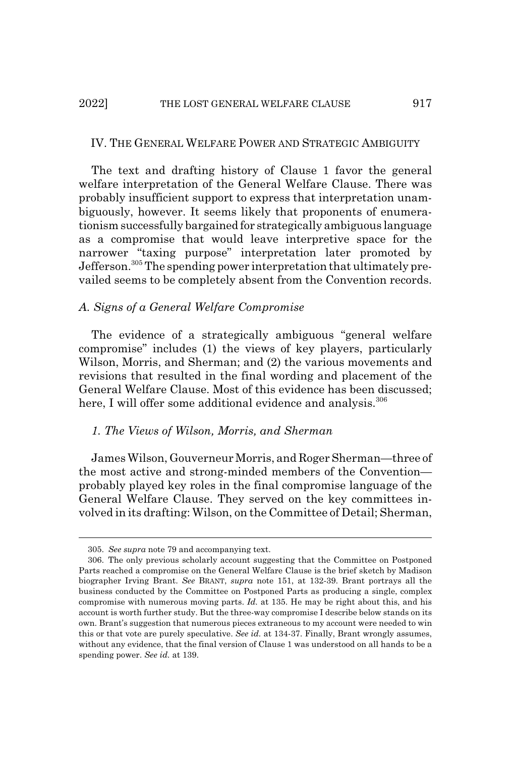## IV. THE GENERAL WELFARE POWER AND STRATEGIC AMBIGUITY

The text and drafting history of Clause 1 favor the general welfare interpretation of the General Welfare Clause. There was probably insufficient support to express that interpretation unambiguously, however. It seems likely that proponents of enumerationism successfully bargained for strategically ambiguous language as a compromise that would leave interpretive space for the narrower "taxing purpose" interpretation later promoted by Jefferson.[305] The spending power interpretation that ultimately prevailed seems to be completely absent from the Convention records.

### *A. Signs of a General Welfare Compromise*

The evidence of a strategically ambiguous "general welfare compromise" includes (1) the views of key players, particularly Wilson, Morris, and Sherman; and (2) the various movements and revisions that resulted in the final wording and placement of the General Welfare Clause. Most of this evidence has been discussed; here, I will offer some additional evidence and analysis.[306]

#### *1. The Views of Wilson, Morris, and Sherman*

James Wilson, Gouverneur Morris, and Roger Sherman—three of the most active and strong-minded members of the Convention—probably played key roles in the final compromise language of the General Welfare Clause. They served on the key committees involved in its drafting: Wilson, on the Committee of Detail; Sherman,

---

305. *See supra* note 79 and accompanying text.

306. The only previous scholarly account suggesting that the Committee on Postponed Parts reached a compromise on the General Welfare Clause is the brief sketch by Madison biographer Irving Brant. *See* BRANT, *supra* note 151, at 132-39. Brant portrays all the business conducted by the Committee on Postponed Parts as producing a single, complex compromise with numerous moving parts. *Id.* at 135. He may be right about this, and his account is worth further study. But the three-way compromise I describe below stands on its own. Brant's suggestion that numerous pieces extraneous to my account were needed to win this or that vote are purely speculative. *See id.* at 134-37. Finally, Brant wrongly assumes, without any evidence, that the final version of Clause 1 was understood on all hands to be a spending power. *See id.* at 139.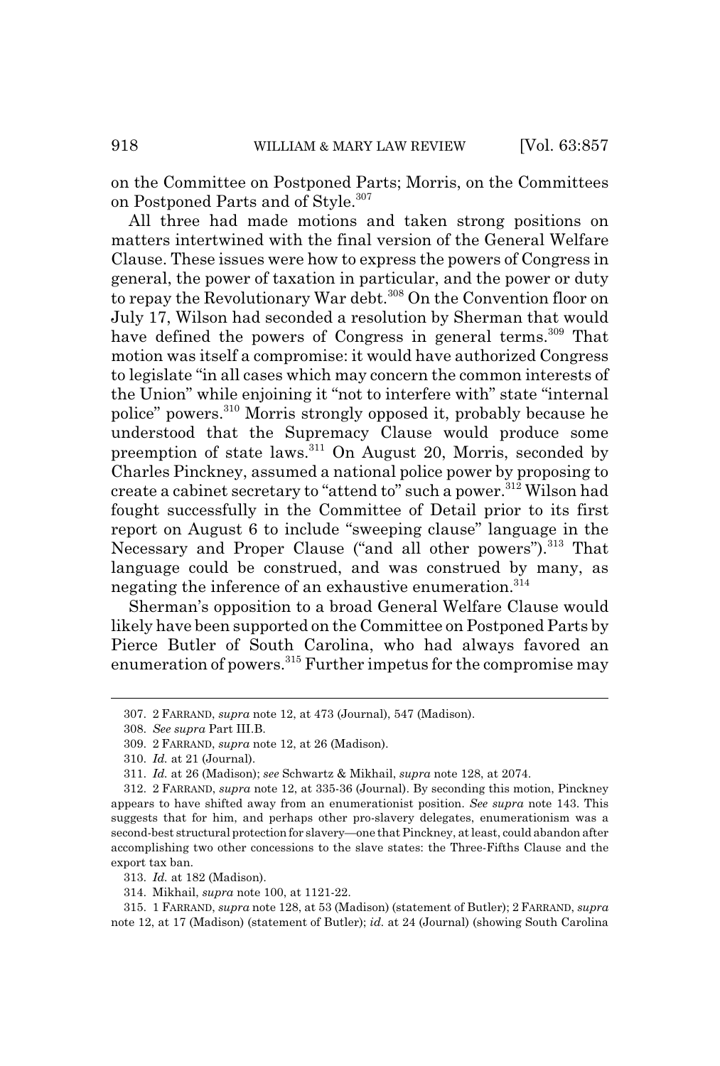on the Committee on Postponed Parts; Morris, on the Committees on Postponed Parts and of Style.[307]

All three had made motions and taken strong positions on matters intertwined with the final version of the General Welfare Clause. These issues were how to express the powers of Congress in general, the power of taxation in particular, and the power or duty to repay the Revolutionary War debt.[308] On the Convention floor on July 17, Wilson had seconded a resolution by Sherman that would have defined the powers of Congress in general terms.[309] That motion was itself a compromise: it would have authorized Congress to legislate "in all cases which may concern the common interests of the Union" while enjoining it "not to interfere with" state "internal police" powers.[310] Morris strongly opposed it, probably because he understood that the Supremacy Clause would produce some preemption of state laws.[311] On August 20, Morris, seconded by Charles Pinckney, assumed a national police power by proposing to create a cabinet secretary to "attend to" such a power.[312] Wilson had fought successfully in the Committee of Detail prior to its first report on August 6 to include "sweeping clause" language in the Necessary and Proper Clause ("and all other powers").[313] That language could be construed, and was construed by many, as negating the inference of an exhaustive enumeration.[314]

Sherman's opposition to a broad General Welfare Clause would likely have been supported on the Committee on Postponed Parts by Pierce Butler of South Carolina, who had always favored an enumeration of powers.[315] Further impetus for the compromise may

---

307. 2 FARRAND, *supra* note 12, at 473 (Journal), 547 (Madison).

308. *See supra* Part III.B.

309. 2 FARRAND, *supra* note 12, at 26 (Madison).

310. *Id.* at 21 (Journal).

311. *Id.* at 26 (Madison); *see* Schwartz & Mikhail, *supra* note 128, at 2074.

312. 2 FARRAND, *supra* note 12, at 335-36 (Journal). By seconding this motion, Pinckney appears to have shifted away from an enumerationist position. *See supra* note 143. This suggests that for him, and perhaps other pro-slavery delegates, enumerationism was a second-best structural protection for slavery—one that Pinckney, at least, could abandon after accomplishing two other concessions to the slave states: the Three-Fifths Clause and the export tax ban.

313. *Id.* at 182 (Madison).

314. Mikhail, *supra* note 100, at 1121-22.

315. 1 FARRAND, *supra* note 128, at 53 (Madison) (statement of Butler); 2 FARRAND, *supra* note 12, at 17 (Madison) (statement of Butler); *id.* at 24 (Journal) (showing South Carolina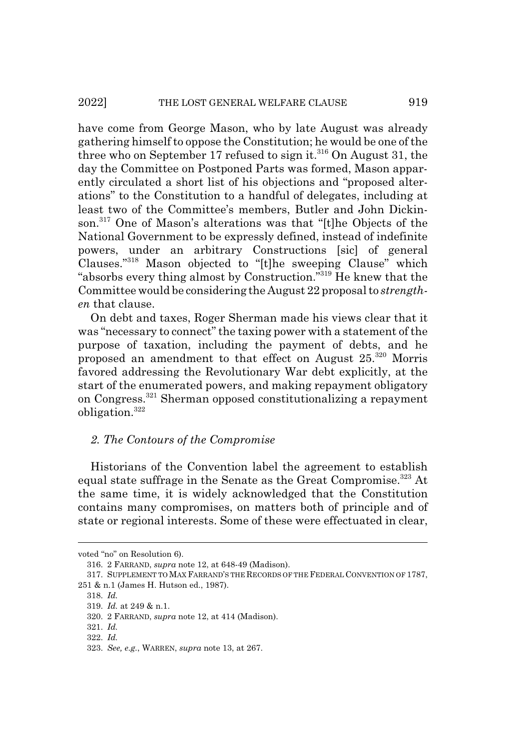have come from George Mason, who by late August was already gathering himself to oppose the Constitution; he would be one of the three who on September 17 refused to sign it.[316] On August 31, the day the Committee on Postponed Parts was formed, Mason apparently circulated a short list of his objections and "proposed alterations" to the Constitution to a handful of delegates, including at least two of the Committee's members, Butler and John Dickinson.[317] One of Mason's alterations was that "[t]he Objects of the National Government to be expressly defined, instead of indefinite powers, under an arbitrary Constructions [sic] of general Clauses."[318] Mason objected to "[t]he sweeping Clause" which "absorbs every thing almost by Construction."[319] He knew that the Committee would be considering the August 22 proposal to *strengthen* that clause.

On debt and taxes, Roger Sherman made his views clear that it was "necessary to connect" the taxing power with a statement of the purpose of taxation, including the payment of debts, and he proposed an amendment to that effect on August 25.[320] Morris favored addressing the Revolutionary War debt explicitly, at the start of the enumerated powers, and making repayment obligatory on Congress.[321] Sherman opposed constitutionalizing a repayment obligation.[322]

### *2. The Contours of the Compromise*

Historians of the Convention label the agreement to establish equal state suffrage in the Senate as the Great Compromise.[323] At the same time, it is widely acknowledged that the Constitution contains many compromises, on matters both of principle and of state or regional interests. Some of these were effectuated in clear,

---

voted "no" on Resolution 6).

316. 2 FARRAND, *supra* note 12, at 648-49 (Madison).

317. SUPPLEMENT TO MAX FARRAND'S THE RECORDS OF THE FEDERAL CONVENTION OF 1787, 251 & n.1 (James H. Hutson ed., 1987).

318. *Id.*

319. *Id.* at 249 & n.1.

320. 2 FARRAND, *supra* note 12, at 414 (Madison).

321. *Id.*

322. *Id.*

323. *See, e.g.*, WARREN, *supra* note 13, at 267.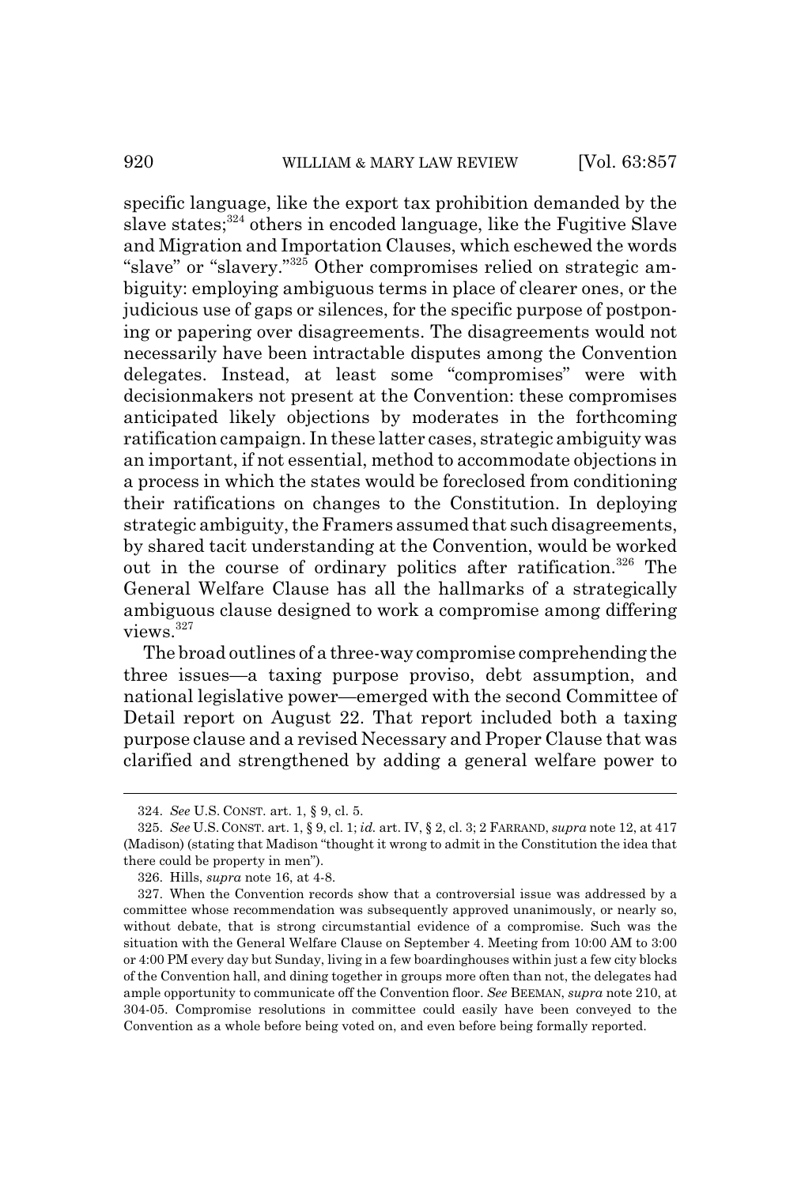specific language, like the export tax prohibition demanded by the slave states;[324] others in encoded language, like the Fugitive Slave and Migration and Importation Clauses, which eschewed the words "slave" or "slavery."[325] Other compromises relied on strategic ambiguity: employing ambiguous terms in place of clearer ones, or the judicious use of gaps or silences, for the specific purpose of postponing or papering over disagreements. The disagreements would not necessarily have been intractable disputes among the Convention delegates. Instead, at least some "compromises" were with decisionmakers not present at the Convention: these compromises anticipated likely objections by moderates in the forthcoming ratification campaign. In these latter cases, strategic ambiguity was an important, if not essential, method to accommodate objections in a process in which the states would be foreclosed from conditioning their ratifications on changes to the Constitution. In deploying strategic ambiguity, the Framers assumed that such disagreements, by shared tacit understanding at the Convention, would be worked out in the course of ordinary politics after ratification.[326] The General Welfare Clause has all the hallmarks of a strategically ambiguous clause designed to work a compromise among differing views.[327]

The broad outlines of a three-way compromise comprehending the three issues—a taxing purpose proviso, debt assumption, and national legislative power—emerged with the second Committee of Detail report on August 22. That report included both a taxing purpose clause and a revised Necessary and Proper Clause that was clarified and strengthened by adding a general welfare power to

---

324. *See* U.S. CONST. art. 1, § 9, cl. 5.

325. *See* U.S. CONST. art. 1, § 9, cl. 1; *id.* art. IV, § 2, cl. 3; 2 FARRAND, *supra* note 12, at 417 (Madison) (stating that Madison "thought it wrong to admit in the Constitution the idea that there could be property in men").

326. Hills, *supra* note 16, at 4-8.

327. When the Convention records show that a controversial issue was addressed by a committee whose recommendation was subsequently approved unanimously, or nearly so, without debate, that is strong circumstantial evidence of a compromise. Such was the situation with the General Welfare Clause on September 4. Meeting from 10:00 AM to 3:00 or 4:00 PM every day but Sunday, living in a few boardinghouses within just a few city blocks of the Convention hall, and dining together in groups more often than not, the delegates had ample opportunity to communicate off the Convention floor. *See* BEEMAN, *supra* note 210, at 304-05. Compromise resolutions in committee could easily have been conveyed to the Convention as a whole before being voted on, and even before being formally reported.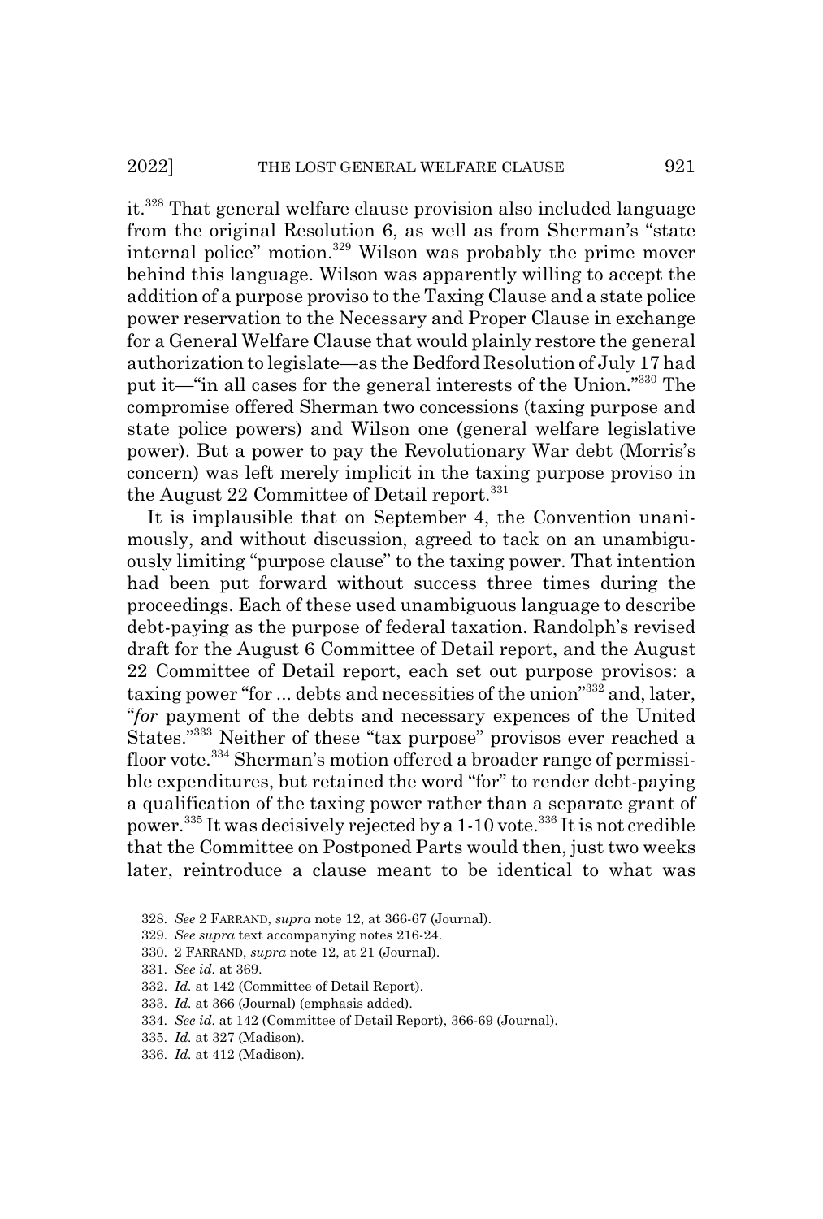it.[328] That general welfare clause provision also included language from the original Resolution 6, as well as from Sherman's "state internal police" motion.[329] Wilson was probably the prime mover behind this language. Wilson was apparently willing to accept the addition of a purpose proviso to the Taxing Clause and a state police power reservation to the Necessary and Proper Clause in exchange for a General Welfare Clause that would plainly restore the general authorization to legislate—as the Bedford Resolution of July 17 had put it—"in all cases for the general interests of the Union."[330] The compromise offered Sherman two concessions (taxing purpose and state police powers) and Wilson one (general welfare legislative power). But a power to pay the Revolutionary War debt (Morris's concern) was left merely implicit in the taxing purpose proviso in the August 22 Committee of Detail report.[331]

It is implausible that on September 4, the Convention unanimously, and without discussion, agreed to tack on an unambiguously limiting "purpose clause" to the taxing power. That intention had been put forward without success three times during the proceedings. Each of these used unambiguous language to describe debt-paying as the purpose of federal taxation. Randolph's revised draft for the August 6 Committee of Detail report, and the August 22 Committee of Detail report, each set out purpose provisos: a taxing power "for ... debts and necessities of the union"[332] and, later, "*for* payment of the debts and necessary expences of the United States."[333] Neither of these "tax purpose" provisos ever reached a floor vote.[334] Sherman's motion offered a broader range of permissible expenditures, but retained the word "for" to render debt-paying a qualification of the taxing power rather than a separate grant of power.[335] It was decisively rejected by a 1-10 vote.[336] It is not credible that the Committee on Postponed Parts would then, just two weeks later, reintroduce a clause meant to be identical to what was

---

328. *See* 2 FARRAND, *supra* note 12, at 366-67 (Journal).

329. *See supra* text accompanying notes 216-24.

330. 2 FARRAND, *supra* note 12, at 21 (Journal).

331. *See id.* at 369.

332. *Id.* at 142 (Committee of Detail Report).

333. *Id.* at 366 (Journal) (emphasis added).

334. *See id.* at 142 (Committee of Detail Report), 366-69 (Journal).

335. *Id.* at 327 (Madison).

336. *Id.* at 412 (Madison).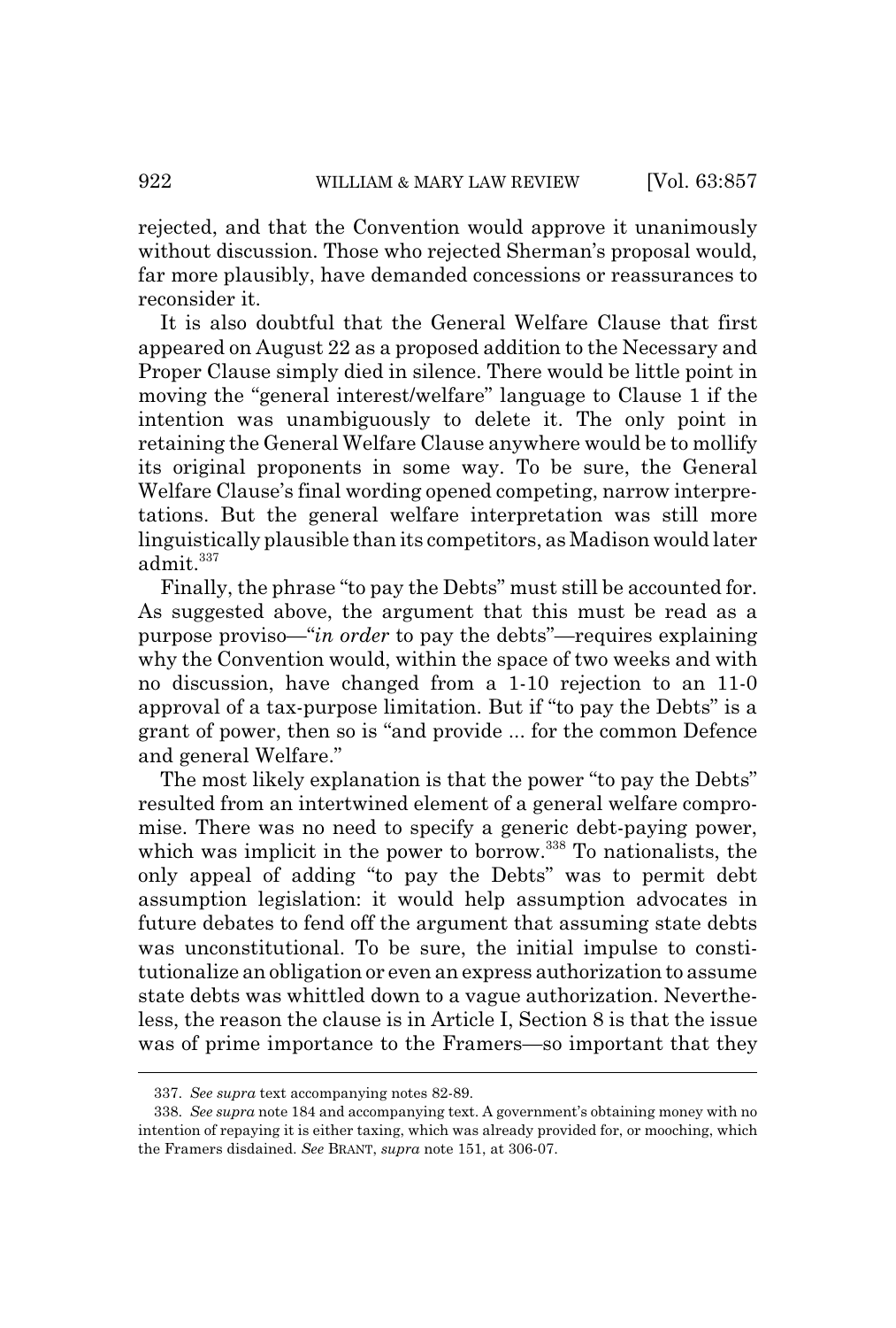rejected, and that the Convention would approve it unanimously without discussion. Those who rejected Sherman's proposal would, far more plausibly, have demanded concessions or reassurances to reconsider it.

It is also doubtful that the General Welfare Clause that first appeared on August 22 as a proposed addition to the Necessary and Proper Clause simply died in silence. There would be little point in moving the "general interest/welfare" language to Clause 1 if the intention was unambiguously to delete it. The only point in retaining the General Welfare Clause anywhere would be to mollify its original proponents in some way. To be sure, the General Welfare Clause's final wording opened competing, narrow interpretations. But the general welfare interpretation was still more linguistically plausible than its competitors, as Madison would later admit.[337]

Finally, the phrase "to pay the Debts" must still be accounted for. As suggested above, the argument that this must be read as a purpose proviso—"*in order* to pay the debts"—requires explaining why the Convention would, within the space of two weeks and with no discussion, have changed from a 1-10 rejection to an 11-0 approval of a tax-purpose limitation. But if "to pay the Debts" is a grant of power, then so is "and provide ... for the common Defence and general Welfare."

The most likely explanation is that the power "to pay the Debts" resulted from an intertwined element of a general welfare compromise. There was no need to specify a generic debt-paying power, which was implicit in the power to borrow.[338] To nationalists, the only appeal of adding "to pay the Debts" was to permit debt assumption legislation: it would help assumption advocates in future debates to fend off the argument that assuming state debts was unconstitutional. To be sure, the initial impulse to constitutionalize an obligation or even an express authorization to assume state debts was whittled down to a vague authorization. Nevertheless, the reason the clause is in Article I, Section 8 is that the issue was of prime importance to the Framers—so important that they

---

337. *See supra* text accompanying notes 82-89.

338. *See supra* note 184 and accompanying text. A government's obtaining money with no intention of repaying it is either taxing, which was already provided for, or mooching, which the Framers disdained. *See* BRANT, *supra* note 151, at 306-07.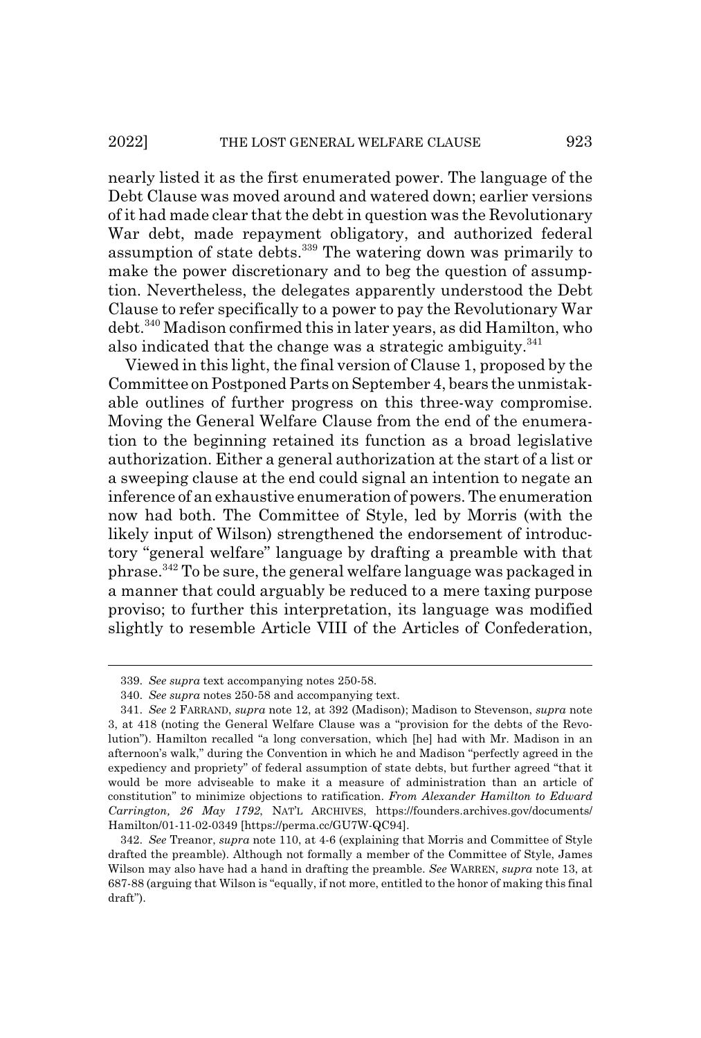nearly listed it as the first enumerated power. The language of the Debt Clause was moved around and watered down; earlier versions of it had made clear that the debt in question was the Revolutionary War debt, made repayment obligatory, and authorized federal assumption of state debts.[339] The watering down was primarily to make the power discretionary and to beg the question of assumption. Nevertheless, the delegates apparently understood the Debt Clause to refer specifically to a power to pay the Revolutionary War debt.[340] Madison confirmed this in later years, as did Hamilton, who also indicated that the change was a strategic ambiguity.[341]

Viewed in this light, the final version of Clause 1, proposed by the Committee on Postponed Parts on September 4, bears the unmistakable outlines of further progress on this three-way compromise. Moving the General Welfare Clause from the end of the enumeration to the beginning retained its function as a broad legislative authorization. Either a general authorization at the start of a list or a sweeping clause at the end could signal an intention to negate an inference of an exhaustive enumeration of powers. The enumeration now had both. The Committee of Style, led by Morris (with the likely input of Wilson) strengthened the endorsement of introductory "general welfare" language by drafting a preamble with that phrase.[342] To be sure, the general welfare language was packaged in a manner that could arguably be reduced to a mere taxing purpose proviso; to further this interpretation, its language was modified slightly to resemble Article VIII of the Articles of Confederation,

---

339. *See supra* text accompanying notes 250-58.

340. *See supra* notes 250-58 and accompanying text.

341. *See* 2 FARRAND, *supra* note 12, at 392 (Madison); Madison to Stevenson, *supra* note 3, at 418 (noting the General Welfare Clause was a "provision for the debts of the Revolution"). Hamilton recalled "a long conversation, which [he] had with Mr. Madison in an afternoon's walk," during the Convention in which he and Madison "perfectly agreed in the expediency and propriety" of federal assumption of state debts, but further agreed "that it would be more adviseable to make it a measure of administration than an article of constitution" to minimize objections to ratification. *From Alexander Hamilton to Edward Carrington, 26 May 1792*, NAT'L ARCHIVES, https://founders.archives.gov/documents/Hamilton/01-11-02-0349 [https://perma.cc/GU7W-QC94].

342. *See* Treanor, *supra* note 110, at 4-6 (explaining that Morris and Committee of Style drafted the preamble). Although not formally a member of the Committee of Style, James Wilson may also have had a hand in drafting the preamble. *See* WARREN, *supra* note 13, at 687-88 (arguing that Wilson is "equally, if not more, entitled to the honor of making this final draft").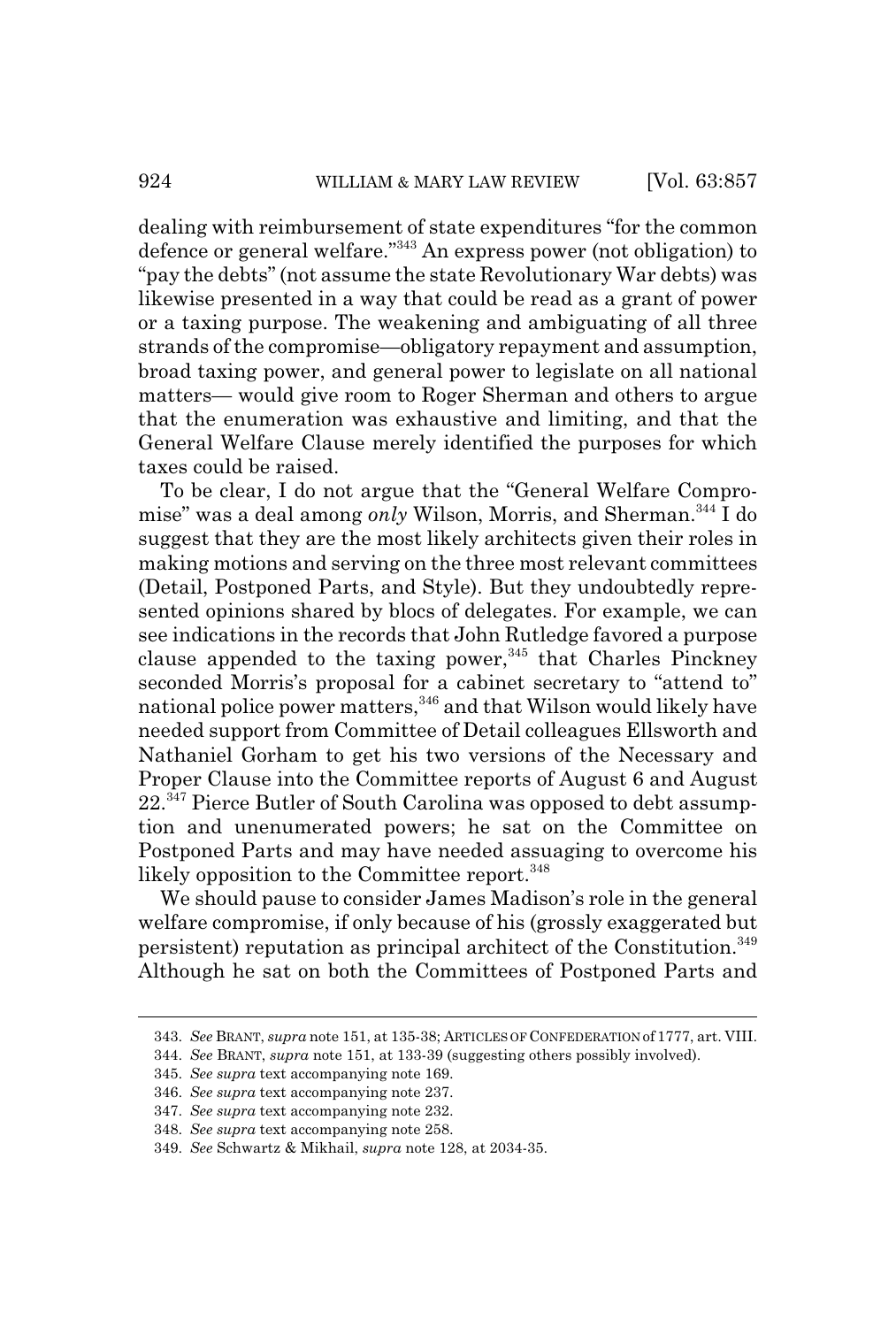dealing with reimbursement of state expenditures "for the common defence or general welfare."[343] An express power (not obligation) to "pay the debts" (not assume the state Revolutionary War debts) was likewise presented in a way that could be read as a grant of power or a taxing purpose. The weakening and ambiguating of all three strands of the compromise—obligatory repayment and assumption, broad taxing power, and general power to legislate on all national matters— would give room to Roger Sherman and others to argue that the enumeration was exhaustive and limiting, and that the General Welfare Clause merely identified the purposes for which taxes could be raised.

To be clear, I do not argue that the "General Welfare Compromise" was a deal among *only* Wilson, Morris, and Sherman.[344] I do suggest that they are the most likely architects given their roles in making motions and serving on the three most relevant committees (Detail, Postponed Parts, and Style). But they undoubtedly represented opinions shared by blocs of delegates. For example, we can see indications in the records that John Rutledge favored a purpose clause appended to the taxing power,[345] that Charles Pinckney seconded Morris's proposal for a cabinet secretary to "attend to" national police power matters,[346] and that Wilson would likely have needed support from Committee of Detail colleagues Ellsworth and Nathaniel Gorham to get his two versions of the Necessary and Proper Clause into the Committee reports of August 6 and August 22.[347] Pierce Butler of South Carolina was opposed to debt assumption and unenumerated powers; he sat on the Committee on Postponed Parts and may have needed assuaging to overcome his likely opposition to the Committee report.[348]

We should pause to consider James Madison's role in the general welfare compromise, if only because of his (grossly exaggerated but persistent) reputation as principal architect of the Constitution.[349] Although he sat on both the Committees of Postponed Parts and

---

343. *See* BRANT, *supra* note 151, at 135-38; ARTICLES OF CONFEDERATION of 1777, art. VIII.

344. *See* BRANT, *supra* note 151, at 133-39 (suggesting others possibly involved).

345. *See supra* text accompanying note 169.

346. *See supra* text accompanying note 237.

347. *See supra* text accompanying note 232.

348. *See supra* text accompanying note 258.

349. *See* Schwartz & Mikhail, *supra* note 128, at 2034-35.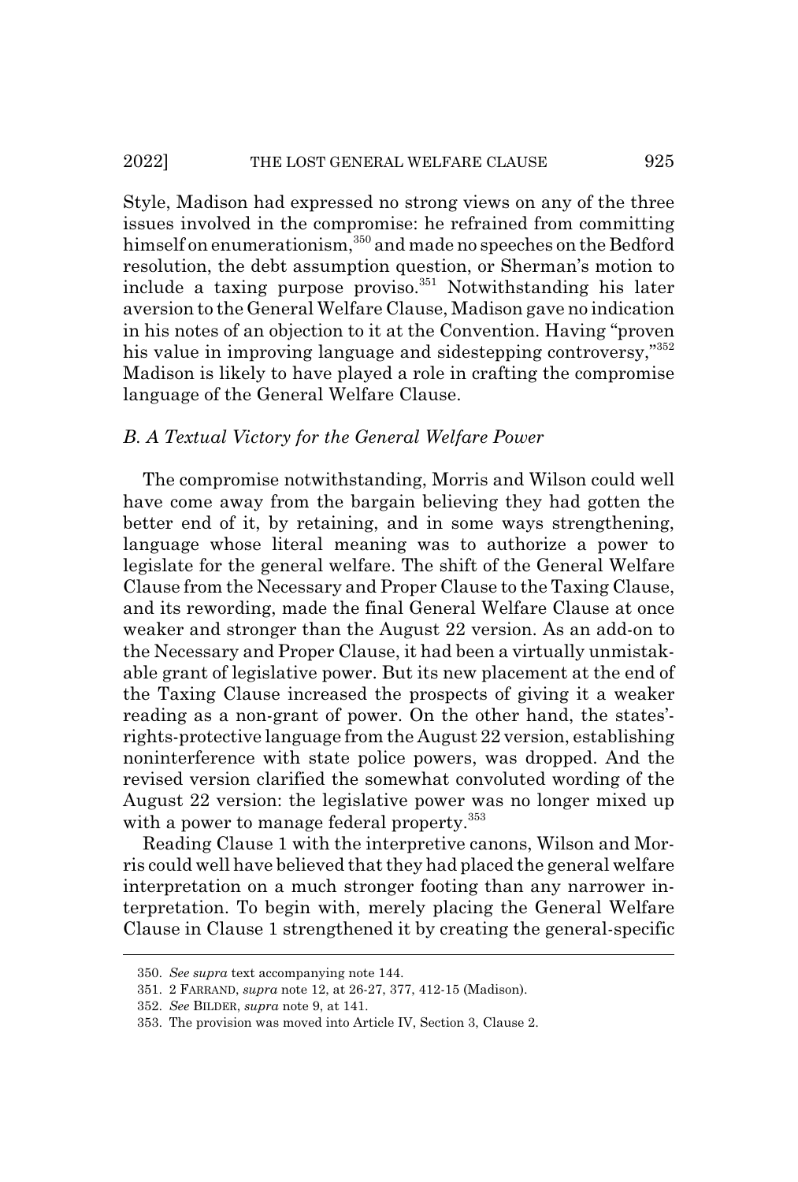Style, Madison had expressed no strong views on any of the three issues involved in the compromise: he refrained from committing himself on enumerationism,[350] and made no speeches on the Bedford resolution, the debt assumption question, or Sherman's motion to include a taxing purpose proviso.[351] Notwithstanding his later aversion to the General Welfare Clause, Madison gave no indication in his notes of an objection to it at the Convention. Having "proven his value in improving language and sidestepping controversy,"[352] Madison is likely to have played a role in crafting the compromise language of the General Welfare Clause.

### *B. A Textual Victory for the General Welfare Power*

The compromise notwithstanding, Morris and Wilson could well have come away from the bargain believing they had gotten the better end of it, by retaining, and in some ways strengthening, language whose literal meaning was to authorize a power to legislate for the general welfare. The shift of the General Welfare Clause from the Necessary and Proper Clause to the Taxing Clause, and its rewording, made the final General Welfare Clause at once weaker and stronger than the August 22 version. As an add-on to the Necessary and Proper Clause, it had been a virtually unmistakable grant of legislative power. But its new placement at the end of the Taxing Clause increased the prospects of giving it a weaker reading as a non-grant of power. On the other hand, the states'-rights-protective language from the August 22 version, establishing noninterference with state police powers, was dropped. And the revised version clarified the somewhat convoluted wording of the August 22 version: the legislative power was no longer mixed up with a power to manage federal property.[353]

Reading Clause 1 with the interpretive canons, Wilson and Morris could well have believed that they had placed the general welfare interpretation on a much stronger footing than any narrower interpretation. To begin with, merely placing the General Welfare Clause in Clause 1 strengthened it by creating the general-specific

---

350. *See supra* text accompanying note 144.

351. 2 FARRAND, *supra* note 12, at 26-27, 377, 412-15 (Madison).

352. *See* BILDER, *supra* note 9, at 141.

353. The provision was moved into Article IV, Section 3, Clause 2.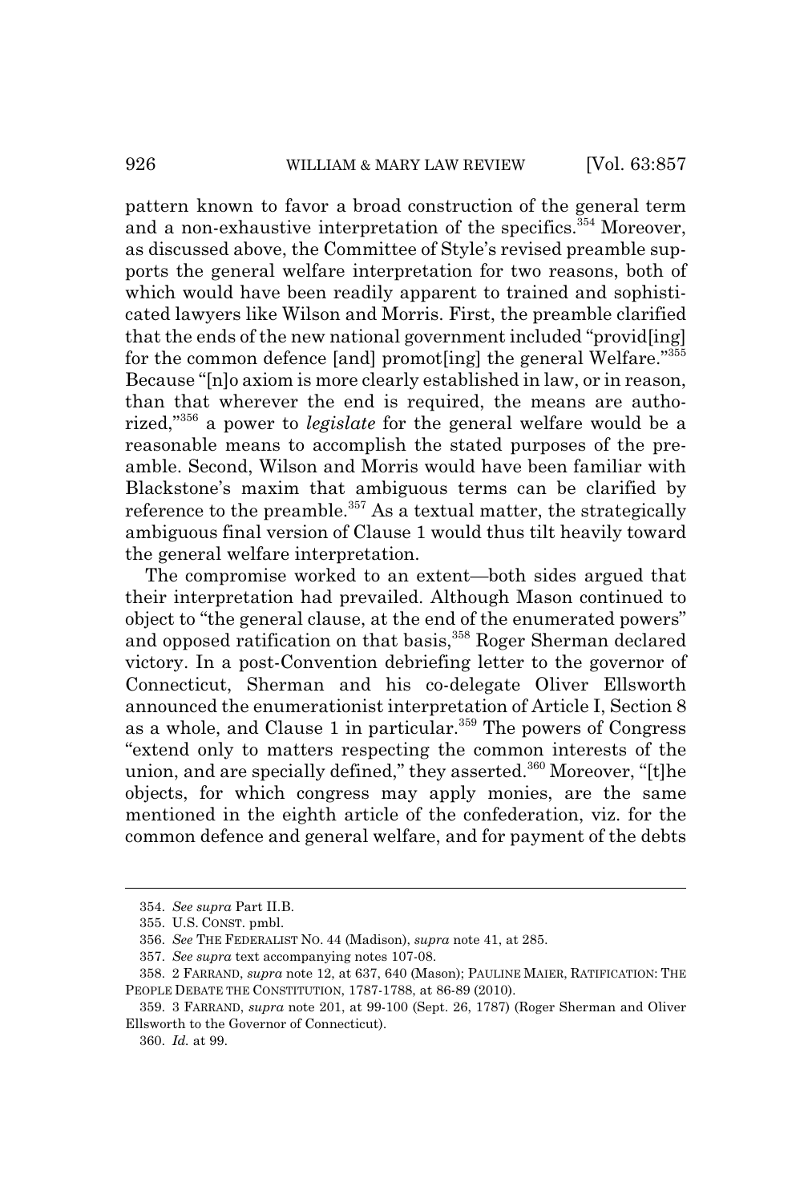pattern known to favor a broad construction of the general term and a non-exhaustive interpretation of the specifics.[354] Moreover, as discussed above, the Committee of Style's revised preamble supports the general welfare interpretation for two reasons, both of which would have been readily apparent to trained and sophisticated lawyers like Wilson and Morris. First, the preamble clarified that the ends of the new national government included "provid[ing] for the common defence [and] promot[ing] the general Welfare."[355] Because "[n]o axiom is more clearly established in law, or in reason, than that wherever the end is required, the means are authorized,"[356] a power to *legislate* for the general welfare would be a reasonable means to accomplish the stated purposes of the preamble. Second, Wilson and Morris would have been familiar with Blackstone's maxim that ambiguous terms can be clarified by reference to the preamble.[357] As a textual matter, the strategically ambiguous final version of Clause 1 would thus tilt heavily toward the general welfare interpretation.

The compromise worked to an extent—both sides argued that their interpretation had prevailed. Although Mason continued to object to "the general clause, at the end of the enumerated powers" and opposed ratification on that basis,[358] Roger Sherman declared victory. In a post-Convention debriefing letter to the governor of Connecticut, Sherman and his co-delegate Oliver Ellsworth announced the enumerationist interpretation of Article I, Section 8 as a whole, and Clause 1 in particular.[359] The powers of Congress "extend only to matters respecting the common interests of the union, and are specially defined," they asserted.[360] Moreover, "[t]he objects, for which congress may apply monies, are the same mentioned in the eighth article of the confederation, viz. for the common defence and general welfare, and for payment of the debts

---

354. *See supra* Part II.B.

355. U.S. CONST. pmbl.

356. *See* THE FEDERALIST NO. 44 (Madison), *supra* note 41, at 285.

357. *See supra* text accompanying notes 107-08.

358. 2 FARRAND, *supra* note 12, at 637, 640 (Mason); PAULINE MAIER, RATIFICATION: THE PEOPLE DEBATE THE CONSTITUTION, 1787-1788, at 86-89 (2010).

359. 3 FARRAND, *supra* note 201, at 99-100 (Sept. 26, 1787) (Roger Sherman and Oliver Ellsworth to the Governor of Connecticut).

360. *Id.* at 99.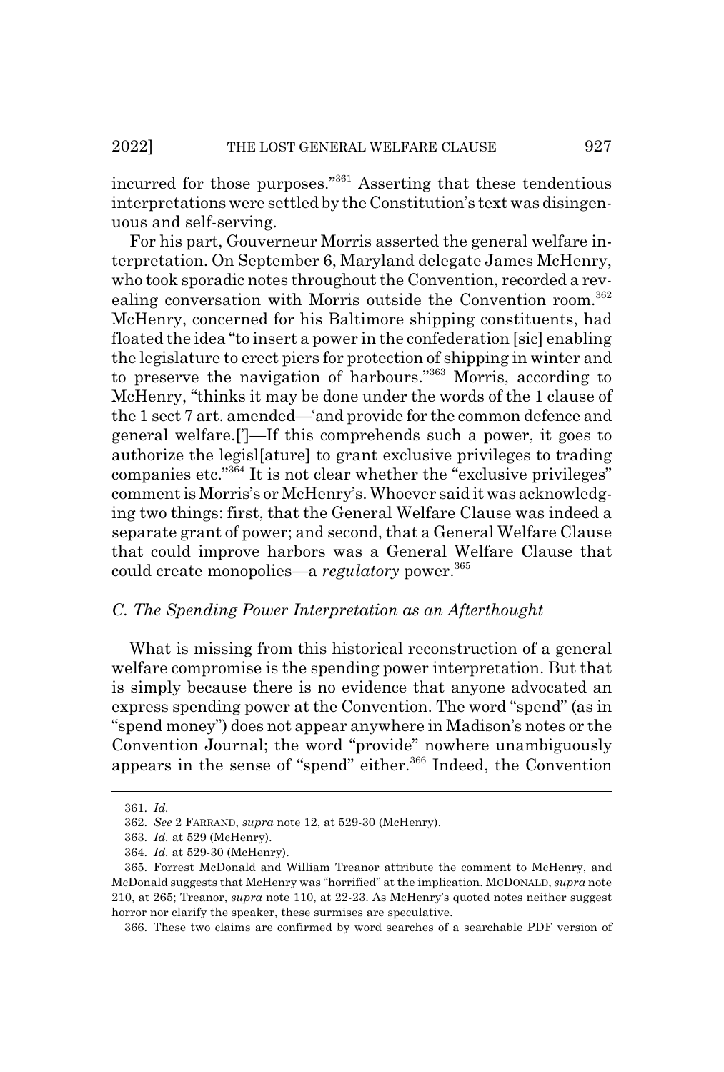incurred for those purposes."[361] Asserting that these tendentious interpretations were settled by the Constitution's text was disingenuous and self-serving.

For his part, Gouverneur Morris asserted the general welfare interpretation. On September 6, Maryland delegate James McHenry, who took sporadic notes throughout the Convention, recorded a revealing conversation with Morris outside the Convention room.[362] McHenry, concerned for his Baltimore shipping constituents, had floated the idea "to insert a power in the confederation [sic] enabling the legislature to erect piers for protection of shipping in winter and to preserve the navigation of harbours."[363] Morris, according to McHenry, "thinks it may be done under the words of the 1 clause of the 1 sect 7 art. amended—'and provide for the common defence and general welfare.[']—If this comprehends such a power, it goes to authorize the legisl[ature] to grant exclusive privileges to trading companies etc."[364] It is not clear whether the "exclusive privileges" comment is Morris's or McHenry's. Whoever said it was acknowledging two things: first, that the General Welfare Clause was indeed a separate grant of power; and second, that a General Welfare Clause that could improve harbors was a General Welfare Clause that could create monopolies—a *regulatory* power.[365]

### *C. The Spending Power Interpretation as an Afterthought*

What is missing from this historical reconstruction of a general welfare compromise is the spending power interpretation. But that is simply because there is no evidence that anyone advocated an express spending power at the Convention. The word "spend" (as in "spend money") does not appear anywhere in Madison's notes or the Convention Journal; the word "provide" nowhere unambiguously appears in the sense of "spend" either.[366] Indeed, the Convention

---

361. *Id.*

362. *See* 2 FARRAND, *supra* note 12, at 529-30 (McHenry).

363. *Id.* at 529 (McHenry).

364. *Id.* at 529-30 (McHenry).

365. Forrest McDonald and William Treanor attribute the comment to McHenry, and McDonald suggests that McHenry was "horrified" at the implication. MCDONALD, *supra* note 210, at 265; Treanor, *supra* note 110, at 22-23. As McHenry's quoted notes neither suggest horror nor clarify the speaker, these surmises are speculative.

366. These two claims are confirmed by word searches of a searchable PDF version of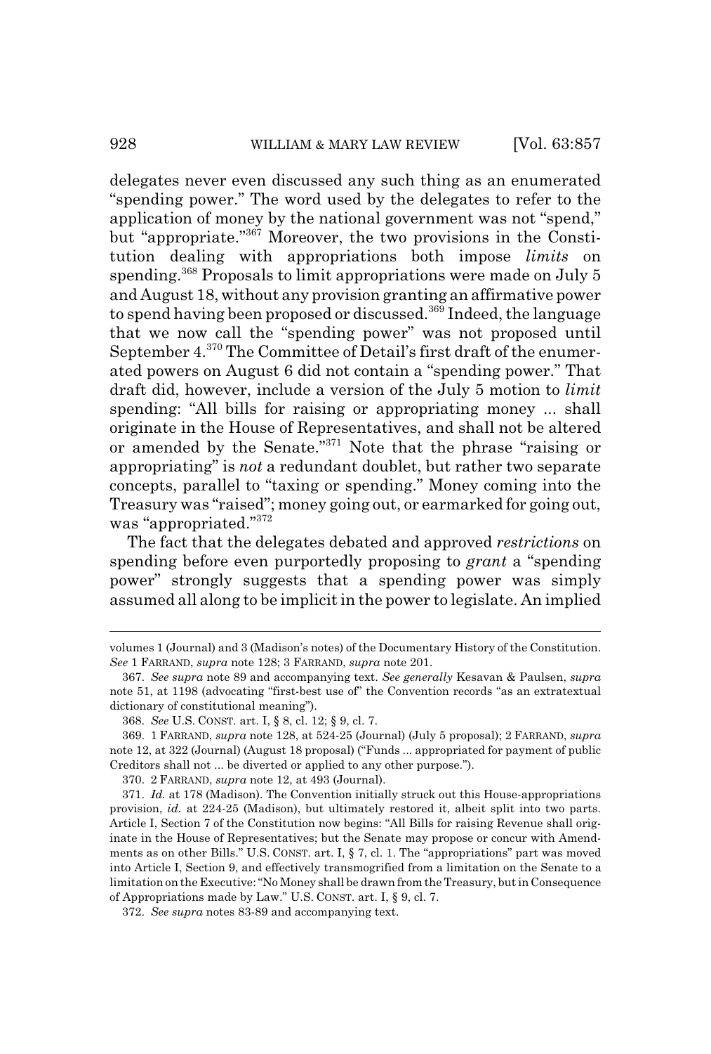delegates never even discussed any such thing as an enumerated "spending power." The word used by the delegates to refer to the application of money by the national government was not "spend," but "appropriate."[367] Moreover, the two provisions in the Constitution dealing with appropriations both impose *limits* on spending.[368] Proposals to limit appropriations were made on July 5 and August 18, without any provision granting an affirmative power to spend having been proposed or discussed.[369] Indeed, the language that we now call the "spending power" was not proposed until September 4.[370] The Committee of Detail's first draft of the enumerated powers on August 6 did not contain a "spending power." That draft did, however, include a version of the July 5 motion to *limit* spending: "All bills for raising or appropriating money ... shall originate in the House of Representatives, and shall not be altered or amended by the Senate."[371] Note that the phrase "raising or appropriating" is *not* a redundant doublet, but rather two separate concepts, parallel to "taxing or spending." Money coming into the Treasury was "raised"; money going out, or earmarked for going out, was "appropriated."[372]

The fact that the delegates debated and approved *restrictions* on spending before even purportedly proposing to *grant* a "spending power" strongly suggests that a spending power was simply assumed all along to be implicit in the power to legislate. An implied

---

volumes 1 (Journal) and 3 (Madison's notes) of the Documentary History of the Constitution. *See* 1 FARRAND, *supra* note 128; 3 FARRAND, *supra* note 201.

367. *See supra* note 89 and accompanying text. *See generally* Kesavan & Paulsen, *supra* note 51, at 1198 (advocating "first-best use of" the Convention records "as an extratextual dictionary of constitutional meaning").

368. *See* U.S. CONST. art. I, § 8, cl. 12; § 9, cl. 7.

369. 1 FARRAND, *supra* note 128, at 524-25 (Journal) (July 5 proposal); 2 FARRAND, *supra* note 12, at 322 (Journal) (August 18 proposal) ("Funds ... appropriated for payment of public Creditors shall not ... be diverted or applied to any other purpose.").

370. 2 FARRAND, *supra* note 12, at 493 (Journal).

371. *Id.* at 178 (Madison). The Convention initially struck out this House-appropriations provision, *id.* at 224-25 (Madison), but ultimately restored it, albeit split into two parts. Article I, Section 7 of the Constitution now begins: "All Bills for raising Revenue shall originate in the House of Representatives; but the Senate may propose or concur with Amendments as on other Bills." U.S. CONST. art. I, § 7, cl. 1. The "appropriations" part was moved into Article I, Section 9, and effectively transmogrified from a limitation on the Senate to a limitation on the Executive: "No Money shall be drawn from the Treasury, but in Consequence of Appropriations made by Law." U.S. CONST. art. I, § 9, cl. 7.

372. *See supra* notes 83-89 and accompanying text.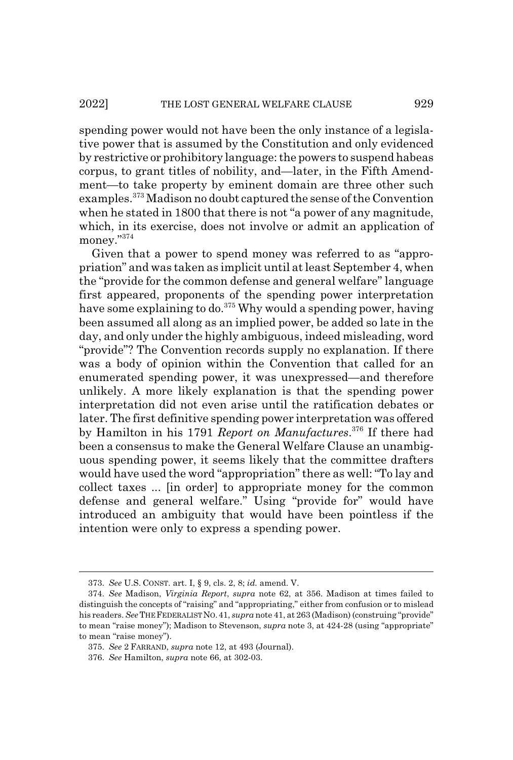spending power would not have been the only instance of a legislative power that is assumed by the Constitution and only evidenced by restrictive or prohibitory language: the powers to suspend habeas corpus, to grant titles of nobility, and—later, in the Fifth Amendment—to take property by eminent domain are three other such examples.[373] Madison no doubt captured the sense of the Convention when he stated in 1800 that there is not "a power of any magnitude, which, in its exercise, does not involve or admit an application of money."[374]

Given that a power to spend money was referred to as "appropriation" and was taken as implicit until at least September 4, when the "provide for the common defense and general welfare" language first appeared, proponents of the spending power interpretation have some explaining to do.[375] Why would a spending power, having been assumed all along as an implied power, be added so late in the day, and only under the highly ambiguous, indeed misleading, word "provide"? The Convention records supply no explanation. If there was a body of opinion within the Convention that called for an enumerated spending power, it was unexpressed—and therefore unlikely. A more likely explanation is that the spending power interpretation did not even arise until the ratification debates or later. The first definitive spending power interpretation was offered by Hamilton in his 1791 *Report on Manufactures*.[376] If there had been a consensus to make the General Welfare Clause an unambiguous spending power, it seems likely that the committee drafters would have used the word "appropriation" there as well: "To lay and collect taxes ... [in order] to appropriate money for the common defense and general welfare." Using "provide for" would have introduced an ambiguity that would have been pointless if the intention were only to express a spending power.

---

373. *See* U.S. CONST. art. I, § 9, cls. 2, 8; *id.* amend. V.

374. *See* Madison, *Virginia Report*, *supra* note 62, at 356. Madison at times failed to distinguish the concepts of "raising" and "appropriating," either from confusion or to mislead his readers. *See* THE FEDERALIST NO. 41, *supra* note 41, at 263 (Madison) (construing "provide" to mean "raise money"); Madison to Stevenson, *supra* note 3, at 424-28 (using "appropriate" to mean "raise money").

375. *See* 2 FARRAND, *supra* note 12, at 493 (Journal).

376. *See* Hamilton, *supra* note 66, at 302-03.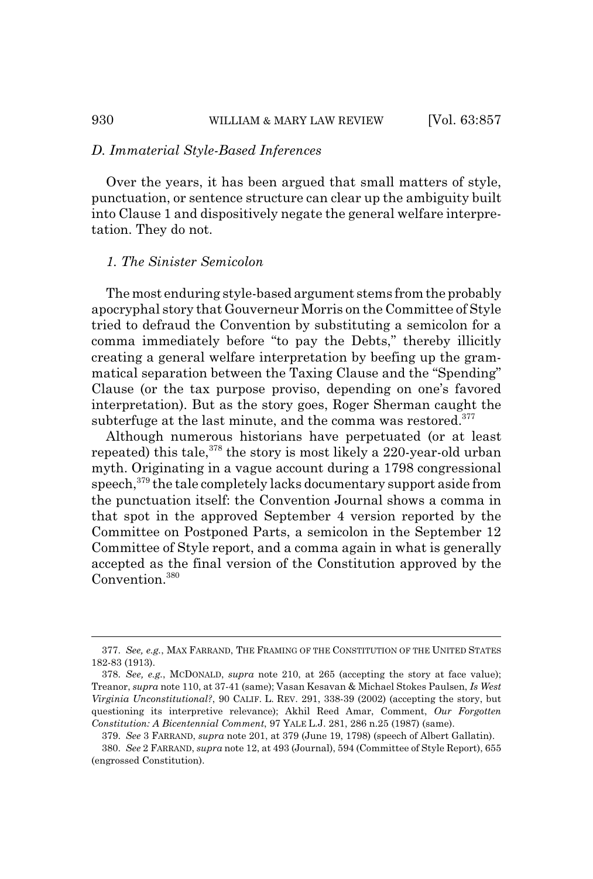### D. Immaterial Style-Based Inferences

Over the years, it has been argued that small matters of style, punctuation, or sentence structure can clear up the ambiguity built into Clause 1 and dispositively negate the general welfare interpretation. They do not.

#### 1. The Sinister Semicolon

The most enduring style-based argument stems from the probably apocryphal story that Gouverneur Morris on the Committee of Style tried to defraud the Convention by substituting a semicolon for a comma immediately before "to pay the Debts," thereby illicitly creating a general welfare interpretation by beefing up the grammatical separation between the Taxing Clause and the "Spending" Clause (or the tax purpose proviso, depending on one's favored interpretation). But as the story goes, Roger Sherman caught the subterfuge at the last minute, and the comma was restored.[377]

Although numerous historians have perpetuated (or at least repeated) this tale,[378] the story is most likely a 220-year-old urban myth. Originating in a vague account during a 1798 congressional speech,[379] the tale completely lacks documentary support aside from the punctuation itself: the Convention Journal shows a comma in that spot in the approved September 4 version reported by the Committee on Postponed Parts, a semicolon in the September 12 Committee of Style report, and a comma again in what is generally accepted as the final version of the Constitution approved by the Convention.[380]

---

377. *See, e.g.*, MAX FARRAND, THE FRAMING OF THE CONSTITUTION OF THE UNITED STATES 182-83 (1913).

378. *See, e.g.*, MCDONALD, *supra* note 210, at 265 (accepting the story at face value); Treanor, *supra* note 110, at 37-41 (same); Vasan Kesavan & Michael Stokes Paulsen, *Is West Virginia Unconstitutional?*, 90 CALIF. L. REV. 291, 338-39 (2002) (accepting the story, but questioning its interpretive relevance); Akhil Reed Amar, Comment, *Our Forgotten Constitution: A Bicentennial Comment*, 97 YALE L.J. 281, 286 n.25 (1987) (same).

379. *See* 3 FARRAND, *supra* note 201, at 379 (June 19, 1798) (speech of Albert Gallatin).

380. *See* 2 FARRAND, *supra* note 12, at 493 (Journal), 594 (Committee of Style Report), 655 (engrossed Constitution).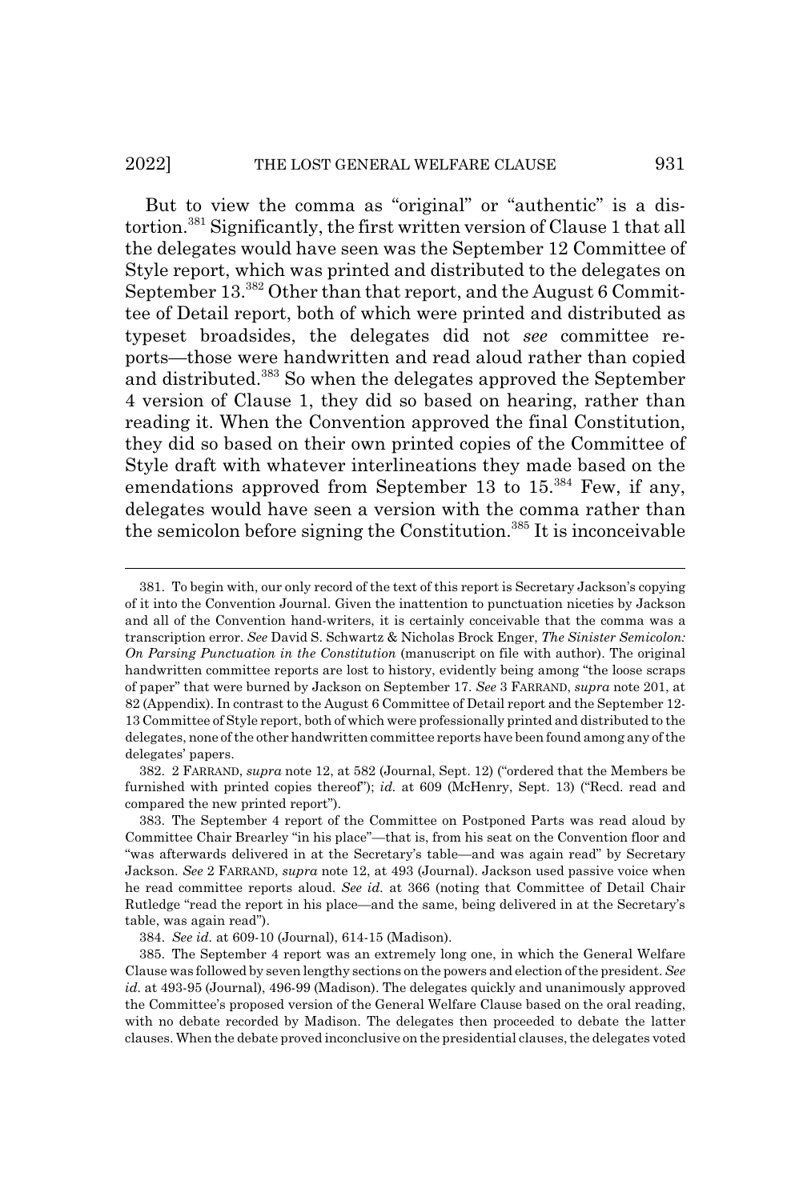But to view the comma as "original" or "authentic" is a distortion.[381] Significantly, the first written version of Clause 1 that all the delegates would have seen was the September 12 Committee of Style report, which was printed and distributed to the delegates on September 13.[382] Other than that report, and the August 6 Committee of Detail report, both of which were printed and distributed as typeset broadsides, the delegates did not *see* committee reports—those were handwritten and read aloud rather than copied and distributed.[383] So when the delegates approved the September 4 version of Clause 1, they did so based on hearing, rather than reading it. When the Convention approved the final Constitution, they did so based on their own printed copies of the Committee of Style draft with whatever interlineations they made based on the emendations approved from September 13 to 15.[384] Few, if any, delegates would have seen a version with the comma rather than the semicolon before signing the Constitution.[385] It is inconceivable

381. To begin with, our only record of the text of this report is Secretary Jackson's copying of it into the Convention Journal. Given the inattention to punctuation niceties by Jackson and all of the Convention hand-writers, it is certainly conceivable that the comma was a transcription error. *See* David S. Schwartz & Nicholas Brock Enger, *The Sinister Semicolon: On Parsing Punctuation in the Constitution* (manuscript on file with author). The original handwritten committee reports are lost to history, evidently being among "the loose scraps of paper" that were burned by Jackson on September 17. *See* 3 FARRAND, *supra* note 201, at 82 (Appendix). In contrast to the August 6 Committee of Detail report and the September 12-13 Committee of Style report, both of which were professionally printed and distributed to the delegates, none of the other handwritten committee reports have been found among any of the delegates' papers.

382. 2 FARRAND, *supra* note 12, at 582 (Journal, Sept. 12) ("ordered that the Members be furnished with printed copies thereof"); *id.* at 609 (McHenry, Sept. 13) ("Recd. read and compared the new printed report").

383. The September 4 report of the Committee on Postponed Parts was read aloud by Committee Chair Brearley "in his place"—that is, from his seat on the Convention floor and "was afterwards delivered in at the Secretary's table—and was again read" by Secretary Jackson. *See* 2 FARRAND, *supra* note 12, at 493 (Journal). Jackson used passive voice when he read committee reports aloud. *See id.* at 366 (noting that Committee of Detail Chair Rutledge "read the report in his place—and the same, being delivered in at the Secretary's table, was again read").

384. *See id.* at 609-10 (Journal), 614-15 (Madison).

385. The September 4 report was an extremely long one, in which the General Welfare Clause was followed by seven lengthy sections on the powers and election of the president. *See id.* at 493-95 (Journal), 496-99 (Madison). The delegates quickly and unanimously approved the Committee's proposed version of the General Welfare Clause based on the oral reading, with no debate recorded by Madison. The delegates then proceeded to debate the latter clauses. When the debate proved inconclusive on the presidential clauses, the delegates voted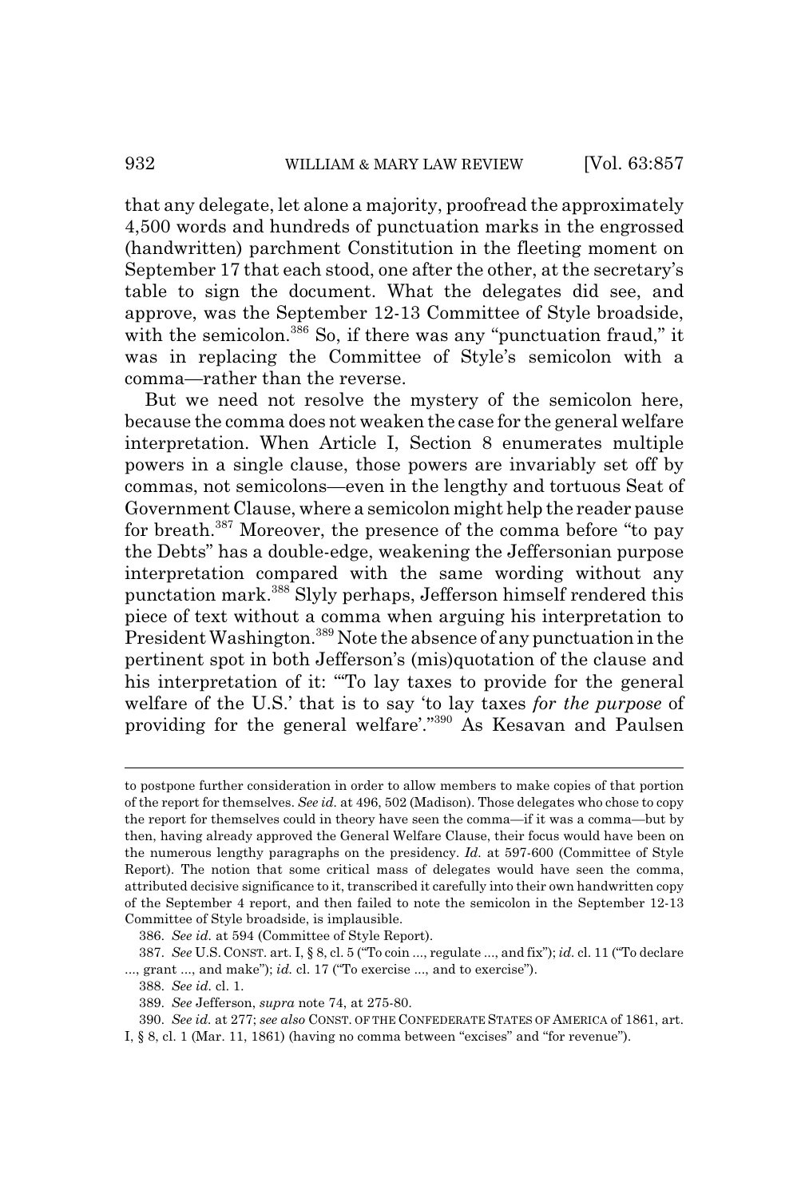that any delegate, let alone a majority, proofread the approximately 4,500 words and hundreds of punctuation marks in the engrossed (handwritten) parchment Constitution in the fleeting moment on September 17 that each stood, one after the other, at the secretary's table to sign the document. What the delegates did see, and approve, was the September 12-13 Committee of Style broadside, with the semicolon.[386] So, if there was any "punctuation fraud," it was in replacing the Committee of Style's semicolon with a comma—rather than the reverse.

But we need not resolve the mystery of the semicolon here, because the comma does not weaken the case for the general welfare interpretation. When Article I, Section 8 enumerates multiple powers in a single clause, those powers are invariably set off by commas, not semicolons—even in the lengthy and tortuous Seat of Government Clause, where a semicolon might help the reader pause for breath.[387] Moreover, the presence of the comma before "to pay the Debts" has a double-edge, weakening the Jeffersonian purpose interpretation compared with the same wording without any punctation mark.[388] Slyly perhaps, Jefferson himself rendered this piece of text without a comma when arguing his interpretation to President Washington.[389] Note the absence of any punctuation in the pertinent spot in both Jefferson's (mis)quotation of the clause and his interpretation of it: "'To lay taxes to provide for the general welfare of the U.S.' that is to say 'to lay taxes *for the purpose* of providing for the general welfare'."[390] As Kesavan and Paulsen

---

to postpone further consideration in order to allow members to make copies of that portion of the report for themselves. *See id.* at 496, 502 (Madison). Those delegates who chose to copy the report for themselves could in theory have seen the comma—if it was a comma—but by then, having already approved the General Welfare Clause, their focus would have been on the numerous lengthy paragraphs on the presidency. *Id.* at 597-600 (Committee of Style Report). The notion that some critical mass of delegates would have seen the comma, attributed decisive significance to it, transcribed it carefully into their own handwritten copy of the September 4 report, and then failed to note the semicolon in the September 12-13 Committee of Style broadside, is implausible.

386. *See id.* at 594 (Committee of Style Report).

387. *See* U.S. CONST. art. I, § 8, cl. 5 ("To coin ..., regulate ..., and fix"); *id.* cl. 11 ("To declare ..., grant ..., and make"); *id.* cl. 17 ("To exercise ..., and to exercise").

388. *See id.* cl. 1.

389. *See* Jefferson, *supra* note 74, at 275-80.

390. *See id.* at 277; *see also* CONST. OF THE CONFEDERATE STATES OF AMERICA of 1861, art. I, § 8, cl. 1 (Mar. 11, 1861) (having no comma between "excises" and "for revenue").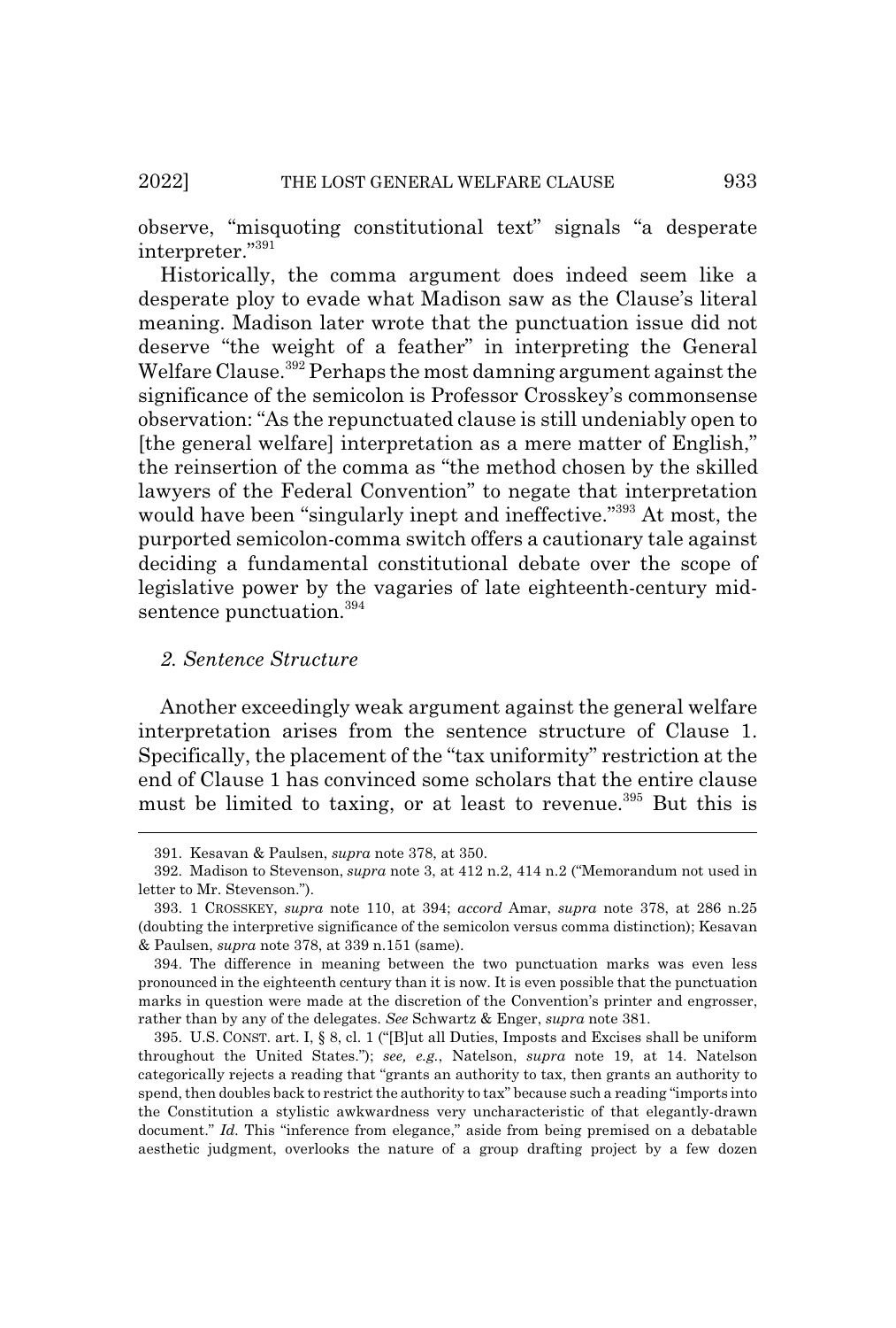observe, "misquoting constitutional text" signals "a desperate interpreter."[391]

Historically, the comma argument does indeed seem like a desperate ploy to evade what Madison saw as the Clause's literal meaning. Madison later wrote that the punctuation issue did not deserve "the weight of a feather" in interpreting the General Welfare Clause.[392] Perhaps the most damning argument against the significance of the semicolon is Professor Crosskey's commonsense observation: "As the repunctuated clause is still undeniably open to [the general welfare] interpretation as a mere matter of English," the reinsertion of the comma as "the method chosen by the skilled lawyers of the Federal Convention" to negate that interpretation would have been "singularly inept and ineffective."[393] At most, the purported semicolon-comma switch offers a cautionary tale against deciding a fundamental constitutional debate over the scope of legislative power by the vagaries of late eighteenth-century mid-sentence punctuation.[394]

### *2. Sentence Structure*

Another exceedingly weak argument against the general welfare interpretation arises from the sentence structure of Clause 1. Specifically, the placement of the "tax uniformity" restriction at the end of Clause 1 has convinced some scholars that the entire clause must be limited to taxing, or at least to revenue.[395] But this is

---

391. Kesavan & Paulsen, *supra* note 378, at 350.

392. Madison to Stevenson, *supra* note 3, at 412 n.2, 414 n.2 ("Memorandum not used in letter to Mr. Stevenson.").

393. 1 CROSSKEY, *supra* note 110, at 394; *accord* Amar, *supra* note 378, at 286 n.25 (doubting the interpretive significance of the semicolon versus comma distinction); Kesavan & Paulsen, *supra* note 378, at 339 n.151 (same).

394. The difference in meaning between the two punctuation marks was even less pronounced in the eighteenth century than it is now. It is even possible that the punctuation marks in question were made at the discretion of the Convention's printer and engrosser, rather than by any of the delegates. *See* Schwartz & Enger, *supra* note 381.

395. U.S. CONST. art. I, § 8, cl. 1 ("[B]ut all Duties, Imposts and Excises shall be uniform throughout the United States."); *see, e.g.*, Natelson, *supra* note 19, at 14. Natelson categorically rejects a reading that "grants an authority to tax, then grants an authority to spend, then doubles back to restrict the authority to tax" because such a reading "imports into the Constitution a stylistic awkwardness very uncharacteristic of that elegantly-drawn document." *Id.* This "inference from elegance," aside from being premised on a debatable aesthetic judgment, overlooks the nature of a group drafting project by a few dozen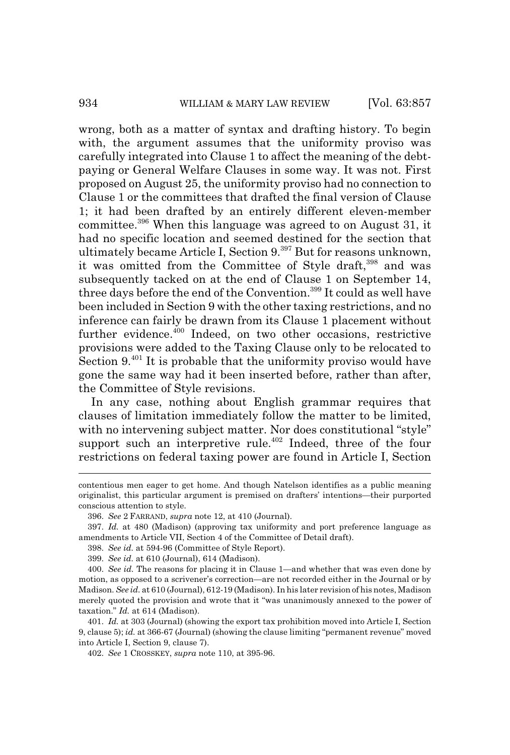wrong, both as a matter of syntax and drafting history. To begin with, the argument assumes that the uniformity proviso was carefully integrated into Clause 1 to affect the meaning of the debt-paying or General Welfare Clauses in some way. It was not. First proposed on August 25, the uniformity proviso had no connection to Clause 1 or the committees that drafted the final version of Clause 1; it had been drafted by an entirely different eleven-member committee.[396] When this language was agreed to on August 31, it had no specific location and seemed destined for the section that ultimately became Article I, Section 9.[397] But for reasons unknown, it was omitted from the Committee of Style draft,[398] and was subsequently tacked on at the end of Clause 1 on September 14, three days before the end of the Convention.[399] It could as well have been included in Section 9 with the other taxing restrictions, and no inference can fairly be drawn from its Clause 1 placement without further evidence.[400] Indeed, on two other occasions, restrictive provisions were added to the Taxing Clause only to be relocated to Section 9.[401] It is probable that the uniformity proviso would have gone the same way had it been inserted before, rather than after, the Committee of Style revisions.

In any case, nothing about English grammar requires that clauses of limitation immediately follow the matter to be limited, with no intervening subject matter. Nor does constitutional "style" support such an interpretive rule.[402] Indeed, three of the four restrictions on federal taxing power are found in Article I, Section

---

contentious men eager to get home. And though Natelson identifies as a public meaning originalist, this particular argument is premised on drafters' intentions—their purported conscious attention to style.

396. *See* 2 FARRAND, *supra* note 12, at 410 (Journal).

397. *Id.* at 480 (Madison) (approving tax uniformity and port preference language as amendments to Article VII, Section 4 of the Committee of Detail draft).

398. *See id.* at 594-96 (Committee of Style Report).

399. *See id.* at 610 (Journal), 614 (Madison).

400. *See id.* The reasons for placing it in Clause 1—and whether that was even done by motion, as opposed to a scrivener's correction—are not recorded either in the Journal or by Madison. *See id.* at 610 (Journal), 612-19 (Madison). In his later revision of his notes, Madison merely quoted the provision and wrote that it "was unanimously annexed to the power of taxation." *Id.* at 614 (Madison).

401. *Id.* at 303 (Journal) (showing the export tax prohibition moved into Article I, Section 9, clause 5); *id.* at 366-67 (Journal) (showing the clause limiting "permanent revenue" moved into Article I, Section 9, clause 7).

402. *See* 1 CROSSKEY, *supra* note 110, at 395-96.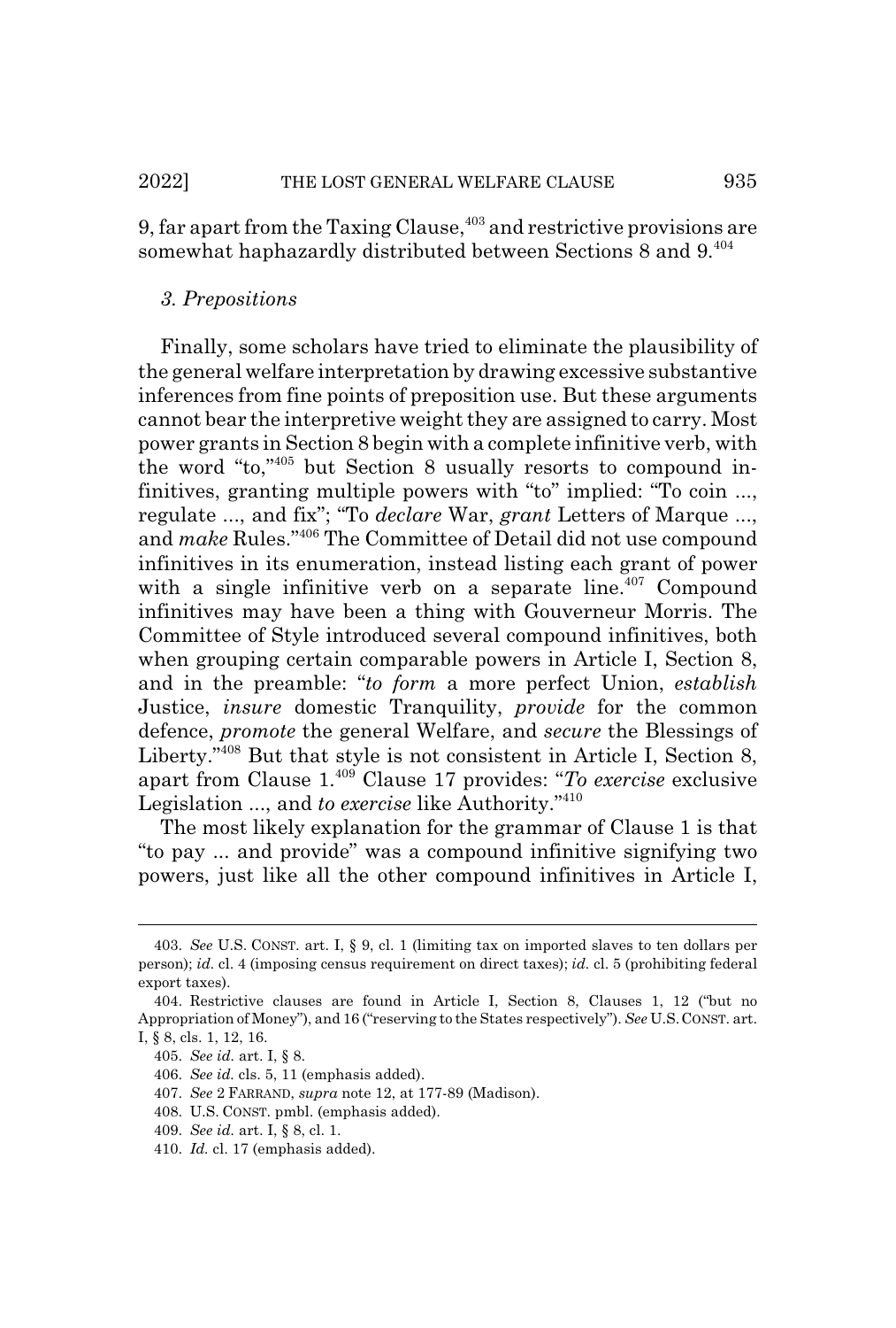9, far apart from the Taxing Clause,[403] and restrictive provisions are somewhat haphazardly distributed between Sections 8 and 9.[404]

### *3. Prepositions*

Finally, some scholars have tried to eliminate the plausibility of the general welfare interpretation by drawing excessive substantive inferences from fine points of preposition use. But these arguments cannot bear the interpretive weight they are assigned to carry. Most power grants in Section 8 begin with a complete infinitive verb, with the word "to,"[405] but Section 8 usually resorts to compound infinitives, granting multiple powers with "to" implied: "To coin ..., regulate ..., and fix"; "To *declare* War, *grant* Letters of Marque ..., and *make* Rules."[406] The Committee of Detail did not use compound infinitives in its enumeration, instead listing each grant of power with a single infinitive verb on a separate line.[407] Compound infinitives may have been a thing with Gouverneur Morris. The Committee of Style introduced several compound infinitives, both when grouping certain comparable powers in Article I, Section 8, and in the preamble: "*to form* a more perfect Union, *establish* Justice, *insure* domestic Tranquility, *provide* for the common defence, *promote* the general Welfare, and *secure* the Blessings of Liberty."[408] But that style is not consistent in Article I, Section 8, apart from Clause 1.[409] Clause 17 provides: "*To exercise* exclusive Legislation ..., and *to exercise* like Authority."[410]

The most likely explanation for the grammar of Clause 1 is that "to pay ... and provide" was a compound infinitive signifying two powers, just like all the other compound infinitives in Article I,

---

403. *See* U.S. CONST. art. I, § 9, cl. 1 (limiting tax on imported slaves to ten dollars per person); *id.* cl. 4 (imposing census requirement on direct taxes); *id.* cl. 5 (prohibiting federal export taxes).

404. Restrictive clauses are found in Article I, Section 8, Clauses 1, 12 ("but no Appropriation of Money"), and 16 ("reserving to the States respectively"). *See* U.S. CONST. art. I, § 8, cls. 1, 12, 16.

405. *See id.* art. I, § 8.

406. *See id.* cls. 5, 11 (emphasis added).

407. *See* 2 FARRAND, *supra* note 12, at 177-89 (Madison).

408. U.S. CONST. pmbl. (emphasis added).

409. *See id.* art. I, § 8, cl. 1.

410. *Id.* cl. 17 (emphasis added).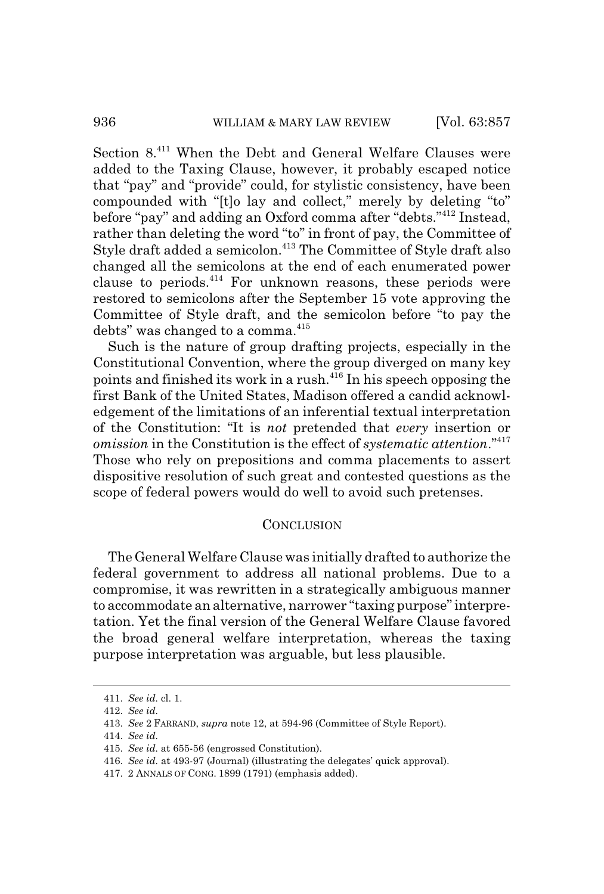Section 8.[411] When the Debt and General Welfare Clauses were added to the Taxing Clause, however, it probably escaped notice that "pay" and "provide" could, for stylistic consistency, have been compounded with "[t]o lay and collect," merely by deleting "to" before "pay" and adding an Oxford comma after "debts."[412] Instead, rather than deleting the word "to" in front of pay, the Committee of Style draft added a semicolon.[413] The Committee of Style draft also changed all the semicolons at the end of each enumerated power clause to periods.[414] For unknown reasons, these periods were restored to semicolons after the September 15 vote approving the Committee of Style draft, and the semicolon before "to pay the debts" was changed to a comma.[415]

Such is the nature of group drafting projects, especially in the Constitutional Convention, where the group diverged on many key points and finished its work in a rush.[416] In his speech opposing the first Bank of the United States, Madison offered a candid acknowledgement of the limitations of an inferential textual interpretation of the Constitution: "It is *not* pretended that *every* insertion or *omission* in the Constitution is the effect of *systematic attention*."[417] Those who rely on prepositions and comma placements to assert dispositive resolution of such great and contested questions as the scope of federal powers would do well to avoid such pretenses.

## CONCLUSION

The General Welfare Clause was initially drafted to authorize the federal government to address all national problems. Due to a compromise, it was rewritten in a strategically ambiguous manner to accommodate an alternative, narrower "taxing purpose" interpretation. Yet the final version of the General Welfare Clause favored the broad general welfare interpretation, whereas the taxing purpose interpretation was arguable, but less plausible.

---

411. *See id.* cl. 1.

412. *See id.*

413. *See* 2 FARRAND, *supra* note 12, at 594-96 (Committee of Style Report).

414. *See id.*

415. *See id.* at 655-56 (engrossed Constitution).

416. *See id.* at 493-97 (Journal) (illustrating the delegates' quick approval).

417. 2 ANNALS OF CONG. 1899 (1791) (emphasis added).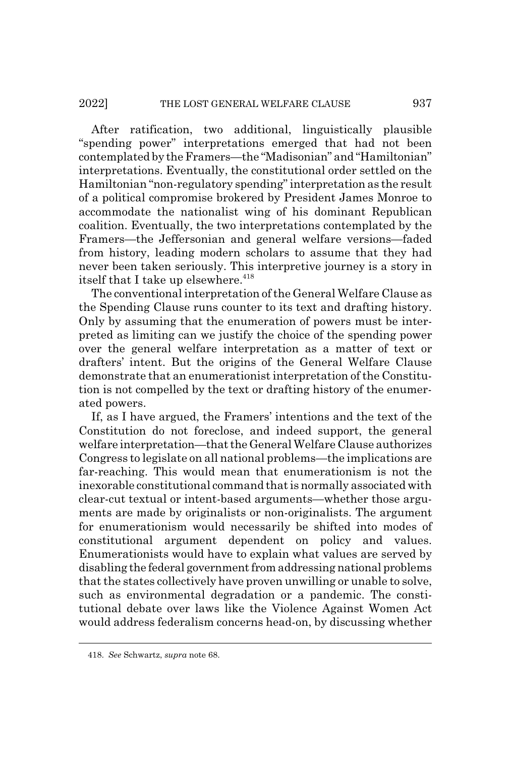After ratification, two additional, linguistically plausible "spending power" interpretations emerged that had not been contemplated by the Framers—the "Madisonian" and "Hamiltonian" interpretations. Eventually, the constitutional order settled on the Hamiltonian "non-regulatory spending" interpretation as the result of a political compromise brokered by President James Monroe to accommodate the nationalist wing of his dominant Republican coalition. Eventually, the two interpretations contemplated by the Framers—the Jeffersonian and general welfare versions—faded from history, leading modern scholars to assume that they had never been taken seriously. This interpretive journey is a story in itself that I take up elsewhere.[418]

The conventional interpretation of the General Welfare Clause as the Spending Clause runs counter to its text and drafting history. Only by assuming that the enumeration of powers must be interpreted as limiting can we justify the choice of the spending power over the general welfare interpretation as a matter of text or drafters' intent. But the origins of the General Welfare Clause demonstrate that an enumerationist interpretation of the Constitution is not compelled by the text or drafting history of the enumerated powers.

If, as I have argued, the Framers' intentions and the text of the Constitution do not foreclose, and indeed support, the general welfare interpretation—that the General Welfare Clause authorizes Congress to legislate on all national problems—the implications are far-reaching. This would mean that enumerationism is not the inexorable constitutional command that is normally associated with clear-cut textual or intent-based arguments—whether those arguments are made by originalists or non-originalists. The argument for enumerationism would necessarily be shifted into modes of constitutional argument dependent on policy and values. Enumerationists would have to explain what values are served by disabling the federal government from addressing national problems that the states collectively have proven unwilling or unable to solve, such as environmental degradation or a pandemic. The constitutional debate over laws like the Violence Against Women Act would address federalism concerns head-on, by discussing whether

418. *See* Schwartz, *supra* note 68.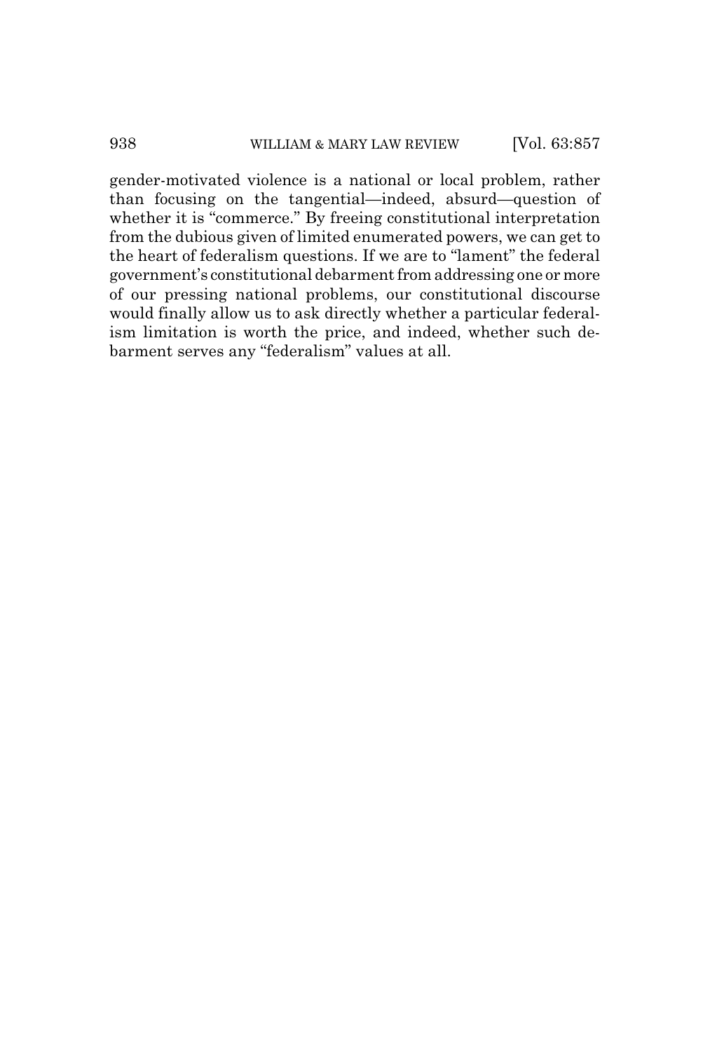gender-motivated violence is a national or local problem, rather than focusing on the tangential—indeed, absurd—question of whether it is "commerce." By freeing constitutional interpretation from the dubious given of limited enumerated powers, we can get to the heart of federalism questions. If we are to "lament" the federal government's constitutional debarment from addressing one or more of our pressing national problems, our constitutional discourse would finally allow us to ask directly whether a particular federalism limitation is worth the price, and indeed, whether such debarment serves any "federalism" values at all.